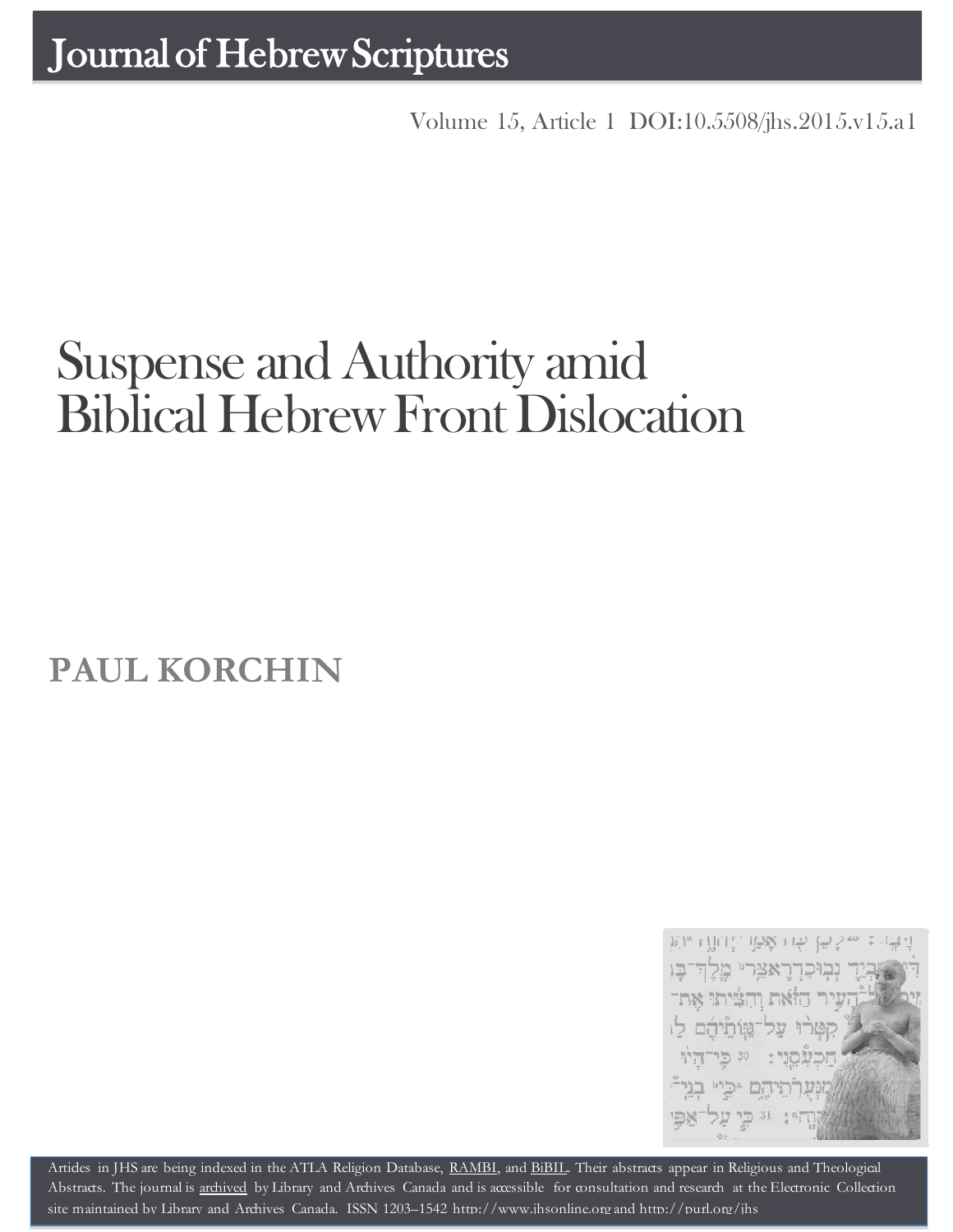# Journal of Hebrew Scriptures

Volume 15, Article 1 DOI:10.5508/jhs.2015.v15.a1

# Suspense and Authority amid Biblical Hebrew Front Dislocation

**PAUL KORCHIN**

Articles in JHS are being indexed in the ATLA Religion Database, RAMBI, and BiBIL. Their abstracts appear in Religious and Theological Abstracts. The journal is archived by Library and Archives Canada and is accessible for consultation and research at the Electronic Collection site maintained by Library and Archives Canada. ISSN 1203–1542 http://www.jhsonline.org and http://purl.org/jhs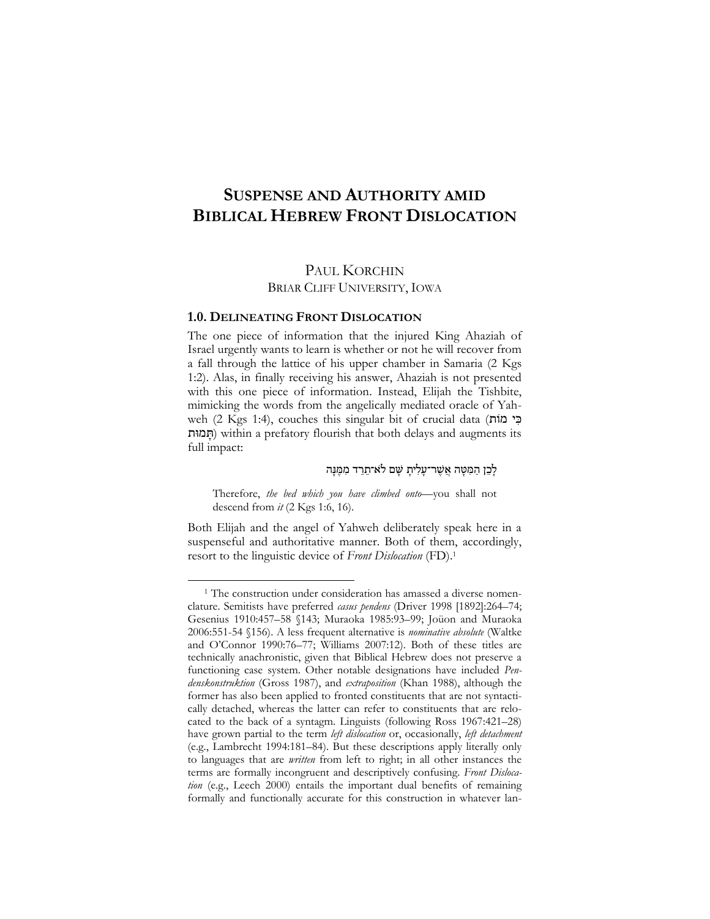# SUSPENSE AND AUTHORITY AMID BIBLICAL HEBREW FRONT DISLOCATION

PAUL KORCHIN
BRIAR CLIFF UNIVERSITY, IOWA

## 1.0. DELINEATING FRONT DISLOCATION

The one piece of information that the injured King Ahaziah of Israel urgently wants to learn is whether or not he will recover from a fall through the lattice of his upper chamber in Samaria (2 Kgs 1:2). Alas, in finally receiving his answer, Ahaziah is not presented with this one piece of information. Instead, Elijah the Tishbite, mimicking the words from the angelically mediated oracle of Yahweh (2 Kgs 1:4), couches this singular bit of crucial data (כִּי מוֹת תָּמוּת) within a prefatory flourish that both delays and augments its full impact:

לָכֵן הַמִּטָּה אֲשֶׁר־עָלִיתָ שָּׁם לֹא־תֵרֵד מִמֶּנָּה

> Therefore, *the bed which you have climbed onto*—you shall not descend from *it* (2 Kgs 1:6, 16).

Both Elijah and the angel of Yahweh deliberately speak here in a suspenseful and authoritative manner. Both of them, accordingly, resort to the linguistic device of *Front Dislocation* (FD).[1]

[1] The construction under consideration has amassed a diverse nomenclature. Semitists have preferred *casus pendens* (Driver 1998 [1892]:264–74; Gesenius 1910:457–58 §143; Muraoka 1985:93–99; Joüon and Muraoka 2006:551-54 §156). A less frequent alternative is *nominative absolute* (Waltke and O'Connor 1990:76–77; Williams 2007:12). Both of these titles are technically anachronistic, given that Biblical Hebrew does not preserve a functioning case system. Other notable designations have included *Pendenskonstruktion* (Gross 1987), and *extraposition* (Khan 1988), although the former has also been applied to fronted constituents that are not syntactically detached, whereas the latter can refer to constituents that are relocated to the back of a syntagm. Linguists (following Ross 1967:421–28) have grown partial to the term *left dislocation* or, occasionally, *left detachment* (e.g., Lambrecht 1994:181–84). But these descriptions apply literally only to languages that are *written* from left to right; in all other instances the terms are formally incongruent and descriptively confusing. *Front Dislocation* (e.g., Leech 2000) entails the important dual benefits of remaining formally and functionally accurate for this construction in whatever lan-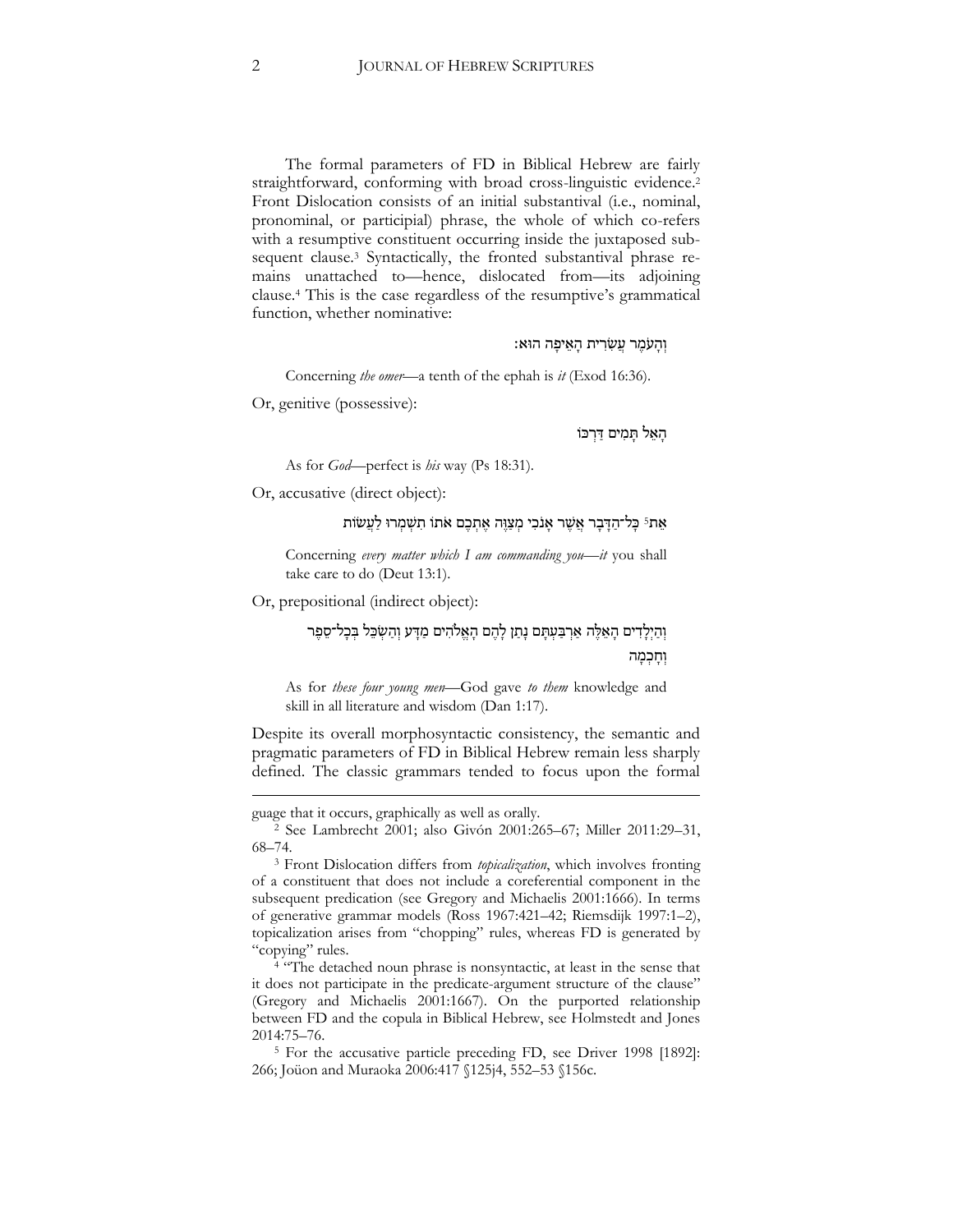The formal parameters of FD in Biblical Hebrew are fairly straightforward, conforming with broad cross-linguistic evidence.[2] Front Dislocation consists of an initial substantival (i.e., nominal, pronominal, or participial) phrase, the whole of which co-refers with a resumptive constituent occurring inside the juxtaposed subsequent clause.[3] Syntactically, the fronted substantival phrase remains unattached to—hence, dislocated from—its adjoining clause.[4] This is the case regardless of the resumptive's grammatical function, whether nominative:

וְהָעֹמֶר עֲשִׂרִית הָאֵיפָה הוּא׃

> Concerning *the omer*—a tenth of the ephah is *it* (Exod 16:36).

Or, genitive (possessive):

הָאֵל תָּמִים דַּרְכּוֹ

> As for *God*—perfect is *his* way (Ps 18:31).

Or, accusative (direct object):

אֵת[5] כָּל־הַדָּבָר אֲשֶׁר אָנֹכִי מְצַוֶּה אֶתְכֶם אֹתוֹ תִשְׁמְרוּ לַעֲשׂוֹת

> Concerning *every matter which I am commanding you*—*it* you shall take care to do (Deut 13:1).

Or, prepositional (indirect object):

וְהַיְלָדִים הָאֵלֶּה אַרְבַּעְתָּם נָתַן לָהֶם הָאֱלֹהִים מַדָּע וְהַשְׂכֵּל בְּכָל־סֵפֶר וְחָכְמָה

> As for *these four young men*—God gave *to them* knowledge and skill in all literature and wisdom (Dan 1:17).

Despite its overall morphosyntactic consistency, the semantic and pragmatic parameters of FD in Biblical Hebrew remain less sharply defined. The classic grammars tended to focus upon the formal

---

guage that it occurs, graphically as well as orally.

[2] See Lambrecht 2001; also Givón 2001:265–67; Miller 2011:29–31, 68–74.

[3] Front Dislocation differs from *topicalization*, which involves fronting of a constituent that does not include a coreferential component in the subsequent predication (see Gregory and Michaelis 2001:1666). In terms of generative grammar models (Ross 1967:421–42; Riemsdijk 1997:1–2), topicalization arises from "chopping" rules, whereas FD is generated by "copying" rules.

[4] "The detached noun phrase is nonsyntactic, at least in the sense that it does not participate in the predicate-argument structure of the clause" (Gregory and Michaelis 2001:1667). On the purported relationship between FD and the copula in Biblical Hebrew, see Holmstedt and Jones 2014:75–76.

[5] For the accusative particle preceding FD, see Driver 1998 [1892]: 266; Joüon and Muraoka 2006:417 §125j4, 552–53 §156c.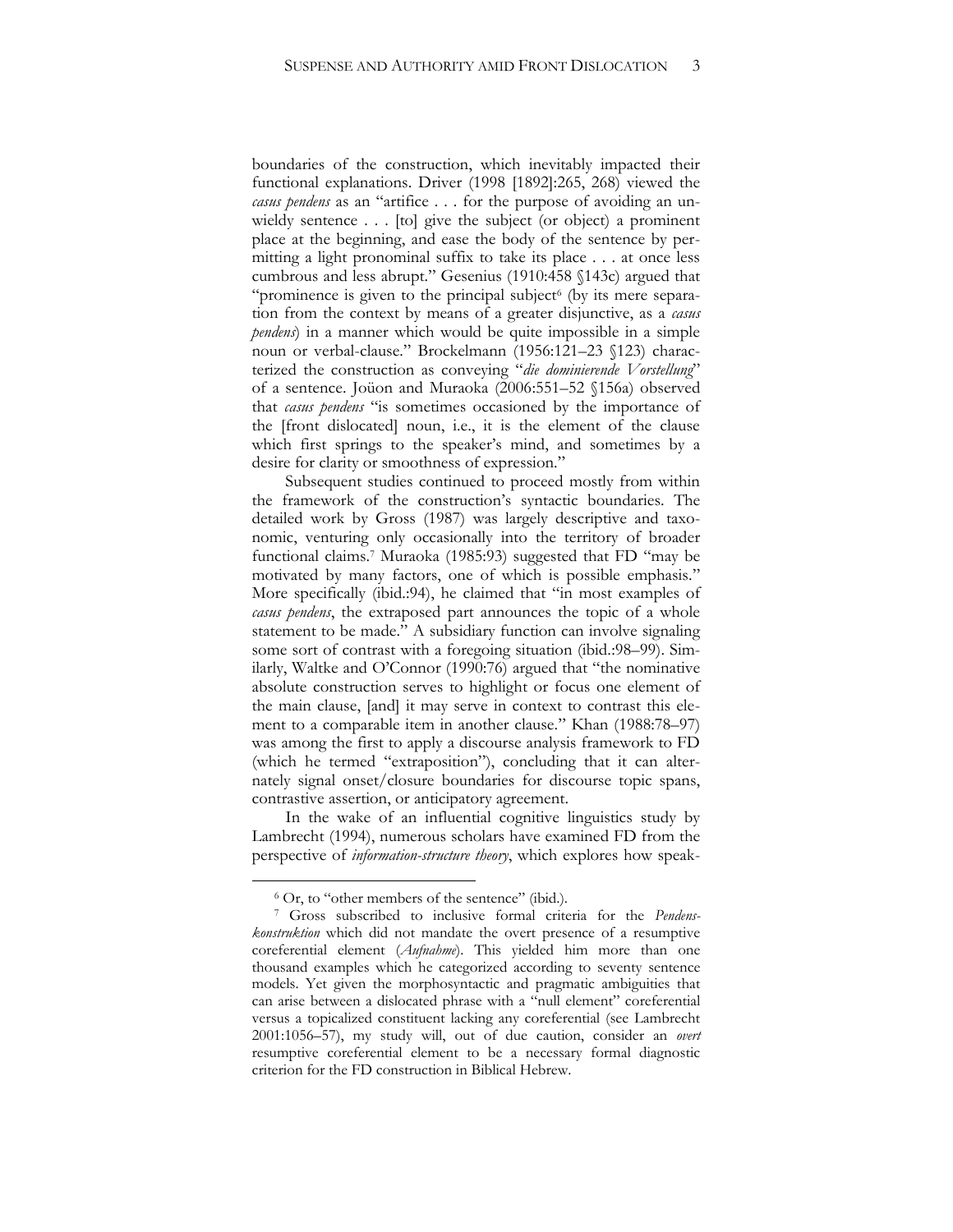boundaries of the construction, which inevitably impacted their functional explanations. Driver (1998 [1892]:265, 268) viewed the *casus pendens* as an "artifice . . . for the purpose of avoiding an unwieldy sentence . . . [to] give the subject (or object) a prominent place at the beginning, and ease the body of the sentence by permitting a light pronominal suffix to take its place . . . at once less cumbrous and less abrupt." Gesenius (1910:458 §143c) argued that "prominence is given to the principal subject[6] (by its mere separation from the context by means of a greater disjunctive, as a *casus pendens*) in a manner which would be quite impossible in a simple noun or verbal-clause." Brockelmann (1956:121–23 §123) characterized the construction as conveying "*die dominierende Vorstellung*" of a sentence. Joüon and Muraoka (2006:551–52 §156a) observed that *casus pendens* "is sometimes occasioned by the importance of the [front dislocated] noun, i.e., it is the element of the clause which first springs to the speaker's mind, and sometimes by a desire for clarity or smoothness of expression."

Subsequent studies continued to proceed mostly from within the framework of the construction's syntactic boundaries. The detailed work by Gross (1987) was largely descriptive and taxonomic, venturing only occasionally into the territory of broader functional claims.[7] Muraoka (1985:93) suggested that FD "may be motivated by many factors, one of which is possible emphasis." More specifically (ibid.:94), he claimed that "in most examples of *casus pendens*, the extraposed part announces the topic of a whole statement to be made." A subsidiary function can involve signaling some sort of contrast with a foregoing situation (ibid.:98–99). Similarly, Waltke and O'Connor (1990:76) argued that "the nominative absolute construction serves to highlight or focus one element of the main clause, [and] it may serve in context to contrast this element to a comparable item in another clause." Khan (1988:78–97) was among the first to apply a discourse analysis framework to FD (which he termed "extraposition"), concluding that it can alternately signal onset/closure boundaries for discourse topic spans, contrastive assertion, or anticipatory agreement.

In the wake of an influential cognitive linguistics study by Lambrecht (1994), numerous scholars have examined FD from the perspective of *information-structure theory*, which explores how speak-

---

[6] Or, to "other members of the sentence" (ibid.).

[7] Gross subscribed to inclusive formal criteria for the *Pendenskonstruktion* which did not mandate the overt presence of a resumptive coreferential element (*Aufnahme*). This yielded him more than one thousand examples which he categorized according to seventy sentence models. Yet given the morphosyntactic and pragmatic ambiguities that can arise between a dislocated phrase with a "null element" coreferential versus a topicalized constituent lacking any coreferential (see Lambrecht 2001:1056–57), my study will, out of due caution, consider an *overt* resumptive coreferential element to be a necessary formal diagnostic criterion for the FD construction in Biblical Hebrew.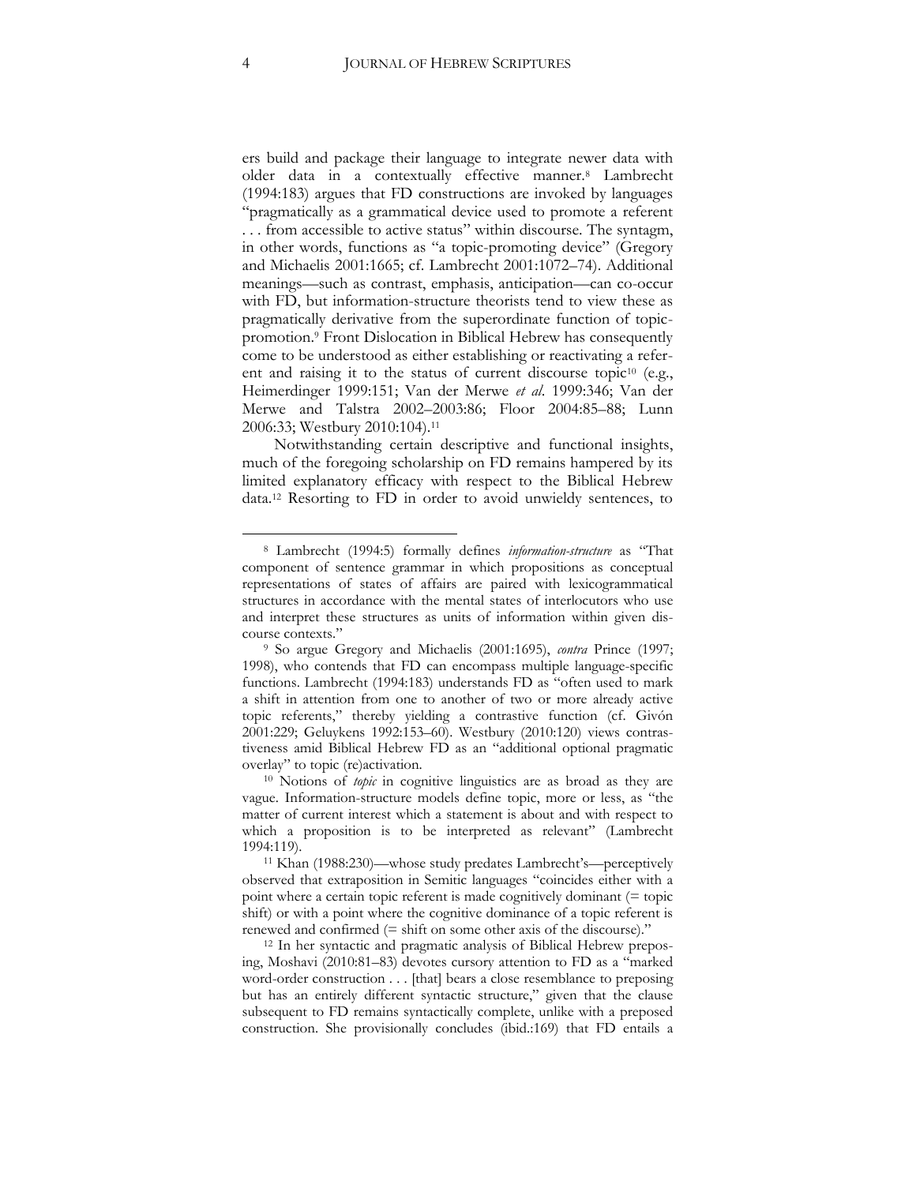ers build and package their language to integrate newer data with older data in a contextually effective manner.[8] Lambrecht (1994:183) argues that FD constructions are invoked by languages "pragmatically as a grammatical device used to promote a referent . . . from accessible to active status" within discourse. The syntagm, in other words, functions as "a topic-promoting device" (Gregory and Michaelis 2001:1665; cf. Lambrecht 2001:1072–74). Additional meanings—such as contrast, emphasis, anticipation—can co-occur with FD, but information-structure theorists tend to view these as pragmatically derivative from the superordinate function of topic-promotion.[9] Front Dislocation in Biblical Hebrew has consequently come to be understood as either establishing or reactivating a referent and raising it to the status of current discourse topic[10] (e.g., Heimerdinger 1999:151; Van der Merwe *et al.* 1999:346; Van der Merwe and Talstra 2002–2003:86; Floor 2004:85–88; Lunn 2006:33; Westbury 2010:104).[11]

Notwithstanding certain descriptive and functional insights, much of the foregoing scholarship on FD remains hampered by its limited explanatory efficacy with respect to the Biblical Hebrew data.[12] Resorting to FD in order to avoid unwieldy sentences, to

---

[8] Lambrecht (1994:5) formally defines *information-structure* as "That component of sentence grammar in which propositions as conceptual representations of states of affairs are paired with lexicogrammatical structures in accordance with the mental states of interlocutors who use and interpret these structures as units of information within given discourse contexts."

[9] So argue Gregory and Michaelis (2001:1695), *contra* Prince (1997; 1998), who contends that FD can encompass multiple language-specific functions. Lambrecht (1994:183) understands FD as "often used to mark a shift in attention from one to another of two or more already active topic referents," thereby yielding a contrastive function (cf. Givón 2001:229; Geluykens 1992:153–60). Westbury (2010:120) views contrastiveness amid Biblical Hebrew FD as an "additional optional pragmatic overlay" to topic (re)activation.

[10] Notions of *topic* in cognitive linguistics are as broad as they are vague. Information-structure models define topic, more or less, as "the matter of current interest which a statement is about and with respect to which a proposition is to be interpreted as relevant" (Lambrecht 1994:119).

[11] Khan (1988:230)—whose study predates Lambrecht's—perceptively observed that extraposition in Semitic languages "coincides either with a point where a certain topic referent is made cognitively dominant (= topic shift) or with a point where the cognitive dominance of a topic referent is renewed and confirmed (= shift on some other axis of the discourse)."

[12] In her syntactic and pragmatic analysis of Biblical Hebrew preposing, Moshavi (2010:81–83) devotes cursory attention to FD as a "marked word-order construction . . . [that] bears a close resemblance to preposing but has an entirely different syntactic structure," given that the clause subsequent to FD remains syntactically complete, unlike with a preposed construction. She provisionally concludes (ibid.:169) that FD entails a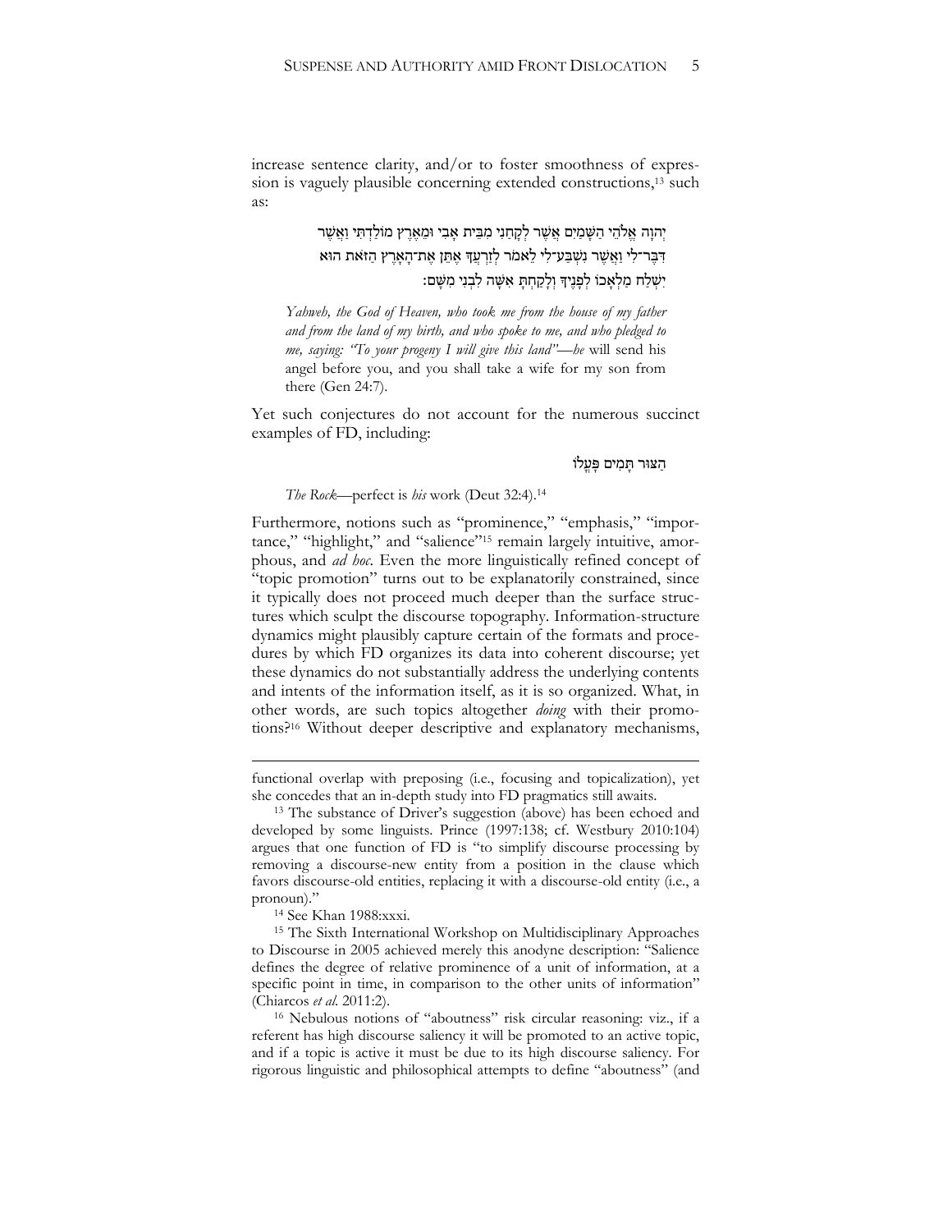increase sentence clarity, and/or to foster smoothness of expression is vaguely plausible concerning extended constructions,[13] such as:

יְהוָה אֱלֹהֵי הַשָּׁמַיִם אֲשֶׁר לְקָחַנִי מִבֵּית אָבִי וּמֵאֶרֶץ מוֹלַדְתִּי וַאֲשֶׁר דִּבֶּר־לִי וַאֲשֶׁר נִשְׁבַּע־לִי לֵאמֹר לְזַרְעֲךָ אֶתֵּן אֶת־הָאָרֶץ הַזֹּאת הוּא יִשְׁלַח מַלְאָכוֹ לְפָנֶיךָ וְלָקַחְתָּ אִשָּׁה לִבְנִי מִשָּׁם׃

> *Yahweh, the God of Heaven, who took me from the house of my father and from the land of my birth, and who spoke to me, and who pledged to me, saying: "To your progeny I will give this land"—he* will send his angel before you, and you shall take a wife for my son from there (Gen 24:7).

Yet such conjectures do not account for the numerous succinct examples of FD, including:

הַצּוּר תָּמִים פָּעֳלוֹ

> *The Rock*—perfect is *his* work (Deut 32:4).[14]

Furthermore, notions such as "prominence," "emphasis," "importance," "highlight," and "salience"[15] remain largely intuitive, amorphous, and *ad hoc*. Even the more linguistically refined concept of "topic promotion" turns out to be explanatorily constrained, since it typically does not proceed much deeper than the surface structures which sculpt the discourse topography. Information-structure dynamics might plausibly capture certain of the formats and procedures by which FD organizes its data into coherent discourse; yet these dynamics do not substantially address the underlying contents and intents of the information itself, as it is so organized. What, in other words, are such topics altogether *doing* with their promotions?[16] Without deeper descriptive and explanatory mechanisms,

---

functional overlap with preposing (i.e., focusing and topicalization), yet she concedes that an in-depth study into FD pragmatics still awaits.

[13] The substance of Driver's suggestion (above) has been echoed and developed by some linguists. Prince (1997:138; cf. Westbury 2010:104) argues that one function of FD is "to simplify discourse processing by removing a discourse-new entity from a position in the clause which favors discourse-old entities, replacing it with a discourse-old entity (i.e., a pronoun)."

[14] See Khan 1988:xxxi.

[15] The Sixth International Workshop on Multidisciplinary Approaches to Discourse in 2005 achieved merely this anodyne description: "Salience defines the degree of relative prominence of a unit of information, at a specific point in time, in comparison to the other units of information" (Chiarcos *et al.* 2011:2).

[16] Nebulous notions of "aboutness" risk circular reasoning: viz., if a referent has high discourse saliency it will be promoted to an active topic, and if a topic is active it must be due to its high discourse saliency. For rigorous linguistic and philosophical attempts to define "aboutness" (and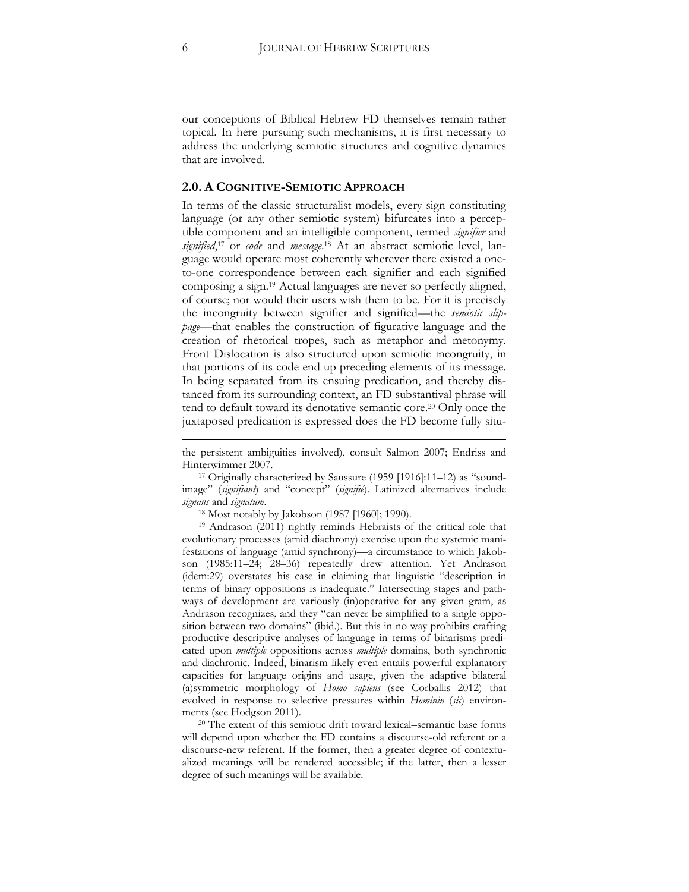our conceptions of Biblical Hebrew FD themselves remain rather topical. In here pursuing such mechanisms, it is first necessary to address the underlying semiotic structures and cognitive dynamics that are involved.

## 2.0. A COGNITIVE-SEMIOTIC APPROACH

In terms of the classic structuralist models, every sign constituting language (or any other semiotic system) bifurcates into a perceptible component and an intelligible component, termed *signifier* and *signified*,[17] or *code* and *message*.[18] At an abstract semiotic level, language would operate most coherently wherever there existed a one-to-one correspondence between each signifier and each signified composing a sign.[19] Actual languages are never so perfectly aligned, of course; nor would their users wish them to be. For it is precisely the incongruity between signifier and signified—the *semiotic slippage*—that enables the construction of figurative language and the creation of rhetorical tropes, such as metaphor and metonymy. Front Dislocation is also structured upon semiotic incongruity, in that portions of its code end up preceding elements of its message. In being separated from its ensuing predication, and thereby distanced from its surrounding context, an FD substantival phrase will tend to default toward its denotative semantic core.[20] Only once the juxtaposed predication is expressed does the FD become fully situ-

---

the persistent ambiguities involved), consult Salmon 2007; Endriss and Hinterwimmer 2007.

[17] Originally characterized by Saussure (1959 [1916]:11–12) as "sound-image" (*signifiant*) and "concept" (*signifié*). Latinized alternatives include *signans* and *signatum*.

[18] Most notably by Jakobson (1987 [1960]; 1990).

[19] Andrason (2011) rightly reminds Hebraists of the critical role that evolutionary processes (amid diachrony) exercise upon the systemic manifestations of language (amid synchrony)—a circumstance to which Jakobson (1985:11–24; 28–36) repeatedly drew attention. Yet Andrason (idem:29) overstates his case in claiming that linguistic "description in terms of binary oppositions is inadequate." Intersecting stages and pathways of development are variously (in)operative for any given gram, as Andrason recognizes, and they "can never be simplified to a single opposition between two domains" (ibid.). But this in no way prohibits crafting productive descriptive analyses of language in terms of binarisms predicated upon *multiple* oppositions across *multiple* domains, both synchronic and diachronic. Indeed, binarism likely even entails powerful explanatory capacities for language origins and usage, given the adaptive bilateral (a)symmetric morphology of *Homo sapiens* (see Corballis 2012) that evolved in response to selective pressures within *Hominin* (*sic*) environments (see Hodgson 2011).

[20] The extent of this semiotic drift toward lexical–semantic base forms will depend upon whether the FD contains a discourse-old referent or a discourse-new referent. If the former, then a greater degree of contextualized meanings will be rendered accessible; if the latter, then a lesser degree of such meanings will be available.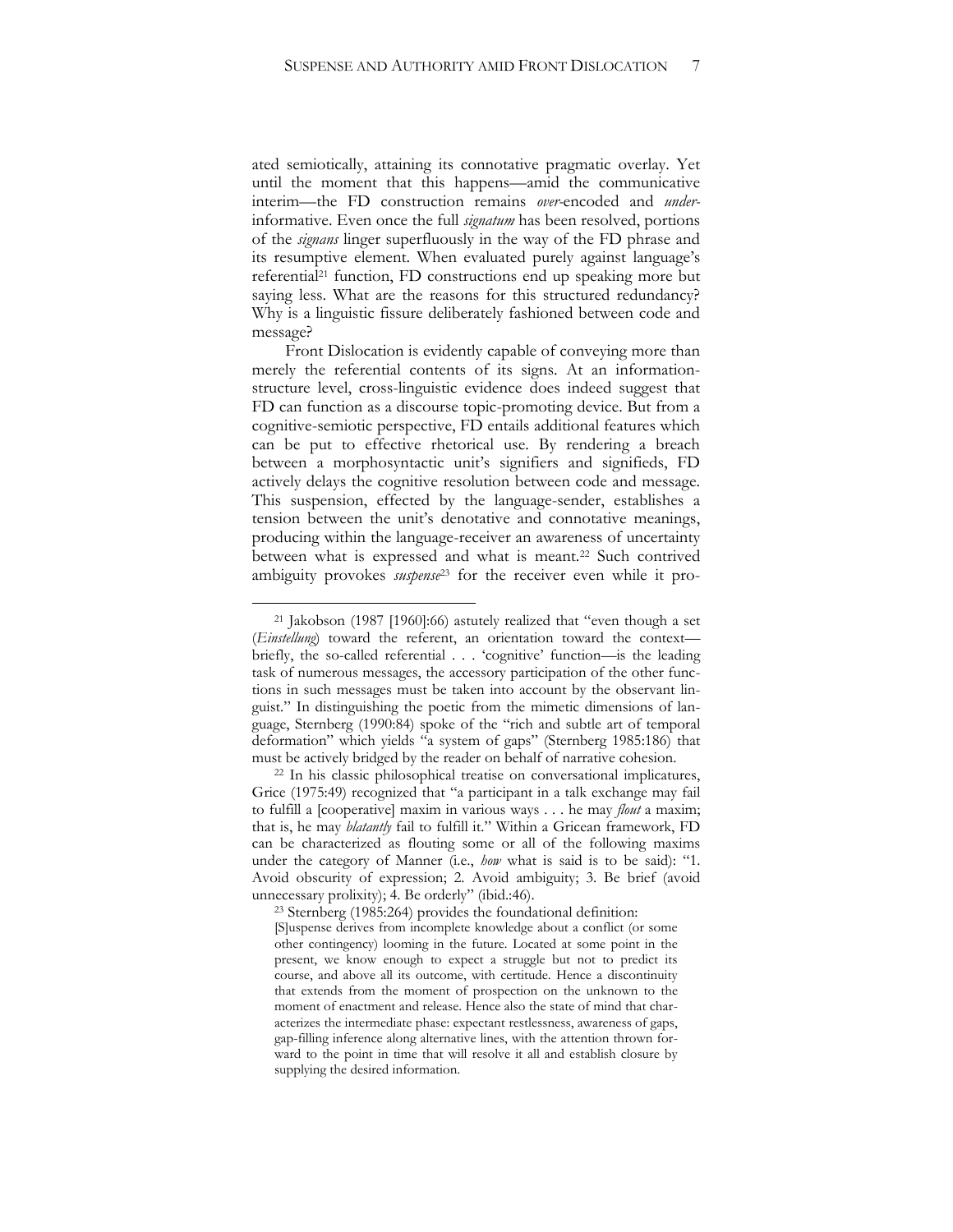ated semiotically, attaining its connotative pragmatic overlay. Yet until the moment that this happens—amid the communicative interim—the FD construction remains *over*-encoded and *under*-informative. Even once the full *signatum* has been resolved, portions of the *signans* linger superfluously in the way of the FD phrase and its resumptive element. When evaluated purely against language's referential[21] function, FD constructions end up speaking more but saying less. What are the reasons for this structured redundancy? Why is a linguistic fissure deliberately fashioned between code and message?

Front Dislocation is evidently capable of conveying more than merely the referential contents of its signs. At an information-structure level, cross-linguistic evidence does indeed suggest that FD can function as a discourse topic-promoting device. But from a cognitive-semiotic perspective, FD entails additional features which can be put to effective rhetorical use. By rendering a breach between a morphosyntactic unit's signifiers and signifieds, FD actively delays the cognitive resolution between code and message. This suspension, effected by the language-sender, establishes a tension between the unit's denotative and connotative meanings, producing within the language-receiver an awareness of uncertainty between what is expressed and what is meant.[22] Such contrived ambiguity provokes *suspense*[23] for the receiver even while it pro-

---

[21] Jakobson (1987 [1960]:66) astutely realized that "even though a set (*Einstellung*) toward the referent, an orientation toward the context—briefly, the so-called referential . . . 'cognitive' function—is the leading task of numerous messages, the accessory participation of the other functions in such messages must be taken into account by the observant linguist." In distinguishing the poetic from the mimetic dimensions of language, Sternberg (1990:84) spoke of the "rich and subtle art of temporal deformation" which yields "a system of gaps" (Sternberg 1985:186) that must be actively bridged by the reader on behalf of narrative cohesion.

[22] In his classic philosophical treatise on conversational implicatures, Grice (1975:49) recognized that "a participant in a talk exchange may fail to fulfill a [cooperative] maxim in various ways . . . he may *flout* a maxim; that is, he may *blatantly* fail to fulfill it." Within a Gricean framework, FD can be characterized as flouting some or all of the following maxims under the category of Manner (i.e., *how* what is said is to be said): "1. Avoid obscurity of expression; 2. Avoid ambiguity; 3. Be brief (avoid unnecessary prolixity); 4. Be orderly" (ibid.:46).

[23] Sternberg (1985:264) provides the foundational definition:

> [S]uspense derives from incomplete knowledge about a conflict (or some other contingency) looming in the future. Located at some point in the present, we know enough to expect a struggle but not to predict its course, and above all its outcome, with certitude. Hence a discontinuity that extends from the moment of prospection on the unknown to the moment of enactment and release. Hence also the state of mind that characterizes the intermediate phase: expectant restlessness, awareness of gaps, gap-filling inference along alternative lines, with the attention thrown forward to the point in time that will resolve it all and establish closure by supplying the desired information.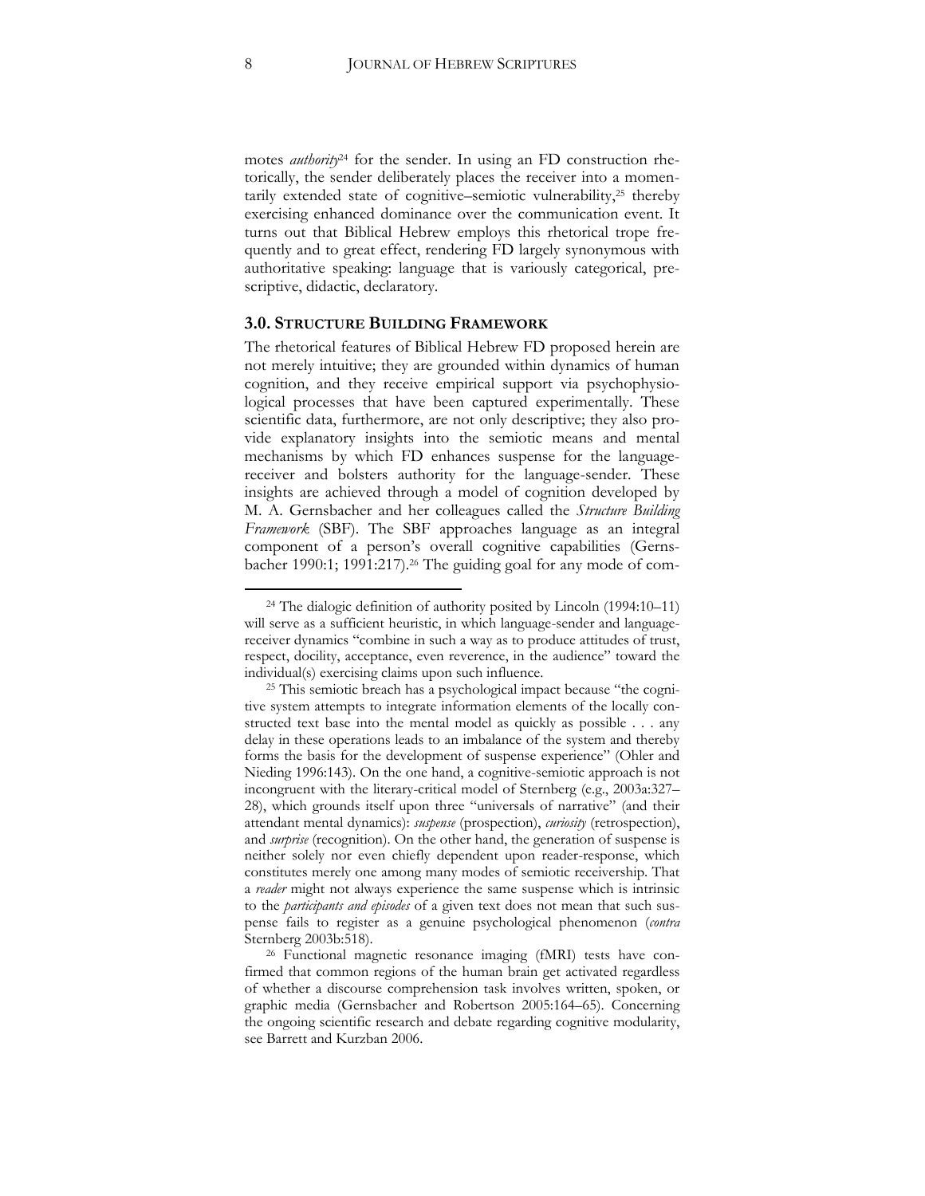motes *authority*[24] for the sender. In using an FD construction rhetorically, the sender deliberately places the receiver into a momentarily extended state of cognitive–semiotic vulnerability,[25] thereby exercising enhanced dominance over the communication event. It turns out that Biblical Hebrew employs this rhetorical trope frequently and to great effect, rendering FD largely synonymous with authoritative speaking: language that is variously categorical, prescriptive, didactic, declaratory.

### 3.0. STRUCTURE BUILDING FRAMEWORK

The rhetorical features of Biblical Hebrew FD proposed herein are not merely intuitive; they are grounded within dynamics of human cognition, and they receive empirical support via psychophysiological processes that have been captured experimentally. These scientific data, furthermore, are not only descriptive; they also provide explanatory insights into the semiotic means and mental mechanisms by which FD enhances suspense for the language-receiver and bolsters authority for the language-sender. These insights are achieved through a model of cognition developed by M. A. Gernsbacher and her colleagues called the *Structure Building Framework* (SBF). The SBF approaches language as an integral component of a person's overall cognitive capabilities (Gernsbacher 1990:1; 1991:217).[26] The guiding goal for any mode of com-

---

[24] The dialogic definition of authority posited by Lincoln (1994:10–11) will serve as a sufficient heuristic, in which language-sender and language-receiver dynamics "combine in such a way as to produce attitudes of trust, respect, docility, acceptance, even reverence, in the audience" toward the individual(s) exercising claims upon such influence.

[25] This semiotic breach has a psychological impact because "the cognitive system attempts to integrate information elements of the locally constructed text base into the mental model as quickly as possible . . . any delay in these operations leads to an imbalance of the system and thereby forms the basis for the development of suspense experience" (Ohler and Nieding 1996:143). On the one hand, a cognitive-semiotic approach is not incongruent with the literary-critical model of Sternberg (e.g., 2003a:327–28), which grounds itself upon three "universals of narrative" (and their attendant mental dynamics): *suspense* (prospection), *curiosity* (retrospection), and *surprise* (recognition). On the other hand, the generation of suspense is neither solely nor even chiefly dependent upon reader-response, which constitutes merely one among many modes of semiotic receivership. That a *reader* might not always experience the same suspense which is intrinsic to the *participants and episodes* of a given text does not mean that such suspense fails to register as a genuine psychological phenomenon (*contra* Sternberg 2003b:518).

[26] Functional magnetic resonance imaging (fMRI) tests have confirmed that common regions of the human brain get activated regardless of whether a discourse comprehension task involves written, spoken, or graphic media (Gernsbacher and Robertson 2005:164–65). Concerning the ongoing scientific research and debate regarding cognitive modularity, see Barrett and Kurzban 2006.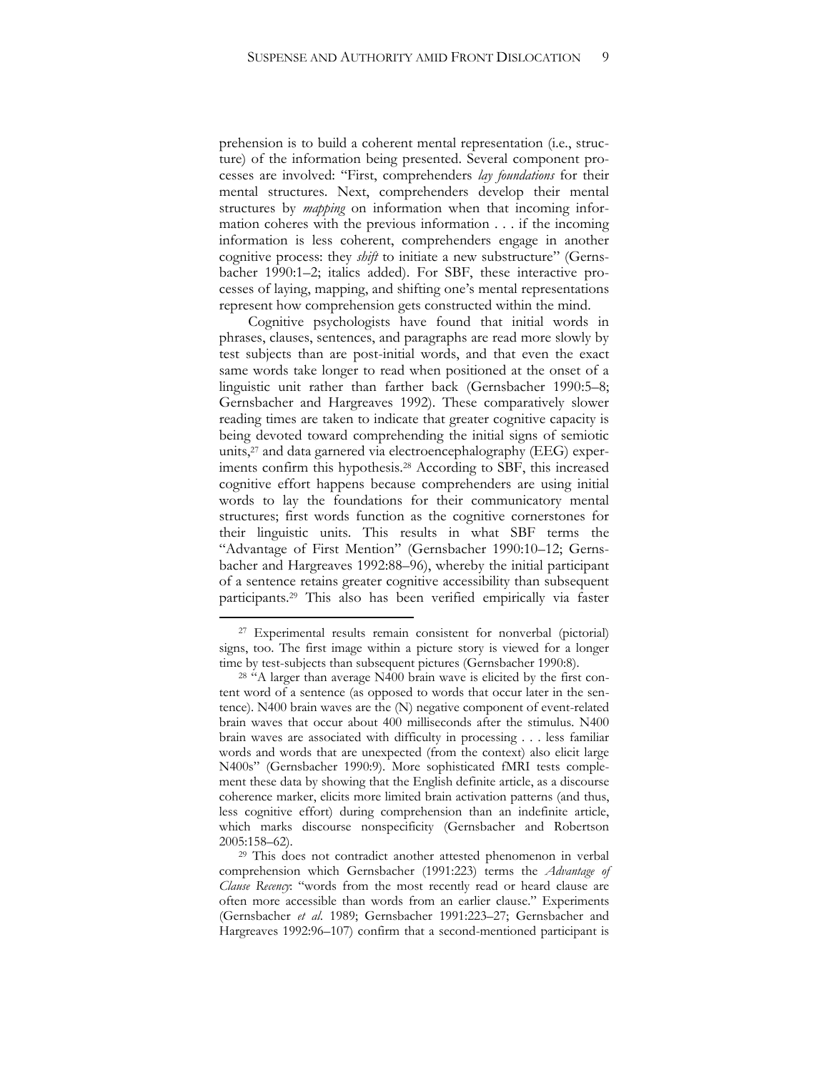prehension is to build a coherent mental representation (i.e., structure) of the information being presented. Several component processes are involved: "First, comprehenders *lay foundations* for their mental structures. Next, comprehenders develop their mental structures by *mapping* on information when that incoming information coheres with the previous information . . . if the incoming information is less coherent, comprehenders engage in another cognitive process: they *shift* to initiate a new substructure" (Gernsbacher 1990:1–2; italics added). For SBF, these interactive processes of laying, mapping, and shifting one's mental representations represent how comprehension gets constructed within the mind.

Cognitive psychologists have found that initial words in phrases, clauses, sentences, and paragraphs are read more slowly by test subjects than are post-initial words, and that even the exact same words take longer to read when positioned at the onset of a linguistic unit rather than farther back (Gernsbacher 1990:5–8; Gernsbacher and Hargreaves 1992). These comparatively slower reading times are taken to indicate that greater cognitive capacity is being devoted toward comprehending the initial signs of semiotic units,[27] and data garnered via electroencephalography (EEG) experiments confirm this hypothesis.[28] According to SBF, this increased cognitive effort happens because comprehenders are using initial words to lay the foundations for their communicatory mental structures; first words function as the cognitive cornerstones for their linguistic units. This results in what SBF terms the "Advantage of First Mention" (Gernsbacher 1990:10–12; Gernsbacher and Hargreaves 1992:88–96), whereby the initial participant of a sentence retains greater cognitive accessibility than subsequent participants.[29] This also has been verified empirically via faster

---

[27] Experimental results remain consistent for nonverbal (pictorial) signs, too. The first image within a picture story is viewed for a longer time by test-subjects than subsequent pictures (Gernsbacher 1990:8).

[28] "A larger than average N400 brain wave is elicited by the first content word of a sentence (as opposed to words that occur later in the sentence). N400 brain waves are the (N) negative component of event-related brain waves that occur about 400 milliseconds after the stimulus. N400 brain waves are associated with difficulty in processing . . . less familiar words and words that are unexpected (from the context) also elicit large N400s" (Gernsbacher 1990:9). More sophisticated fMRI tests complement these data by showing that the English definite article, as a discourse coherence marker, elicits more limited brain activation patterns (and thus, less cognitive effort) during comprehension than an indefinite article, which marks discourse nonspecificity (Gernsbacher and Robertson 2005:158–62).

[29] This does not contradict another attested phenomenon in verbal comprehension which Gernsbacher (1991:223) terms the *Advantage of Clause Recency*: "words from the most recently read or heard clause are often more accessible than words from an earlier clause." Experiments (Gernsbacher *et al*. 1989; Gernsbacher 1991:223–27; Gernsbacher and Hargreaves 1992:96–107) confirm that a second-mentioned participant is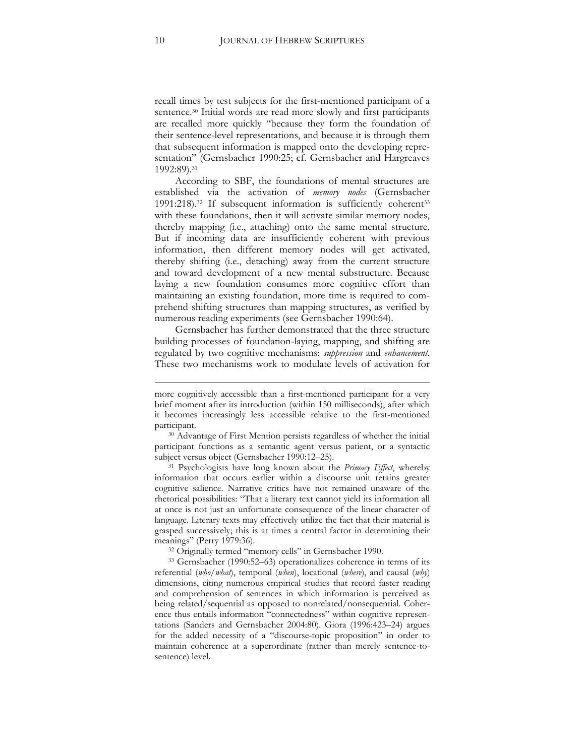recall times by test subjects for the first-mentioned participant of a sentence.[30] Initial words are read more slowly and first participants are recalled more quickly "because they form the foundation of their sentence-level representations, and because it is through them that subsequent information is mapped onto the developing representation" (Gernsbacher 1990:25; cf. Gernsbacher and Hargreaves 1992:89).[31]

According to SBF, the foundations of mental structures are established via the activation of *memory nodes* (Gernsbacher 1991:218).[32] If subsequent information is sufficiently coherent[33] with these foundations, then it will activate similar memory nodes, thereby mapping (i.e., attaching) onto the same mental structure. But if incoming data are insufficiently coherent with previous information, then different memory nodes will get activated, thereby shifting (i.e., detaching) away from the current structure and toward development of a new mental substructure. Because laying a new foundation consumes more cognitive effort than maintaining an existing foundation, more time is required to comprehend shifting structures than mapping structures, as verified by numerous reading experiments (see Gernsbacher 1990:64).

Gernsbacher has further demonstrated that the three structure building processes of foundation-laying, mapping, and shifting are regulated by two cognitive mechanisms: *suppression* and *enhancement*. These two mechanisms work to modulate levels of activation for

---

more cognitively accessible than a first-mentioned participant for a very brief moment after its introduction (within 150 milliseconds), after which it becomes increasingly less accessible relative to the first-mentioned participant.

[30] Advantage of First Mention persists regardless of whether the initial participant functions as a semantic agent versus patient, or a syntactic subject versus object (Gernsbacher 1990:12–25).

[31] Psychologists have long known about the *Primacy Effect*, whereby information that occurs earlier within a discourse unit retains greater cognitive salience. Narrative critics have not remained unaware of the rhetorical possibilities: "That a literary text cannot yield its information all at once is not just an unfortunate consequence of the linear character of language. Literary texts may effectively utilize the fact that their material is grasped successively; this is at times a central factor in determining their meanings" (Perry 1979:36).

[32] Originally termed "memory cells" in Gernsbacher 1990.

[33] Gernsbacher (1990:52–63) operationalizes coherence in terms of its referential (*who*/*what*), temporal (*when*), locational (*where*), and causal (*why*) dimensions, citing numerous empirical studies that record faster reading and comprehension of sentences in which information is perceived as being related/sequential as opposed to nonrelated/nonsequential. Coherence thus entails information "connectedness" within cognitive representations (Sanders and Gernsbacher 2004:80). Giora (1996:423–24) argues for the added necessity of a "discourse-topic proposition" in order to maintain coherence at a superordinate (rather than merely sentence-to-sentence) level.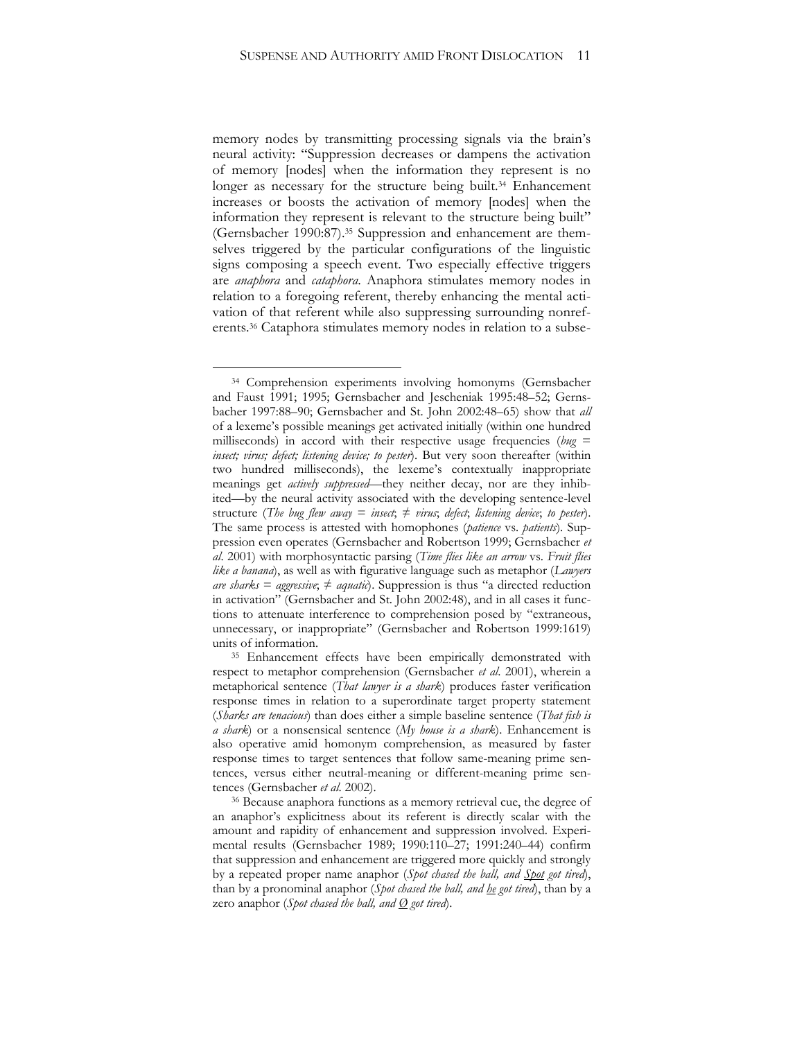memory nodes by transmitting processing signals via the brain's neural activity: "Suppression decreases or dampens the activation of memory [nodes] when the information they represent is no longer as necessary for the structure being built.[34] Enhancement increases or boosts the activation of memory [nodes] when the information they represent is relevant to the structure being built" (Gernsbacher 1990:87).[35] Suppression and enhancement are themselves triggered by the particular configurations of the linguistic signs composing a speech event. Two especially effective triggers are *anaphora* and *cataphora*. Anaphora stimulates memory nodes in relation to a foregoing referent, thereby enhancing the mental activation of that referent while also suppressing surrounding nonreferents.[36] Cataphora stimulates memory nodes in relation to a subse-

---

[34] Comprehension experiments involving homonyms (Gernsbacher and Faust 1991; 1995; Gernsbacher and Jescheniak 1995:48–52; Gernsbacher 1997:88–90; Gernsbacher and St. John 2002:48–65) show that *all* of a lexeme's possible meanings get activated initially (within one hundred milliseconds) in accord with their respective usage frequencies (*bug = insect; virus; defect; listening device; to pester*). But very soon thereafter (within two hundred milliseconds), the lexeme's contextually inappropriate meanings get *actively suppressed*—they neither decay, nor are they inhibited—by the neural activity associated with the developing sentence-level structure (*The bug flew away = insect*; *≠ virus*; *defect*; *listening device*; *to pester*). The same process is attested with homophones (*patience* vs. *patients*). Suppression even operates (Gernsbacher and Robertson 1999; Gernsbacher *et al*. 2001) with morphosyntactic parsing (*Time flies like an arrow* vs. *Fruit flies like a banana*), as well as with figurative language such as metaphor (*Lawyers are sharks = aggressive*; *≠ aquatic*). Suppression is thus "a directed reduction in activation" (Gernsbacher and St. John 2002:48), and in all cases it functions to attenuate interference to comprehension posed by "extraneous, unnecessary, or inappropriate" (Gernsbacher and Robertson 1999:1619) units of information.

[35] Enhancement effects have been empirically demonstrated with respect to metaphor comprehension (Gernsbacher *et al*. 2001), wherein a metaphorical sentence (*That lawyer is a shark*) produces faster verification response times in relation to a superordinate target property statement (*Sharks are tenacious*) than does either a simple baseline sentence (*That fish is a shark*) or a nonsensical sentence (*My house is a shark*). Enhancement is also operative amid homonym comprehension, as measured by faster response times to target sentences that follow same-meaning prime sentences, versus either neutral-meaning or different-meaning prime sentences (Gernsbacher *et al*. 2002).

[36] Because anaphora functions as a memory retrieval cue, the degree of an anaphor's explicitness about its referent is directly scalar with the amount and rapidity of enhancement and suppression involved. Experimental results (Gernsbacher 1989; 1990:110–27; 1991:240–44) confirm that suppression and enhancement are triggered more quickly and strongly by a repeated proper name anaphor (*Spot chased the ball, and* <u>*Spot*</u> *got tired*), than by a pronominal anaphor (*Spot chased the ball, and* <u>*he*</u> *got tired*), than by a zero anaphor (*Spot chased the ball, and* <u>*Ø*</u> *got tired*).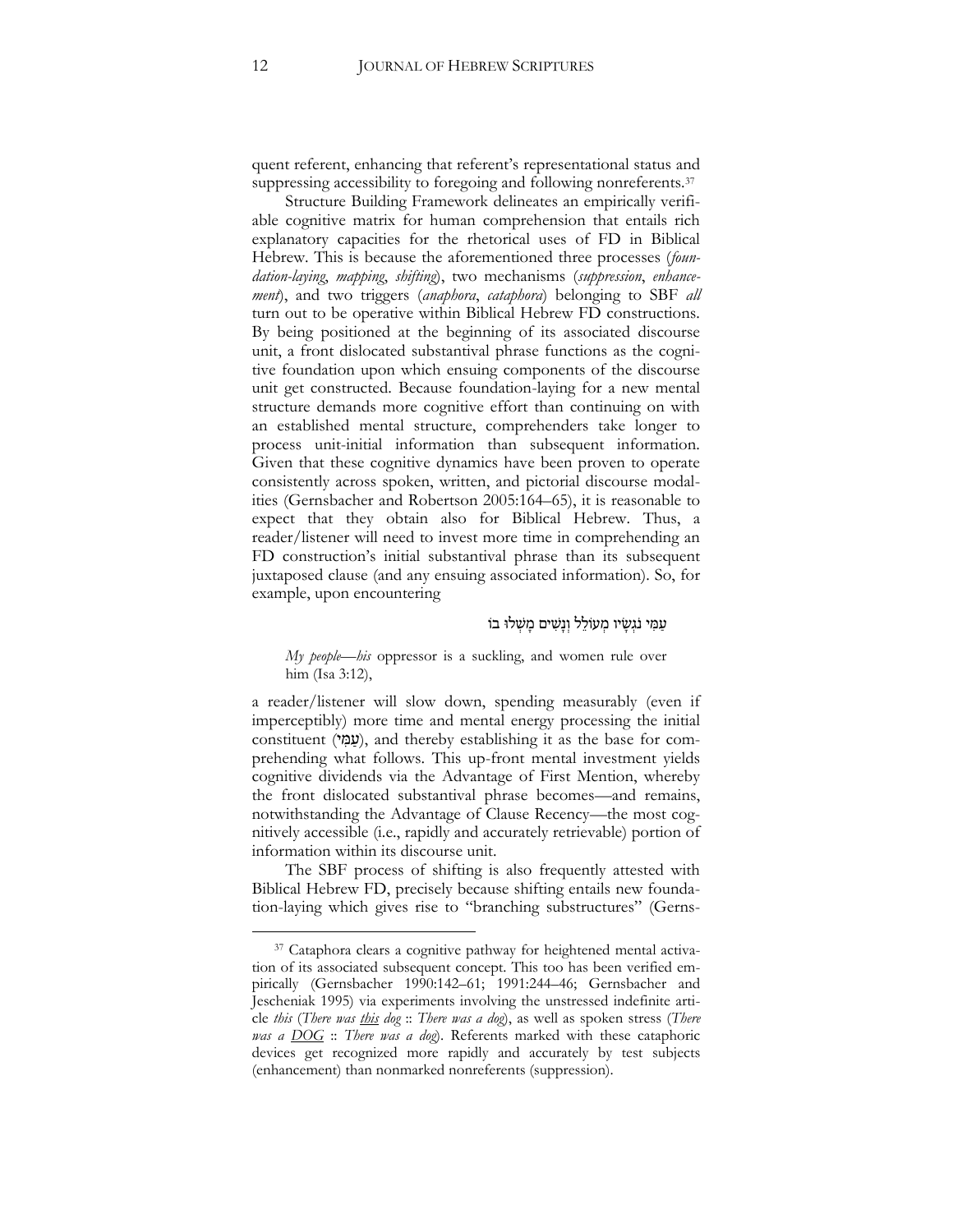quent referent, enhancing that referent's representational status and suppressing accessibility to foregoing and following nonreferents.[37]

Structure Building Framework delineates an empirically verifiable cognitive matrix for human comprehension that entails rich explanatory capacities for the rhetorical uses of FD in Biblical Hebrew. This is because the aforementioned three processes (*foundation-laying*, *mapping*, *shifting*), two mechanisms (*suppression*, *enhancement*), and two triggers (*anaphora*, *cataphora*) belonging to SBF *all* turn out to be operative within Biblical Hebrew FD constructions. By being positioned at the beginning of its associated discourse unit, a front dislocated substantival phrase functions as the cognitive foundation upon which ensuing components of the discourse unit get constructed. Because foundation-laying for a new mental structure demands more cognitive effort than continuing on with an established mental structure, comprehenders take longer to process unit-initial information than subsequent information. Given that these cognitive dynamics have been proven to operate consistently across spoken, written, and pictorial discourse modalities (Gernsbacher and Robertson 2005:164–65), it is reasonable to expect that they obtain also for Biblical Hebrew. Thus, a reader/listener will need to invest more time in comprehending an FD construction's initial substantival phrase than its subsequent juxtaposed clause (and any ensuing associated information). So, for example, upon encountering

עַמִּי נֹגְשָׂיו מְעוֹלֵל וְנָשִׁים מָשְׁלוּ בוֹ

> *My people—his* oppressor is a suckling, and women rule over him (Isa 3:12),

a reader/listener will slow down, spending measurably (even if imperceptibly) more time and mental energy processing the initial constituent (עַמִּי), and thereby establishing it as the base for comprehending what follows. This up-front mental investment yields cognitive dividends via the Advantage of First Mention, whereby the front dislocated substantival phrase becomes—and remains, notwithstanding the Advantage of Clause Recency—the most cognitively accessible (i.e., rapidly and accurately retrievable) portion of information within its discourse unit.

The SBF process of shifting is also frequently attested with Biblical Hebrew FD, precisely because shifting entails new foundation-laying which gives rise to "branching substructures" (Gerns-

---

[37] Cataphora clears a cognitive pathway for heightened mental activation of its associated subsequent concept. This too has been verified empirically (Gernsbacher 1990:142–61; 1991:244–46; Gernsbacher and Jescheniak 1995) via experiments involving the unstressed indefinite article *this* (*There was this dog* :: *There was a dog*), as well as spoken stress (*There was a DOG* :: *There was a dog*). Referents marked with these cataphoric devices get recognized more rapidly and accurately by test subjects (enhancement) than nonmarked nonreferents (suppression).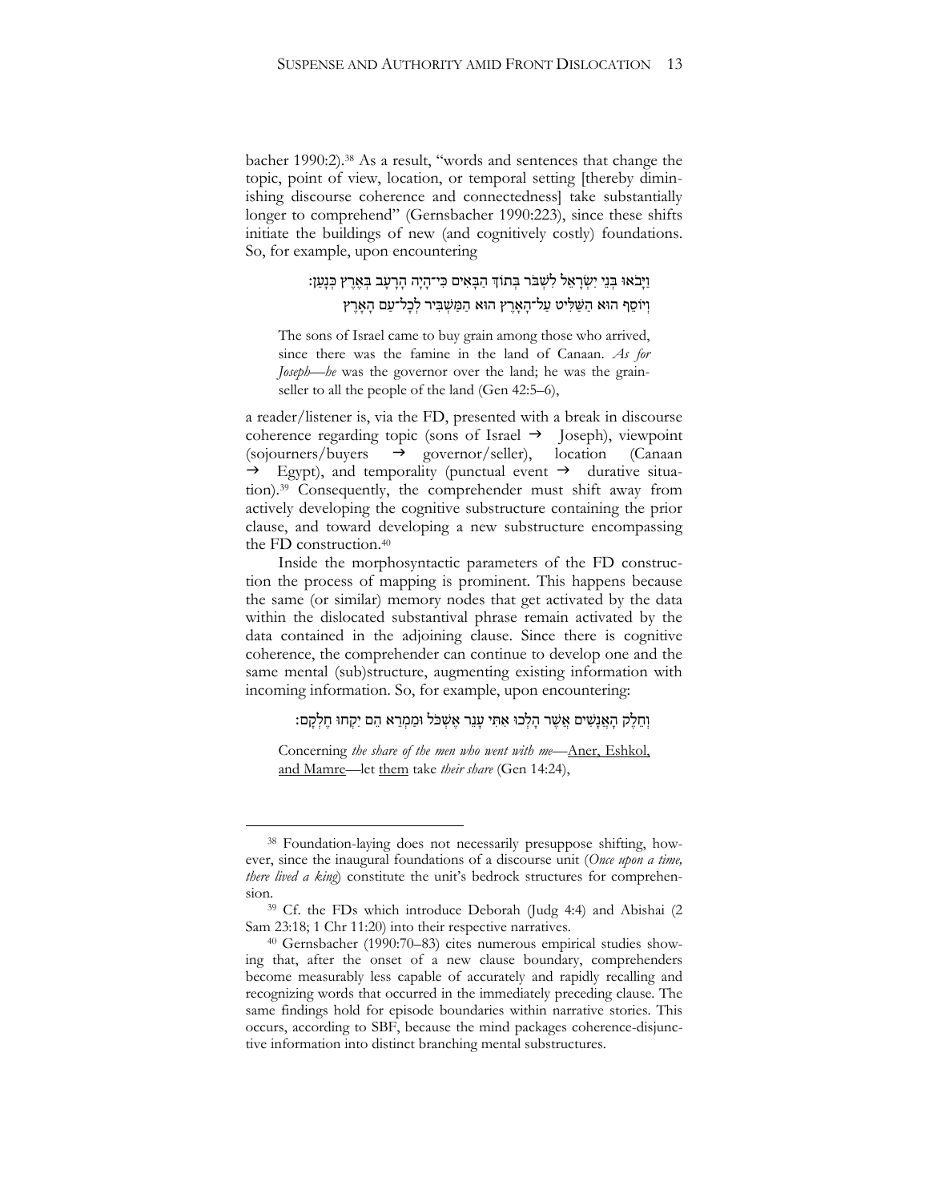bacher 1990:2).[38] As a result, "words and sentences that change the topic, point of view, location, or temporal setting [thereby diminishing discourse coherence and connectedness] take substantially longer to comprehend" (Gernsbacher 1990:223), since these shifts initiate the buildings of new (and cognitively costly) foundations. So, for example, upon encountering

וַיָּבֹאוּ בְּנֵי יִשְׂרָאֵל לִשְׁבֹּר בְּתוֹךְ הַבָּאִים כִּי־הָיָה הָרָעָב בְּאֶרֶץ כְּנָעַן׃
וְיוֹסֵף הוּא הַשַּׁלִּיט עַל־הָאָרֶץ הוּא הַמַּשְׁבִּיר לְכָל־עַם הָאָרֶץ

> The sons of Israel came to buy grain among those who arrived, since there was the famine in the land of Canaan. *As for Joseph*—*he* was the governor over the land; he was the grain-seller to all the people of the land (Gen 42:5–6),

a reader/listener is, via the FD, presented with a break in discourse coherence regarding topic (sons of Israel → Joseph), viewpoint (sojourners/buyers → governor/seller), location (Canaan → Egypt), and temporality (punctual event → durative situation).[39] Consequently, the comprehender must shift away from actively developing the cognitive substructure containing the prior clause, and toward developing a new substructure encompassing the FD construction.[40]

Inside the morphosyntactic parameters of the FD construction the process of mapping is prominent. This happens because the same (or similar) memory nodes that get activated by the data within the dislocated substantival phrase remain activated by the data contained in the adjoining clause. Since there is cognitive coherence, the comprehender can continue to develop one and the same mental (sub)structure, augmenting existing information with incoming information. So, for example, upon encountering:

וְחֵלֶק הָאֲנָשִׁים אֲשֶׁר הָלְכוּ אִתִּי עָנֵר אֶשְׁכֹּל וּמַמְרֵא הֵם יִקְחוּ חֶלְקָם׃

> Concerning *the share of the men who went with me*—<u>Aner, Eshkol, and Mamre</u>—let <u>them</u> take *their share* (Gen 14:24),

---

[38] Foundation-laying does not necessarily presuppose shifting, however, since the inaugural foundations of a discourse unit (*Once upon a time, there lived a king*) constitute the unit's bedrock structures for comprehension.

[39] Cf. the FDs which introduce Deborah (Judg 4:4) and Abishai (2 Sam 23:18; 1 Chr 11:20) into their respective narratives.

[40] Gernsbacher (1990:70–83) cites numerous empirical studies showing that, after the onset of a new clause boundary, comprehenders become measurably less capable of accurately and rapidly recalling and recognizing words that occurred in the immediately preceding clause. The same findings hold for episode boundaries within narrative stories. This occurs, according to SBF, because the mind packages coherence-disjunctive information into distinct branching mental substructures.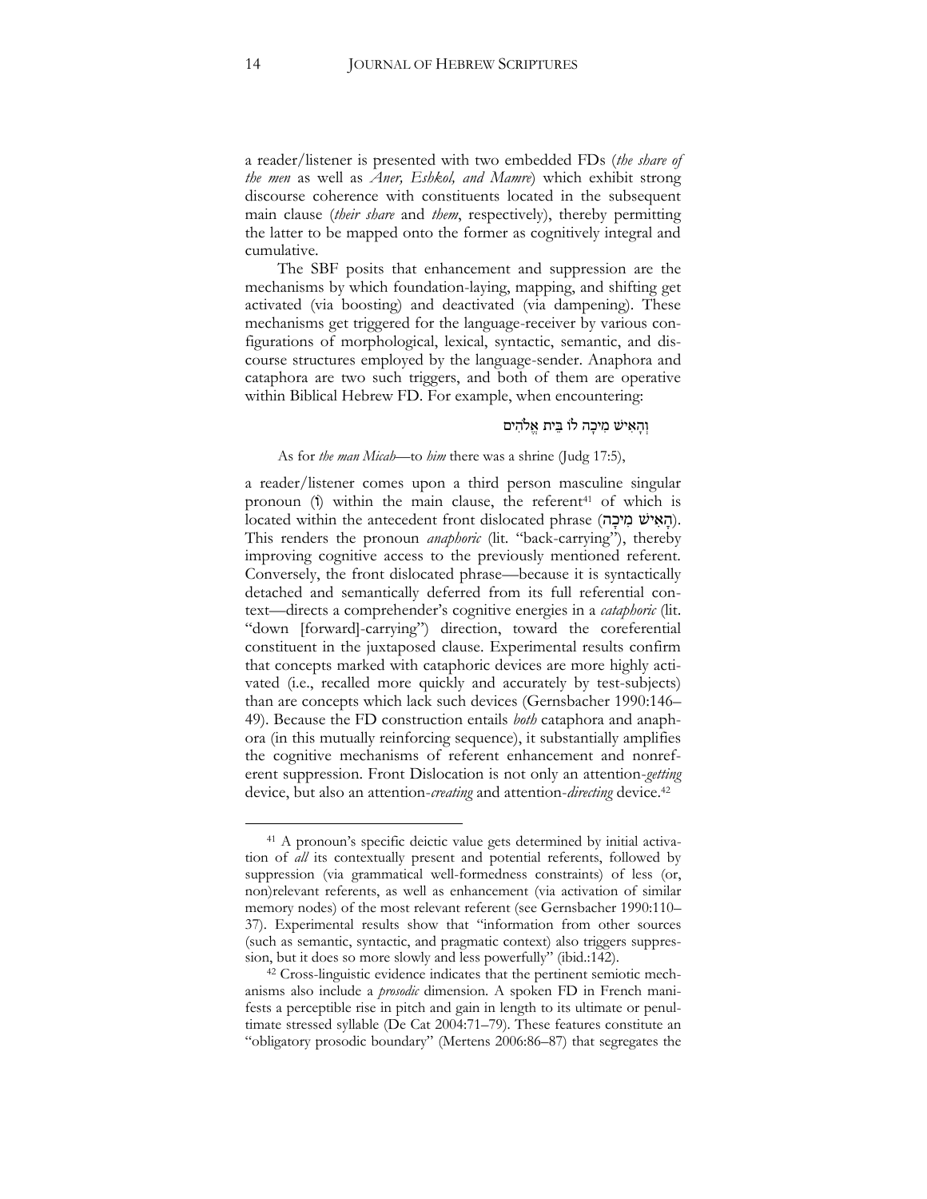a reader/listener is presented with two embedded FDs (*the share of the men* as well as *Aner, Eshkol, and Mamre*) which exhibit strong discourse coherence with constituents located in the subsequent main clause (*their share* and *them*, respectively), thereby permitting the latter to be mapped onto the former as cognitively integral and cumulative.

The SBF posits that enhancement and suppression are the mechanisms by which foundation-laying, mapping, and shifting get activated (via boosting) and deactivated (via dampening). These mechanisms get triggered for the language-receiver by various configurations of morphological, lexical, syntactic, semantic, and discourse structures employed by the language-sender. Anaphora and cataphora are two such triggers, and both of them are operative within Biblical Hebrew FD. For example, when encountering:

וְהָאִישׁ מִיכָה לוֹ בֵּית אֱלֹהִים

As for *the man Micah*—to *him* there was a shrine (Judg 17:5),

a reader/listener comes upon a third person masculine singular pronoun (וֹ) within the main clause, the referent[41] of which is located within the antecedent front dislocated phrase (הָאִישׁ מִיכָה). This renders the pronoun *anaphoric* (lit. "back-carrying"), thereby improving cognitive access to the previously mentioned referent. Conversely, the front dislocated phrase—because it is syntactically detached and semantically deferred from its full referential context—directs a comprehender's cognitive energies in a *cataphoric* (lit. "down [forward]-carrying") direction, toward the coreferential constituent in the juxtaposed clause. Experimental results confirm that concepts marked with cataphoric devices are more highly activated (i.e., recalled more quickly and accurately by test-subjects) than are concepts which lack such devices (Gernsbacher 1990:146–49). Because the FD construction entails *both* cataphora and anaphora (in this mutually reinforcing sequence), it substantially amplifies the cognitive mechanisms of referent enhancement and nonreferent suppression. Front Dislocation is not only an attention-*getting* device, but also an attention-*creating* and attention-*directing* device.[42]

---

[41] A pronoun's specific deictic value gets determined by initial activation of *all* its contextually present and potential referents, followed by suppression (via grammatical well-formedness constraints) of less (or, non)relevant referents, as well as enhancement (via activation of similar memory nodes) of the most relevant referent (see Gernsbacher 1990:110–37). Experimental results show that "information from other sources (such as semantic, syntactic, and pragmatic context) also triggers suppression, but it does so more slowly and less powerfully" (ibid.:142).

[42] Cross-linguistic evidence indicates that the pertinent semiotic mechanisms also include a *prosodic* dimension. A spoken FD in French manifests a perceptible rise in pitch and gain in length to its ultimate or penultimate stressed syllable (De Cat 2004:71–79). These features constitute an "obligatory prosodic boundary" (Mertens 2006:86–87) that segregates the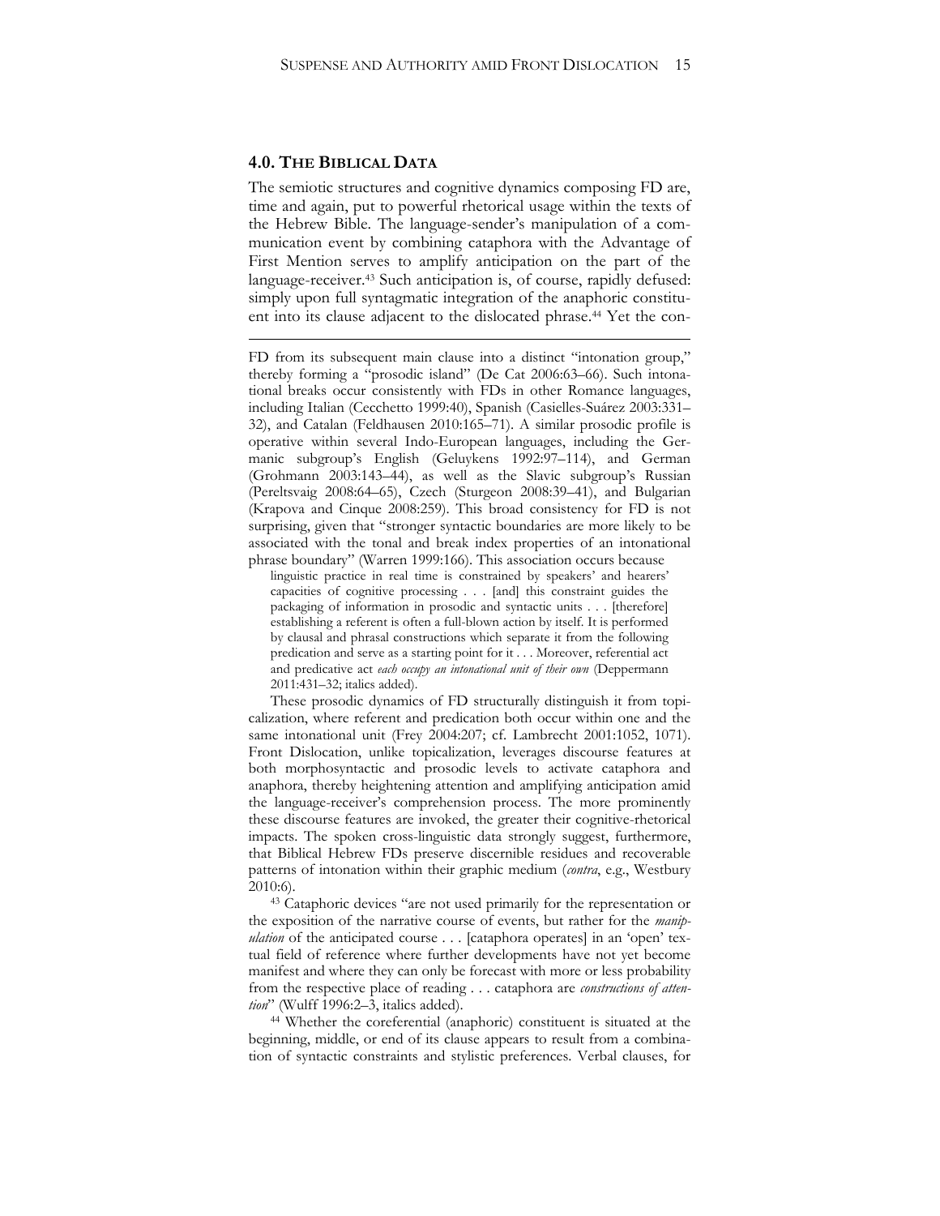## 4.0. THE BIBLICAL DATA

The semiotic structures and cognitive dynamics composing FD are, time and again, put to powerful rhetorical usage within the texts of the Hebrew Bible. The language-sender's manipulation of a communication event by combining cataphora with the Advantage of First Mention serves to amplify anticipation on the part of the language-receiver.[43] Such anticipation is, of course, rapidly defused: simply upon full syntagmatic integration of the anaphoric constituent into its clause adjacent to the dislocated phrase.[44] Yet the con-

---

FD from its subsequent main clause into a distinct "intonation group," thereby forming a "prosodic island" (De Cat 2006:63–66). Such intonational breaks occur consistently with FDs in other Romance languages, including Italian (Cecchetto 1999:40), Spanish (Casielles-Suárez 2003:331–32), and Catalan (Feldhausen 2010:165–71). A similar prosodic profile is operative within several Indo-European languages, including the Germanic subgroup's English (Geluykens 1992:97–114), and German (Grohmann 2003:143–44), as well as the Slavic subgroup's Russian (Pereltsvaig 2008:64–65), Czech (Sturgeon 2008:39–41), and Bulgarian (Krapova and Cinque 2008:259). This broad consistency for FD is not surprising, given that "stronger syntactic boundaries are more likely to be associated with the tonal and break index properties of an intonational phrase boundary" (Warren 1999:166). This association occurs because

> linguistic practice in real time is constrained by speakers' and hearers' capacities of cognitive processing . . . [and] this constraint guides the packaging of information in prosodic and syntactic units . . . [therefore] establishing a referent is often a full-blown action by itself. It is performed by clausal and phrasal constructions which separate it from the following predication and serve as a starting point for it . . . Moreover, referential act and predicative act *each occupy an intonational unit of their own* (Deppermann 2011:431–32; italics added).

These prosodic dynamics of FD structurally distinguish it from topicalization, where referent and predication both occur within one and the same intonational unit (Frey 2004:207; cf. Lambrecht 2001:1052, 1071). Front Dislocation, unlike topicalization, leverages discourse features at both morphosyntactic and prosodic levels to activate cataphora and anaphora, thereby heightening attention and amplifying anticipation amid the language-receiver's comprehension process. The more prominently these discourse features are invoked, the greater their cognitive-rhetorical impacts. The spoken cross-linguistic data strongly suggest, furthermore, that Biblical Hebrew FDs preserve discernible residues and recoverable patterns of intonation within their graphic medium (*contra*, e.g., Westbury 2010:6).

[43] Cataphoric devices "are not used primarily for the representation or the exposition of the narrative course of events, but rather for the *manipulation* of the anticipated course . . . [cataphora operates] in an 'open' textual field of reference where further developments have not yet become manifest and where they can only be forecast with more or less probability from the respective place of reading . . . cataphora are *constructions of attention*" (Wulff 1996:2–3, italics added).

[44] Whether the coreferential (anaphoric) constituent is situated at the beginning, middle, or end of its clause appears to result from a combination of syntactic constraints and stylistic preferences. Verbal clauses, for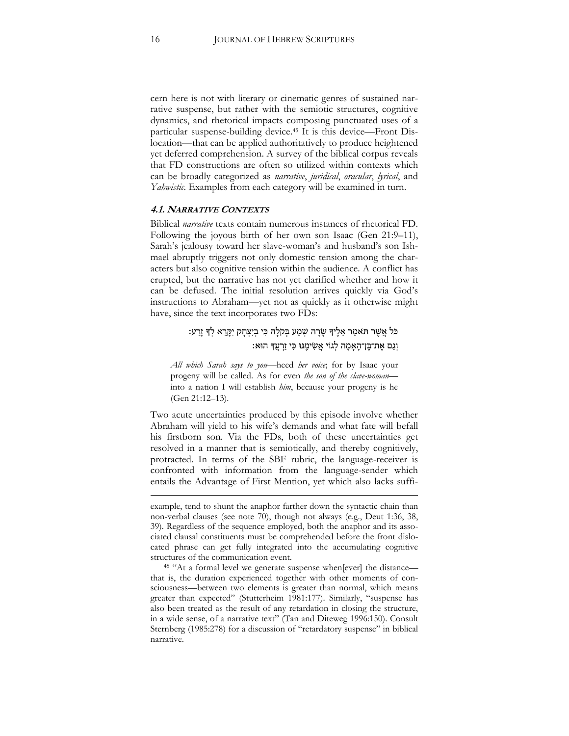cern here is not with literary or cinematic genres of sustained narrative suspense, but rather with the semiotic structures, cognitive dynamics, and rhetorical impacts composing punctuated uses of a particular suspense-building device.[45] It is this device—Front Dislocation—that can be applied authoritatively to produce heightened yet deferred comprehension. A survey of the biblical corpus reveals that FD constructions are often so utilized within contexts which can be broadly categorized as *narrative*, *juridical*, *oracular*, *lyrical*, and *Yahwistic*. Examples from each category will be examined in turn.

### 4.1. NARRATIVE CONTEXTS

Biblical *narrative* texts contain numerous instances of rhetorical FD. Following the joyous birth of her own son Isaac (Gen 21:9–11), Sarah's jealousy toward her slave-woman's and husband's son Ishmael abruptly triggers not only domestic tension among the characters but also cognitive tension within the audience. A conflict has erupted, but the narrative has not yet clarified whether and how it can be defused. The initial resolution arrives quickly via God's instructions to Abraham—yet not as quickly as it otherwise might have, since the text incorporates two FDs:

> כֹּל אֲשֶׁר תֹּאמַר אֵלֶיךָ שָׂרָה שְׁמַע בְּקֹלָהּ כִּי בְיִצְחָק יִקָּרֵא לְךָ זָרַע׃
> וְגַם אֶת־בֶּן־הָאָמָה לְגוֹי אֲשִׂימֶנּוּ כִּי זַרְעֲךָ הוּא׃
>
> *All which Sarah says to you*—heed *her voice*; for by Isaac your progeny will be called. As for even *the son of the slave-woman*—into a nation I will establish *him*, because your progeny is he (Gen 21:12–13).

Two acute uncertainties produced by this episode involve whether Abraham will yield to his wife's demands and what fate will befall his firstborn son. Via the FDs, both of these uncertainties get resolved in a manner that is semiotically, and thereby cognitively, protracted. In terms of the SBF rubric, the language-receiver is confronted with information from the language-sender which entails the Advantage of First Mention, yet which also lacks suffi-

---

example, tend to shunt the anaphor farther down the syntactic chain than non-verbal clauses (see note 70), though not always (e.g., Deut 1:36, 38, 39). Regardless of the sequence employed, both the anaphor and its associated clausal constituents must be comprehended before the front dislocated phrase can get fully integrated into the accumulating cognitive structures of the communication event.

[45] "At a formal level we generate suspense when[ever] the distance—that is, the duration experienced together with other moments of consciousness—between two elements is greater than normal, which means greater than expected" (Stutterheim 1981:177). Similarly, "suspense has also been treated as the result of any retardation in closing the structure, in a wide sense, of a narrative text" (Tan and Diteweg 1996:150). Consult Sternberg (1985:278) for a discussion of "retardatory suspense" in biblical narrative.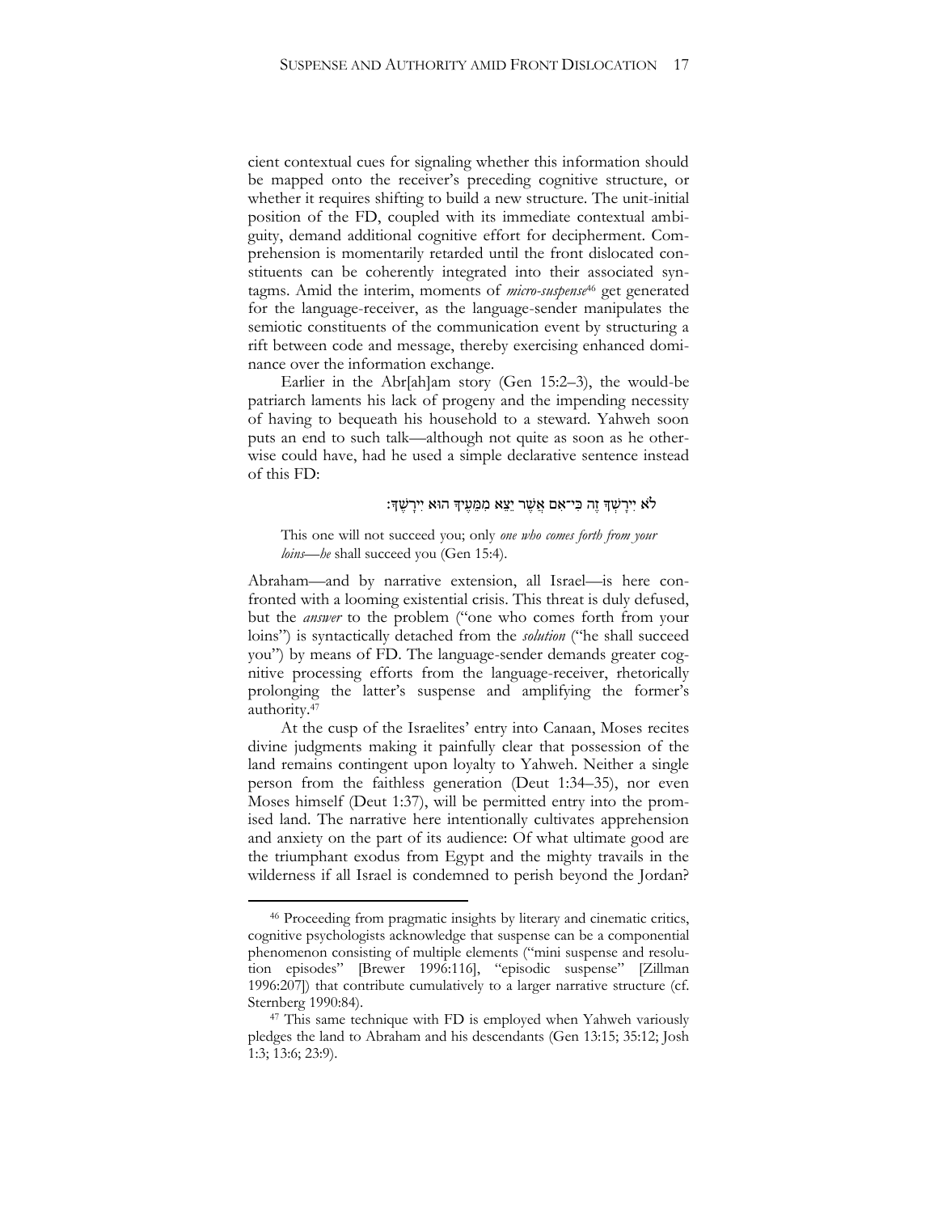cient contextual cues for signaling whether this information should be mapped onto the receiver's preceding cognitive structure, or whether it requires shifting to build a new structure. The unit-initial position of the FD, coupled with its immediate contextual ambiguity, demand additional cognitive effort for decipherment. Comprehension is momentarily retarded until the front dislocated constituents can be coherently integrated into their associated syntagms. Amid the interim, moments of *micro-suspense*[46] get generated for the language-receiver, as the language-sender manipulates the semiotic constituents of the communication event by structuring a rift between code and message, thereby exercising enhanced dominance over the information exchange.

Earlier in the Abr[ah]am story (Gen 15:2–3), the would-be patriarch laments his lack of progeny and the impending necessity of having to bequeath his household to a steward. Yahweh soon puts an end to such talk—although not quite as soon as he otherwise could have, had he used a simple declarative sentence instead of this FD:

לֹא יִירָשְׁךָ זֶה כִּי־אִם אֲשֶׁר יֵצֵא מִמֵּעֶיךָ הוּא יִירָשֶׁךָ׃

> This one will not succeed you; only *one who comes forth from your loins*—*he* shall succeed you (Gen 15:4).

Abraham—and by narrative extension, all Israel—is here confronted with a looming existential crisis. This threat is duly defused, but the *answer* to the problem ("one who comes forth from your loins") is syntactically detached from the *solution* ("he shall succeed you") by means of FD. The language-sender demands greater cognitive processing efforts from the language-receiver, rhetorically prolonging the latter's suspense and amplifying the former's authority.[47]

At the cusp of the Israelites' entry into Canaan, Moses recites divine judgments making it painfully clear that possession of the land remains contingent upon loyalty to Yahweh. Neither a single person from the faithless generation (Deut 1:34–35), nor even Moses himself (Deut 1:37), will be permitted entry into the promised land. The narrative here intentionally cultivates apprehension and anxiety on the part of its audience: Of what ultimate good are the triumphant exodus from Egypt and the mighty travails in the wilderness if all Israel is condemned to perish beyond the Jordan?

---

[46] Proceeding from pragmatic insights by literary and cinematic critics, cognitive psychologists acknowledge that suspense can be a componential phenomenon consisting of multiple elements ("mini suspense and resolution episodes" [Brewer 1996:116], "episodic suspense" [Zillman 1996:207]) that contribute cumulatively to a larger narrative structure (cf. Sternberg 1990:84).

[47] This same technique with FD is employed when Yahweh variously pledges the land to Abraham and his descendants (Gen 13:15; 35:12; Josh 1:3; 13:6; 23:9).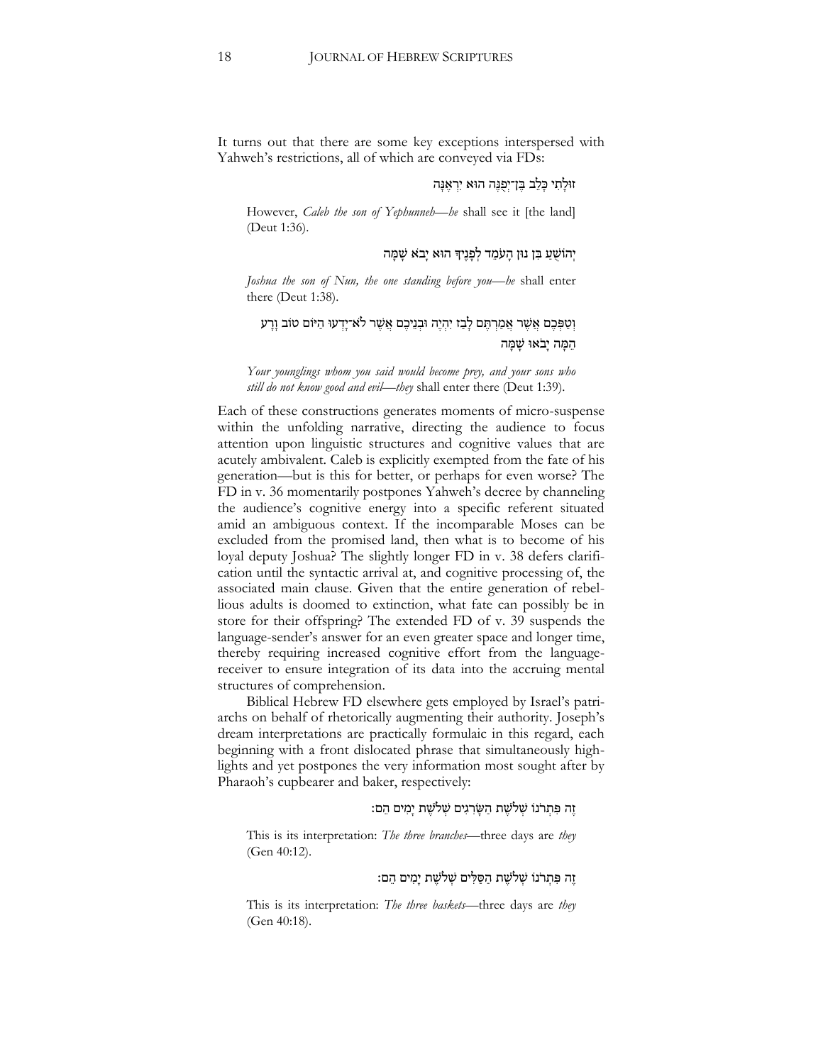It turns out that there are some key exceptions interspersed with Yahweh's restrictions, all of which are conveyed via FDs:

זוּלָתִי כָּלֵב בֶּן־יְפֻנֶּה הוּא יִרְאֶנָּה

> However, *Caleb the son of Yephunneh—he* shall see it [the land] (Deut 1:36).

יְהוֹשֻׁעַ בִּן נוּן הָעֹמֵד לְפָנֶיךָ הוּא יָבֹא שָׁמָּה

> *Joshua the son of Nun, the one standing before you—he* shall enter there (Deut 1:38).

וְטַפְּכֶם אֲשֶׁר אֲמַרְתֶּם לָבַז יִהְיֶה וּבְנֵיכֶם אֲשֶׁר לֹא־יָדְעוּ הַיּוֹם טוֹב וָרָע הֵמָּה יָבֹאוּ שָׁמָּה

> *Your younglings whom you said would become prey, and your sons who still do not know good and evil—they* shall enter there (Deut 1:39).

Each of these constructions generates moments of micro-suspense within the unfolding narrative, directing the audience to focus attention upon linguistic structures and cognitive values that are acutely ambivalent. Caleb is explicitly exempted from the fate of his generation—but is this for better, or perhaps for even worse? The FD in v. 36 momentarily postpones Yahweh's decree by channeling the audience's cognitive energy into a specific referent situated amid an ambiguous context. If the incomparable Moses can be excluded from the promised land, then what is to become of his loyal deputy Joshua? The slightly longer FD in v. 38 defers clarification until the syntactic arrival at, and cognitive processing of, the associated main clause. Given that the entire generation of rebellious adults is doomed to extinction, what fate can possibly be in store for their offspring? The extended FD of v. 39 suspends the language-sender's answer for an even greater space and longer time, thereby requiring increased cognitive effort from the language-receiver to ensure integration of its data into the accruing mental structures of comprehension.

Biblical Hebrew FD elsewhere gets employed by Israel's patriarchs on behalf of rhetorically augmenting their authority. Joseph's dream interpretations are practically formulaic in this regard, each beginning with a front dislocated phrase that simultaneously highlights and yet postpones the very information most sought after by Pharaoh's cupbearer and baker, respectively:

זֶה פִּתְרֹנוֹ שְׁלֹשֶׁת הַשָּׂרִגִים שְׁלֹשֶׁת יָמִים הֵם׃

> This is its interpretation: *The three branches*—three days are *they* (Gen 40:12).

זֶה פִּתְרֹנוֹ שְׁלֹשֶׁת הַסַּלִּים שְׁלֹשֶׁת יָמִים הֵם׃

> This is its interpretation: *The three baskets*—three days are *they* (Gen 40:18).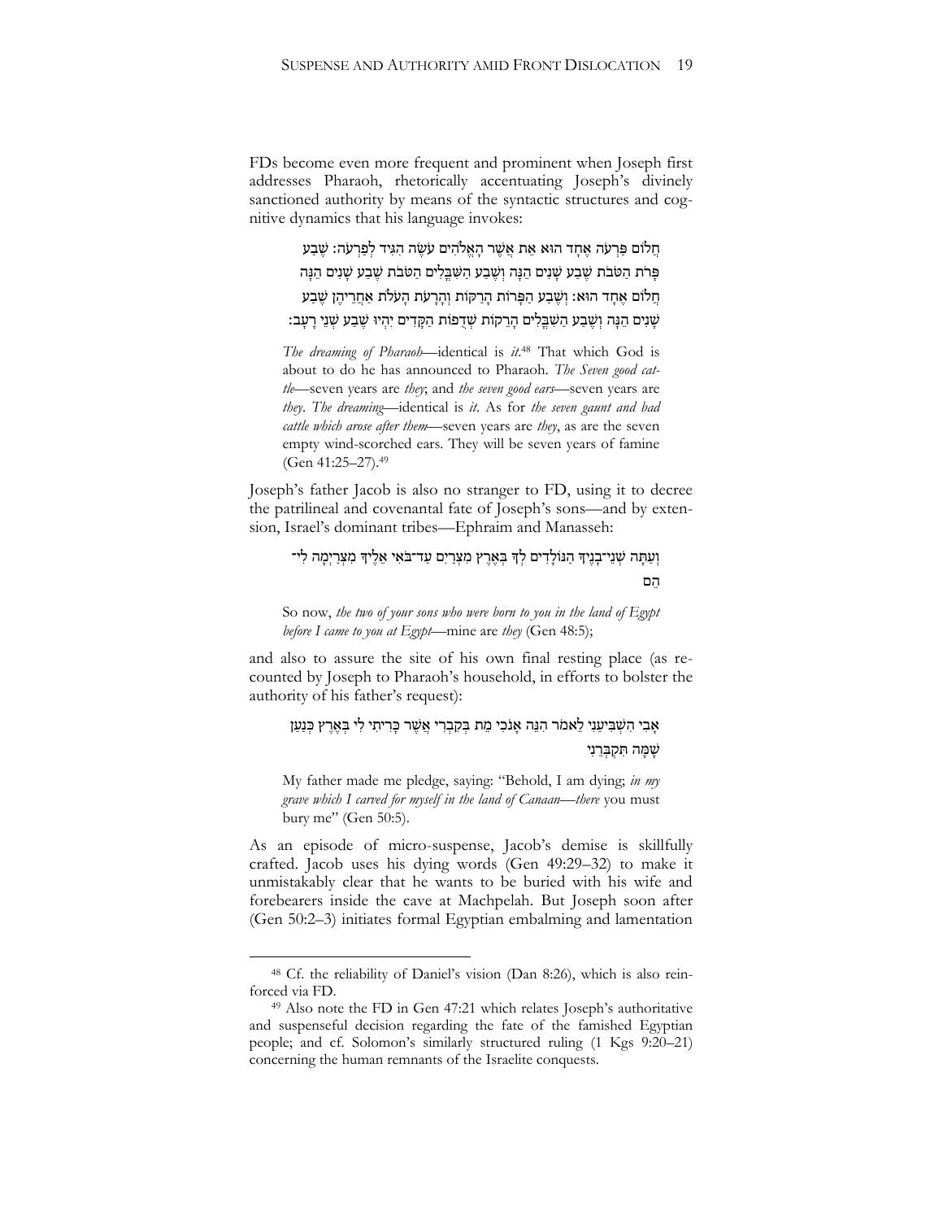FDs become even more frequent and prominent when Joseph first addresses Pharaoh, rhetorically accentuating Joseph's divinely sanctioned authority by means of the syntactic structures and cognitive dynamics that his language invokes:

> חֲלוֹם פַּרְעֹה אֶחָד הוּא אֵת אֲשֶׁר הָאֱלֹהִים עֹשֶׂה הִגִּיד לְפַרְעֹה׃ שֶׁבַע פָּרֹת הַטֹּבֹת שֶׁבַע שָׁנִים הֵנָּה וְשֶׁבַע הַשִּׁבֳּלִים הַטֹּבֹת שֶׁבַע שָׁנִים הֵנָּה חֲלוֹם אֶחָד הוּא׃ וְשֶׁבַע הַפָּרוֹת הָרַקּוֹת וְהָרָעֹת הָעֹלֹת אַחֲרֵיהֶן שֶׁבַע שָׁנִים הֵנָּה וְשֶׁבַע הַשִּׁבֳּלִים הָרֵקוֹת שְׁדֻפוֹת הַקָּדִים יִהְיוּ שֶׁבַע שְׁנֵי רָעָב׃
>
> *The dreaming of Pharaoh*—identical is *it*.[48] That which God is about to do he has announced to Pharaoh. *The Seven good cattle*—seven years are *they*; and *the seven good ears*—seven years are *they*. *The dreaming*—identical is *it*. As for *the seven gaunt and bad cattle which arose after them*—seven years are *they*, as are the seven empty wind-scorched ears. They will be seven years of famine (Gen 41:25–27).[49]

Joseph's father Jacob is also no stranger to FD, using it to decree the patrilineal and covenantal fate of Joseph's sons—and by extension, Israel's dominant tribes—Ephraim and Manasseh:

> וְעַתָּה שְׁנֵי־בָנֶיךָ הַנּוֹלָדִים לְךָ בְּאֶרֶץ מִצְרַיִם עַד־בֹּאִי אֵלֶיךָ מִצְרַיְמָה לִי־הֵם
>
> So now, *the two of your sons who were born to you in the land of Egypt before I came to you at Egypt*—mine are *they* (Gen 48:5);

and also to assure the site of his own final resting place (as recounted by Joseph to Pharaoh's household, in efforts to bolster the authority of his father's request):

> אָבִי הִשְׁבִּיעַנִי לֵאמֹר הִנֵּה אָנֹכִי מֵת בְּקִבְרִי אֲשֶׁר כָּרִיתִי לִי בְּאֶרֶץ כְּנַעַן שָׁמָּה תִּקְבְּרֵנִי
>
> My father made me pledge, saying: "Behold, I am dying; *in my grave which I carved for myself in the land of Canaan*—*there* you must bury me" (Gen 50:5).

As an episode of micro-suspense, Jacob's demise is skillfully crafted. Jacob uses his dying words (Gen 49:29–32) to make it unmistakably clear that he wants to be buried with his wife and forebearers inside the cave at Machpelah. But Joseph soon after (Gen 50:2–3) initiates formal Egyptian embalming and lamentation

---

[48] Cf. the reliability of Daniel's vision (Dan 8:26), which is also reinforced via FD.

[49] Also note the FD in Gen 47:21 which relates Joseph's authoritative and suspenseful decision regarding the fate of the famished Egyptian people; and cf. Solomon's similarly structured ruling (1 Kgs 9:20–21) concerning the human remnants of the Israelite conquests.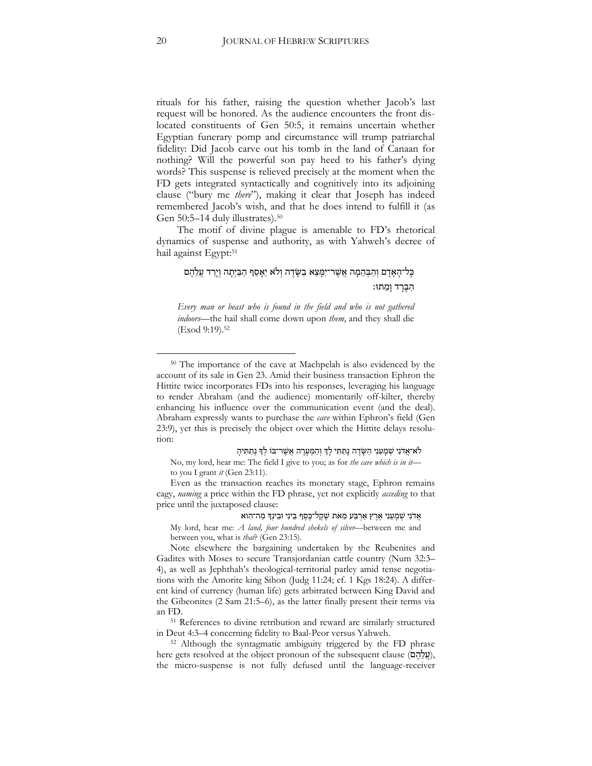rituals for his father, raising the question whether Jacob's last request will be honored. As the audience encounters the front dislocated constituents of Gen 50:5, it remains uncertain whether Egyptian funerary pomp and circumstance will trump patriarchal fidelity: Did Jacob carve out his tomb in the land of Canaan for nothing? Will the powerful son pay heed to his father's dying words? This suspense is relieved precisely at the moment when the FD gets integrated syntactically and cognitively into its adjoining clause ("bury me *there*"), making it clear that Joseph has indeed remembered Jacob's wish, and that he does intend to fulfill it (as Gen 50:5–14 duly illustrates).[50]

The motif of divine plague is amenable to FD's rhetorical dynamics of suspense and authority, as with Yahweh's decree of hail against Egypt:[51]

כָּל־הָאָדָם וְהַבְּהֵמָה אֲשֶׁר־יִמָּצֵא בַשָּׂדֶה וְלֹא יֵאָסֵף הַבַּיְתָה וְיָרַד עֲלֵהֶם הַבָּרָד וָמֵתוּ׃

*Every man or beast who is found in the field and who is not gathered indoors*—the hail shall come down upon *them*, and they shall die (Exod 9:19).[52]

---

[50] The importance of the cave at Machpelah is also evidenced by the account of its sale in Gen 23. Amid their business transaction Ephron the Hittite twice incorporates FDs into his responses, leveraging his language to render Abraham (and the audience) momentarily off-kilter, thereby enhancing his influence over the communication event (and the deal). Abraham expressly wants to purchase the *cave* within Ephron's field (Gen 23:9), yet this is precisely the object over which the Hittite delays resolution:

לֹא־אֲדֹנִי שְׁמָעֵנִי הַשָּׂדֶה נָתַתִּי לָךְ וְהַמְּעָרָה אֲשֶׁר־בּוֹ לְךָ נְתַתִּיהָ

No, my lord, hear me: The field I give to you; as for *the cave which is in it*—to you I grant *it* (Gen 23:11).

Even as the transaction reaches its monetary stage, Ephron remains cagy, *naming* a price within the FD phrase, yet not explicitly *acceding* to that price until the juxtaposed clause:

אֲדֹנִי שְׁמָעֵנִי אֶרֶץ אַרְבַּע מֵאֹת שֶׁקֶל־כֶּסֶף בֵּינִי וּבֵינְךָ מַה־הִוא

My lord, hear me: *A land, four hundred shekels of silver*—between me and between you, what is *that*? (Gen 23:15).

Note elsewhere the bargaining undertaken by the Reubenites and Gadites with Moses to secure Transjordanian cattle country (Num 32:3–4), as well as Jephthah's theological-territorial parley amid tense negotiations with the Amorite king Sihon (Judg 11:24; cf. 1 Kgs 18:24). A different kind of currency (human life) gets arbitrated between King David and the Gibeonites (2 Sam 21:5–6), as the latter finally present their terms via an FD.

[51] References to divine retribution and reward are similarly structured in Deut 4:3–4 concerning fidelity to Baal-Peor versus Yahweh.

[52] Although the syntagmatic ambiguity triggered by the FD phrase here gets resolved at the object pronoun of the subsequent clause (עֲלֵהֶם), the micro-suspense is not fully defused until the language-receiver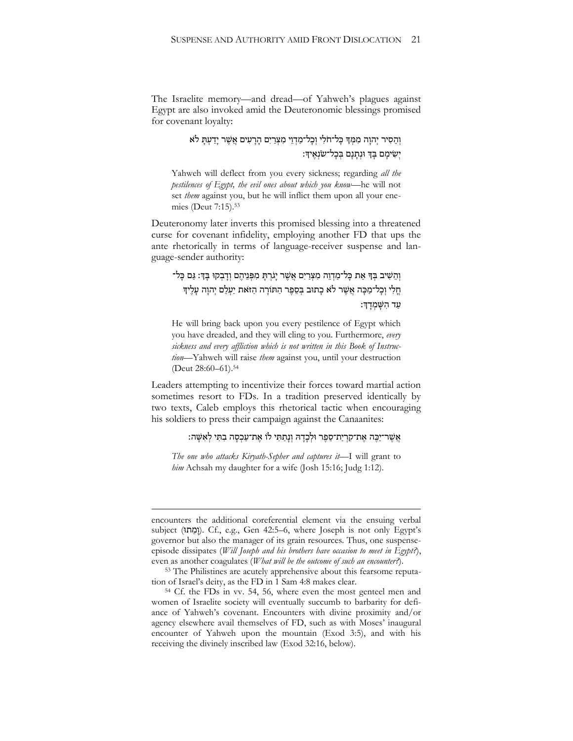The Israelite memory—and dread—of Yahweh's plagues against Egypt are also invoked amid the Deuteronomic blessings promised for covenant loyalty:

> וְהֵסִיר יְהוָה מִמְּךָ כָּל־חֹלִי וְכָל־מַדְוֵי מִצְרַיִם הָרָעִים אֲשֶׁר יָדַעְתָּ לֹא יְשִׂימָם בָּךְ וּנְתָנָם בְּכָל־שֹׂנְאֶיךָ׃

> Yahweh will deflect from you every sickness; regarding *all the pestilences of Egypt, the evil ones about which you know*—he will not set *them* against you, but he will inflict them upon all your enemies (Deut 7:15).[53]

Deuteronomy later inverts this promised blessing into a threatened curse for covenant infidelity, employing another FD that ups the ante rhetorically in terms of language-receiver suspense and language-sender authority:

> וְהֵשִׁיב בְּךָ אֵת כָּל־מַדְוֵה מִצְרַיִם אֲשֶׁר יָגֹרְתָּ מִפְּנֵיהֶם וְדָבְקוּ בָּךְ׃ גַּם כָּל־חֳלִי וְכָל־מַכָּה אֲשֶׁר לֹא כָתוּב בְּסֵפֶר הַתּוֹרָה הַזֹּאת יַעְלֵם יְהוָה עָלֶיךָ עַד הִשָּׁמְדָךְ׃

> He will bring back upon you every pestilence of Egypt which you have dreaded, and they will cling to you. Furthermore, *every sickness and every affliction which is not written in this Book of Instruction*—Yahweh will raise *them* against you, until your destruction (Deut 28:60–61).[54]

Leaders attempting to incentivize their forces toward martial action sometimes resort to FDs. In a tradition preserved identically by two texts, Caleb employs this rhetorical tactic when encouraging his soldiers to press their campaign against the Canaanites:

> אֲשֶׁר־יַכֶּה אֶת־קִרְיַת־סֵפֶר וּלְכָדָהּ וְנָתַתִּי לוֹ אֶת־עַכְסָה בִתִּי לְאִשָּׁה׃

> *The one who attacks Kiryath-Sepher and captures it*—I will grant to *him* Achsah my daughter for a wife (Josh 15:16; Judg 1:12).

---

encounters the additional coreferential element via the ensuing verbal subject (וָמֵתוּ). Cf., e.g., Gen 42:5–6, where Joseph is not only Egypt's governor but also the manager of its grain resources. Thus, one suspense-episode dissipates (*Will Joseph and his brothers have occasion to meet in Egypt?*), even as another coagulates (*What will be the outcome of such an encounter?*).

[53] The Philistines are acutely apprehensive about this fearsome reputation of Israel's deity, as the FD in 1 Sam 4:8 makes clear.

[54] Cf. the FDs in vv. 54, 56, where even the most genteel men and women of Israelite society will eventually succumb to barbarity for defiance of Yahweh's covenant. Encounters with divine proximity and/or agency elsewhere avail themselves of FD, such as with Moses' inaugural encounter of Yahweh upon the mountain (Exod 3:5), and with his receiving the divinely inscribed law (Exod 32:16, below).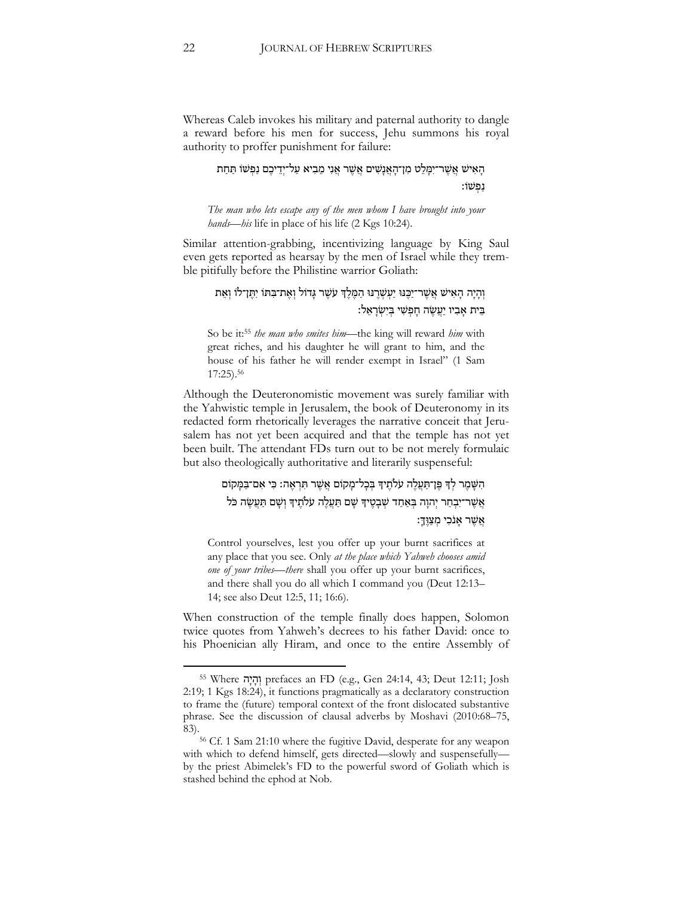Whereas Caleb invokes his military and paternal authority to dangle a reward before his men for success, Jehu summons his royal authority to proffer punishment for failure:

> הָאִישׁ אֲשֶׁר־יִמָּלֵט מִן־הָאֲנָשִׁים אֲשֶׁר אֲנִי מֵבִיא עַל־יְדֵיכֶם נַפְשׁוֹ תַּחַת נַפְשׁוֹ׃
>
> *The man who lets escape any of the men whom I have brought into your hands*—*his* life in place of his life (2 Kgs 10:24).

Similar attention-grabbing, incentivizing language by King Saul even gets reported as hearsay by the men of Israel while they tremble pitifully before the Philistine warrior Goliath:

> וְהָיָה הָאִישׁ אֲשֶׁר־יַכֶּנּוּ יַעְשְׁרֶנּוּ הַמֶּלֶךְ עֹשֶׁר גָּדוֹל וְאֶת־בִּתּוֹ יִתֶּן־לוֹ וְאֵת בֵּית אָבִיו יַעֲשֶׂה חָפְשִׁי בְּיִשְׂרָאֵל׃
>
> So be it:[55] *the man who smites him*—the king will reward *him* with great riches, and his daughter he will grant to him, and the house of his father he will render exempt in Israel" (1 Sam 17:25).[56]

Although the Deuteronomistic movement was surely familiar with the Yahwistic temple in Jerusalem, the book of Deuteronomy in its redacted form rhetorically leverages the narrative conceit that Jerusalem has not yet been acquired and that the temple has not yet been built. The attendant FDs turn out to be not merely formulaic but also theologically authoritative and literarily suspenseful:

> הִשָּׁמֶר לְךָ פֶּן־תַּעֲלֶה עֹלֹתֶיךָ בְּכָל־מָקוֹם אֲשֶׁר תִּרְאֶה׃ כִּי אִם־בַּמָּקוֹם אֲשֶׁר־יִבְחַר יְהוָה בְּאַחַד שְׁבָטֶיךָ שָׁם תַּעֲלֶה עֹלֹתֶיךָ וְשָׁם תַּעֲשֶׂה כֹּל אֲשֶׁר אָנֹכִי מְצַוֶּךָּ׃
>
> Control yourselves, lest you offer up your burnt sacrifices at any place that you see. Only *at the place which Yahweh chooses amid one of your tribes*—*there* shall you offer up your burnt sacrifices, and there shall you do all which I command you (Deut 12:13–14; see also Deut 12:5, 11; 16:6).

When construction of the temple finally does happen, Solomon twice quotes from Yahweh's decrees to his father David: once to his Phoenician ally Hiram, and once to the entire Assembly of

---

[55] Where וְהָיָה prefaces an FD (e.g., Gen 24:14, 43; Deut 12:11; Josh 2:19; 1 Kgs 18:24), it functions pragmatically as a declaratory construction to frame the (future) temporal context of the front dislocated substantive phrase. See the discussion of clausal adverbs by Moshavi (2010:68–75, 83).

[56] Cf. 1 Sam 21:10 where the fugitive David, desperate for any weapon with which to defend himself, gets directed—slowly and suspensefully—by the priest Abimelek's FD to the powerful sword of Goliath which is stashed behind the ephod at Nob.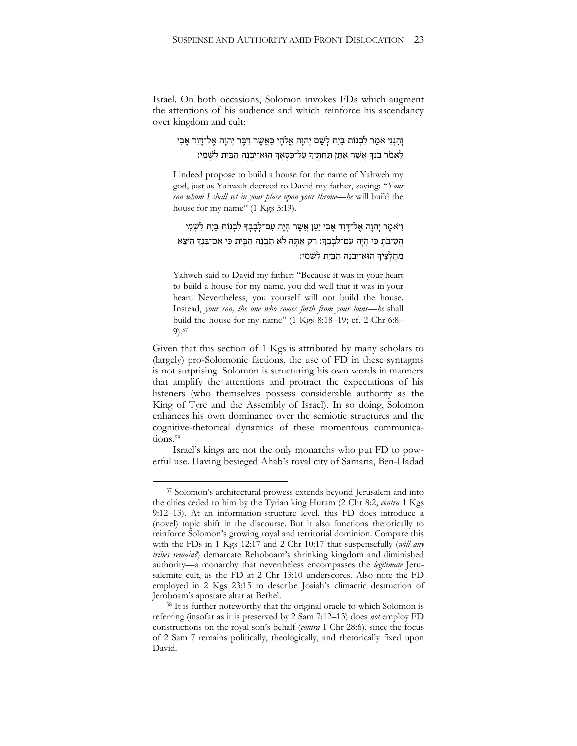Israel. On both occasions, Solomon invokes FDs which augment the attentions of his audience and which reinforce his ascendancy over kingdom and cult:

> וְהִנְנִי אֹמֵר לִבְנוֹת בַּיִת לְשֵׁם יְהוָה אֱלֹהָי כַּאֲשֶׁר דִּבֶּר יְהוָה אֶל־דָּוִד אָבִי לֵאמֹר בִּנְךָ אֲשֶׁר אֶתֵּן תַּחְתֶּיךָ עַל־כִּסְאֶךָ הוּא־יִבְנֶה הַבַּיִת לִשְׁמִי׃
>
> I indeed propose to build a house for the name of Yahweh my god, just as Yahweh decreed to David my father, saying: "*Your son whom I shall set in your place upon your throne*—*he* will build the house for my name" (1 Kgs 5:19).
>
> וַיֹּאמֶר יְהוָה אֶל־דָּוִד אָבִי יַעַן אֲשֶׁר הָיָה עִם־לְבָבְךָ לִבְנוֹת בַּיִת לִשְׁמִי הֱטִיבֹתָ כִּי הָיָה עִם־לְבָבֶךָ׃ רַק אַתָּה לֹא תִבְנֶה הַבָּיִת כִּי אִם־בִּנְךָ הַיֹּצֵא מֵחֲלָצֶיךָ הוּא־יִבְנֶה הַבַּיִת לִשְׁמִי׃
>
> Yahweh said to David my father: "Because it was in your heart to build a house for my name, you did well that it was in your heart. Nevertheless, you yourself will not build the house. Instead, *your son, the one who comes forth from your loins*—*he* shall build the house for my name" (1 Kgs 8:18–19; cf. 2 Chr 6:8–9).[57]

Given that this section of 1 Kgs is attributed by many scholars to (largely) pro-Solomonic factions, the use of FD in these syntagms is not surprising. Solomon is structuring his own words in manners that amplify the attentions and protract the expectations of his listeners (who themselves possess considerable authority as the King of Tyre and the Assembly of Israel). In so doing, Solomon enhances his own dominance over the semiotic structures and the cognitive-rhetorical dynamics of these momentous communications.[58]

Israel's kings are not the only monarchs who put FD to powerful use. Having besieged Ahab's royal city of Samaria, Ben-Hadad

---

[57] Solomon's architectural prowess extends beyond Jerusalem and into the cities ceded to him by the Tyrian king Huram (2 Chr 8:2; *contra* 1 Kgs 9:12–13). At an information-structure level, this FD does introduce a (novel) topic shift in the discourse. But it also functions rhetorically to reinforce Solomon's growing royal and territorial dominion. Compare this with the FDs in 1 Kgs 12:17 and 2 Chr 10:17 that suspensefully (*will any tribes remain?*) demarcate Rehoboam's shrinking kingdom and diminished authority—a monarchy that nevertheless encompasses the *legitimate* Jerusalemite cult, as the FD at 2 Chr 13:10 underscores. Also note the FD employed in 2 Kgs 23:15 to describe Josiah's climactic destruction of Jeroboam's apostate altar at Bethel.

[58] It is further noteworthy that the original oracle to which Solomon is referring (insofar as it is preserved by 2 Sam 7:12–13) does *not* employ FD constructions on the royal son's behalf (*contra* 1 Chr 28:6), since the focus of 2 Sam 7 remains politically, theologically, and rhetorically fixed upon David.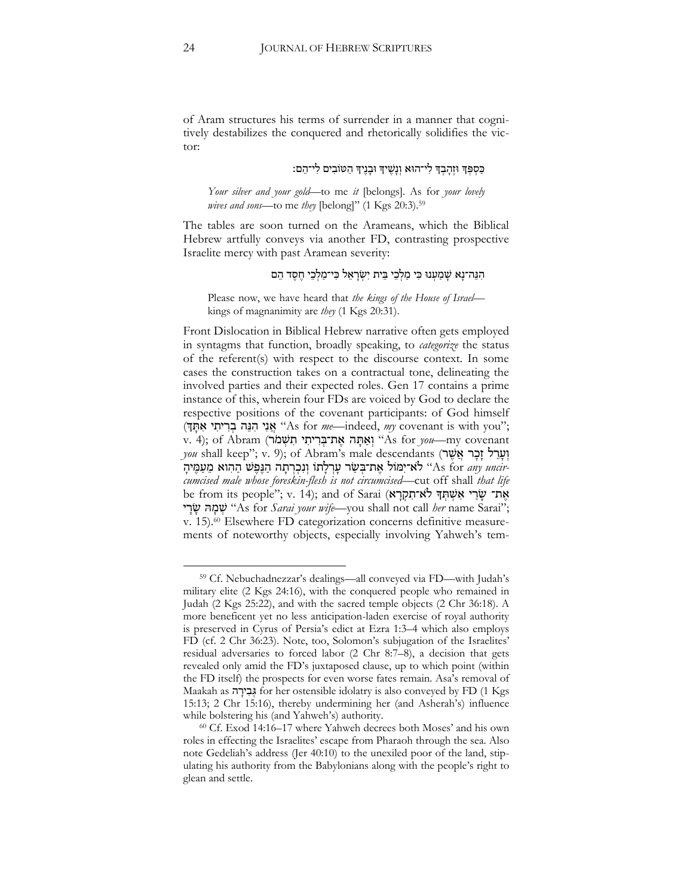of Aram structures his terms of surrender in a manner that cognitively destabilizes the conquered and rhetorically solidifies the victor:

כַּסְפְּךָ וּזְהָבְךָ לִי־הוּא וְנָשֶׁיךָ וּבָנֶיךָ הַטּוֹבִים לִי־הֵם׃

> *Your silver and your gold*—to me *it* [belongs]. As for *your lovely wives and sons*—to me *they* [belong]" (1 Kgs 20:3).[59]

The tables are soon turned on the Arameans, which the Biblical Hebrew artfully conveys via another FD, contrasting prospective Israelite mercy with past Aramean severity:

הִנֵּה־נָא שָׁמַעְנוּ כִּי מַלְכֵי בֵּית יִשְׂרָאֵל כִּי־מַלְכֵי חֶסֶד הֵם

> Please now, we have heard that *the kings of the House of Israel*—kings of magnanimity are *they* (1 Kgs 20:31).

Front Dislocation in Biblical Hebrew narrative often gets employed in syntagms that function, broadly speaking, to *categorize* the status of the referent(s) with respect to the discourse context. In some cases the construction takes on a contractual tone, delineating the involved parties and their expected roles. Gen 17 contains a prime instance of this, wherein four FDs are voiced by God to declare the respective positions of the covenant participants: of God himself (אֲנִי הִנֵּה בְרִיתִי אִתָּךְ "As for *me*—indeed, *my* covenant is with you"; v. 4); of Abram (וְאַתָּה אֶת־בְּרִיתִי תִשְׁמֹר "As for *you*—my covenant *you* shall keep"; v. 9); of Abram's male descendants (וְעָרֵל זָכָר אֲשֶׁר לֹא־יִמּוֹל אֶת־בְּשַׂר עָרְלָתוֹ וְנִכְרְתָה הַנֶּפֶשׁ הַהִוא מֵעַמֶּיהָ "As for *any uncircumcised male whose foreskin-flesh is not circumcised*—cut off shall *that life* be from its people"; v. 14); and of Sarai (אֶת־ שָׂרַי אִשְׁתְּךָ לֹא־תִקְרָא שְׁמָהּ שָׂרָי "As for *Sarai your wife*—you shall not call *her* name Sarai"; v. 15).[60] Elsewhere FD categorization concerns definitive measurements of noteworthy objects, especially involving Yahweh's tem-

---

[59] Cf. Nebuchadnezzar's dealings—all conveyed via FD—with Judah's military elite (2 Kgs 24:16), with the conquered people who remained in Judah (2 Kgs 25:22), and with the sacred temple objects (2 Chr 36:18). A more beneficent yet no less anticipation-laden exercise of royal authority is preserved in Cyrus of Persia's edict at Ezra 1:3–4 which also employs FD (cf. 2 Chr 36:23). Note, too, Solomon's subjugation of the Israelites' residual adversaries to forced labor (2 Chr 8:7–8), a decision that gets revealed only amid the FD's juxtaposed clause, up to which point (within the FD itself) the prospects for even worse fates remain. Asa's removal of Maakah as גְּבִירָה for her ostensible idolatry is also conveyed by FD (1 Kgs 15:13; 2 Chr 15:16), thereby undermining her (and Asherah's) influence while bolstering his (and Yahweh's) authority.

[60] Cf. Exod 14:16–17 where Yahweh decrees both Moses' and his own roles in effecting the Israelites' escape from Pharaoh through the sea. Also note Gedeliah's address (Jer 40:10) to the unexiled poor of the land, stipulating his authority from the Babylonians along with the people's right to glean and settle.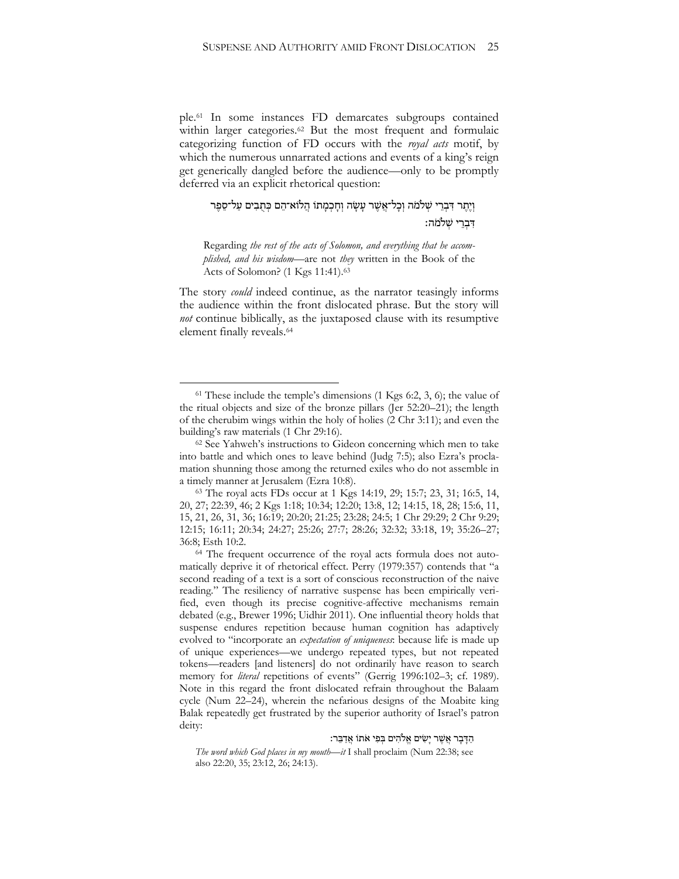ple.[61] In some instances FD demarcates subgroups contained within larger categories.[62] But the most frequent and formulaic categorizing function of FD occurs with the *royal acts* motif, by which the numerous unnarrated actions and events of a king's reign get generically dangled before the audience—only to be promptly deferred via an explicit rhetorical question:

> וְיֶתֶר דִּבְרֵי שְׁלֹמֹה וְכָל־אֲשֶׁר עָשָׂה וְחָכְמָתוֹ הֲלוֹא־הֵם כְּתֻבִים עַל־סֵפֶר דִּבְרֵי שְׁלֹמֹה׃
>
> Regarding *the rest of the acts of Solomon, and everything that he accomplished, and his wisdom*—are not *they* written in the Book of the Acts of Solomon? (1 Kgs 11:41).[63]

The story *could* indeed continue, as the narrator teasingly informs the audience within the front dislocated phrase. But the story will *not* continue biblically, as the juxtaposed clause with its resumptive element finally reveals.[64]

---

[61] These include the temple's dimensions (1 Kgs 6:2, 3, 6); the value of the ritual objects and size of the bronze pillars (Jer 52:20–21); the length of the cherubim wings within the holy of holies (2 Chr 3:11); and even the building's raw materials (1 Chr 29:16).

[62] See Yahweh's instructions to Gideon concerning which men to take into battle and which ones to leave behind (Judg 7:5); also Ezra's proclamation shunning those among the returned exiles who do not assemble in a timely manner at Jerusalem (Ezra 10:8).

[63] The royal acts FDs occur at 1 Kgs 14:19, 29; 15:7; 23, 31; 16:5, 14, 20, 27; 22:39, 46; 2 Kgs 1:18; 10:34; 12:20; 13:8, 12; 14:15, 18, 28; 15:6, 11, 15, 21, 26, 31, 36; 16:19; 20:20; 21:25; 23:28; 24:5; 1 Chr 29:29; 2 Chr 9:29; 12:15; 16:11; 20:34; 24:27; 25:26; 27:7; 28:26; 32:32; 33:18, 19; 35:26–27; 36:8; Esth 10:2.

[64] The frequent occurrence of the royal acts formula does not automatically deprive it of rhetorical effect. Perry (1979:357) contends that "a second reading of a text is a sort of conscious reconstruction of the naive reading." The resiliency of narrative suspense has been empirically verified, even though its precise cognitive-affective mechanisms remain debated (e.g., Brewer 1996; Uidhir 2011). One influential theory holds that suspense endures repetition because human cognition has adaptively evolved to "incorporate an *expectation of uniqueness*: because life is made up of unique experiences—we undergo repeated types, but not repeated tokens—readers [and listeners] do not ordinarily have reason to search memory for *literal* repetitions of events" (Gerrig 1996:102–3; cf. 1989). Note in this regard the front dislocated refrain throughout the Balaam cycle (Num 22–24), wherein the nefarious designs of the Moabite king Balak repeatedly get frustrated by the superior authority of Israel's patron deity:

> הַדָּבָר אֲשֶׁר יָשִׂים אֱלֹהִים בְּפִי אֹתוֹ אֲדַבֵּר׃
>
> *The word which God places in my mouth—it* I shall proclaim (Num 22:38; see also 22:20, 35; 23:12, 26; 24:13).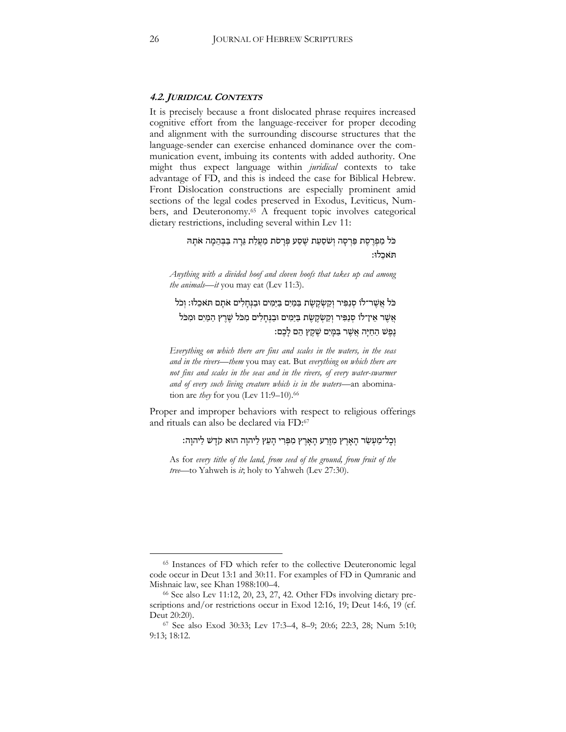#### *4.2. Juridical Contexts*

It is precisely because a front dislocated phrase requires increased cognitive effort from the language-receiver for proper decoding and alignment with the surrounding discourse structures that the language-sender can exercise enhanced dominance over the communication event, imbuing its contents with added authority. One might thus expect language within *juridical* contexts to take advantage of FD, and this is indeed the case for Biblical Hebrew. Front Dislocation constructions are especially prominent amid sections of the legal codes preserved in Exodus, Leviticus, Numbers, and Deuteronomy.[65] A frequent topic involves categorical dietary restrictions, including several within Lev 11:

כֹּל מַפְרֶסֶת פַּרְסָה וְשֹׁסַעַת שֶׁסַע פְּרָסֹת מַעֲלַת גֵּרָה בַּבְּהֵמָה אֹתָהּ תֹּאכֵלוּ׃

*Anything with a divided hoof and cloven hoofs that takes up cud among the animals—it* you may eat (Lev 11:3).

כֹּל אֲשֶׁר־לוֹ סְנַפִּיר וְקַשְׂקֶשֶׂת בַּמַּיִם בַּיַּמִּים וּבַנְּחָלִים אֹתָם תֹּאכֵלוּ׃ וְכֹל אֲשֶׁר אֵין־לוֹ סְנַפִּיר וְקַשְׂקֶשֶׂת בַּיַּמִּים וּבַנְּחָלִים מִכֹּל שֶׁרֶץ הַמַּיִם וּמִכֹּל נֶפֶשׁ הַחַיָּה אֲשֶׁר בַּמָּיִם שֶׁקֶץ הֵם לָכֶם׃

*Everything on which there are fins and scales in the waters, in the seas and in the rivers—them* you may eat. But *everything on which there are not fins and scales in the seas and in the rivers, of every water-swarmer and of every such living creature which is in the waters*—an abomination are *they* for you (Lev 11:9–10).[66]

Proper and improper behaviors with respect to religious offerings and rituals can also be declared via FD:[67]

וְכָל־מַעְשַׂר הָאָרֶץ מִזֶּרַע הָאָרֶץ מִפְּרִי הָעֵץ לַיהוָה הוּא קֹדֶשׁ לַיהוָה׃

As for *every tithe of the land, from seed of the ground, from fruit of the tree*—to Yahweh is *it*; holy to Yahweh (Lev 27:30).

---

[65] Instances of FD which refer to the collective Deuteronomic legal code occur in Deut 13:1 and 30:11. For examples of FD in Qumranic and Mishnaic law, see Khan 1988:100–4.

[66] See also Lev 11:12, 20, 23, 27, 42. Other FDs involving dietary prescriptions and/or restrictions occur in Exod 12:16, 19; Deut 14:6, 19 (cf. Deut 20:20).

[67] See also Exod 30:33; Lev 17:3–4, 8–9; 20:6; 22:3, 28; Num 5:10; 9:13; 18:12.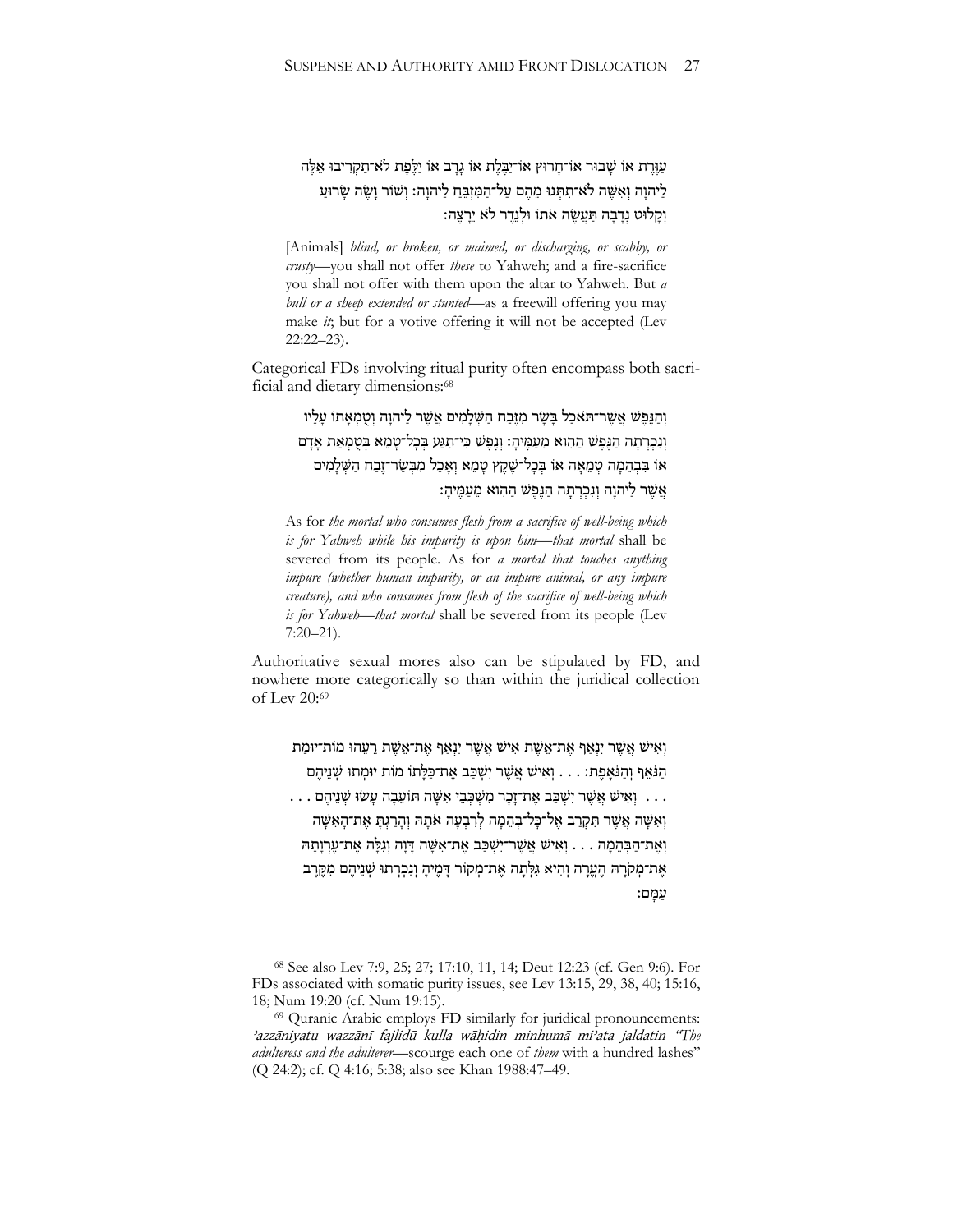עַוֶּרֶת אוֹ שָׁבוּר אוֹ־חָרוּץ אוֹ־יַבֶּלֶת אוֹ גָרָב אוֹ יַלֶּפֶת לֹא־תַקְרִיבוּ אֵלֶּה לַיהוָה וְאִשֶּׁה לֹא־תִתְּנוּ מֵהֶם עַל־הַמִּזְבֵּחַ לַיהוָה׃ וְשׁוֹר וָשֶׂה שָׂרוּעַ וְקָלוּט נְדָבָה תַּעֲשֶׂה אֹתוֹ וּלְנֵדֶר לֹא יֵרָצֶה׃

> [Animals] *blind, or broken, or maimed, or discharging, or scabby, or crusty*—you shall not offer *these* to Yahweh; and a fire-sacrifice you shall not offer with them upon the altar to Yahweh. But *a bull or a sheep extended or stunted*—as a freewill offering you may make *it*; but for a votive offering it will not be accepted (Lev 22:22–23).

Categorical FDs involving ritual purity often encompass both sacrificial and dietary dimensions:[68]

וְהַנֶּפֶשׁ אֲשֶׁר־תֹּאכַל בָּשָׂר מִזֶּבַח הַשְּׁלָמִים אֲשֶׁר לַיהוָה וְטֻמְאָתוֹ עָלָיו וְנִכְרְתָה הַנֶּפֶשׁ הַהִוא מֵעַמֶּיהָ׃ וְנֶפֶשׁ כִּי־תִגַּע בְּכָל־טָמֵא בְּטֻמְאַת אָדָם אוֹ בִּבְהֵמָה טְמֵאָה אוֹ בְּכָל־שֶׁקֶץ טָמֵא וְאָכַל מִבְּשַׂר־זֶבַח הַשְּׁלָמִים אֲשֶׁר לַיהוָה וְנִכְרְתָה הַנֶּפֶשׁ הַהִוא מֵעַמֶּיהָ׃

> As for *the mortal who consumes flesh from a sacrifice of well-being which is for Yahweh while his impurity is upon him*—*that mortal* shall be severed from its people. As for *a mortal that touches anything impure (whether human impurity, or an impure animal, or any impure creature), and who consumes from flesh of the sacrifice of well-being which is for Yahweh*—*that mortal* shall be severed from its people (Lev 7:20–21).

Authoritative sexual mores also can be stipulated by FD, and nowhere more categorically so than within the juridical collection of Lev 20:[69]

וְאִישׁ אֲשֶׁר יִנְאַף אֶת־אֵשֶׁת אִישׁ אֲשֶׁר יִנְאַף אֶת־אֵשֶׁת רֵעֵהוּ מוֹת־יוּמַת הַנֹּאֵף וְהַנֹּאָפֶת׃ . . . וְאִישׁ אֲשֶׁר יִשְׁכַּב אֶת־כַּלָּתוֹ מוֹת יוּמְתוּ שְׁנֵיהֶם . . . וְאִישׁ אֲשֶׁר יִשְׁכַּב אֶת־זָכָר מִשְׁכְּבֵי אִשָּׁה תּוֹעֵבָה עָשׂוּ שְׁנֵיהֶם . . . וְאִשָּׁה אֲשֶׁר תִּקְרַב אֶל־כָּל־בְּהֵמָה לְרִבְעָה אֹתָהּ וְהָרַגְתָּ אֶת־הָאִשָּׁה וְאֶת־הַבְּהֵמָה . . . וְאִישׁ אֲשֶׁר־יִשְׁכַּב אֶת־אִשָּׁה דָּוָה וְגִלָּה אֶת־עֶרְוָתָהּ אֶת־מְקֹרָהּ הֶעֱרָה וְהִיא גִּלְּתָה אֶת־מְקוֹר דָּמֶיהָ וְנִכְרְתוּ שְׁנֵיהֶם מִקֶּרֶב עַמָּם׃

---

[68] See also Lev 7:9, 25; 27; 17:10, 11, 14; Deut 12:23 (cf. Gen 9:6). For FDs associated with somatic purity issues, see Lev 13:15, 29, 38, 40; 15:16, 18; Num 19:20 (cf. Num 19:15).

[69] Quranic Arabic employs FD similarly for juridical pronouncements: *ʾazzāniyatu wazzānī fajlidū kulla wāḥidin minhumā miʾata jaldatin "The adulteress and the adulterer*—scourge each one of *them* with a hundred lashes" (Q 24:2); cf. Q 4:16; 5:38; also see Khan 1988:47–49.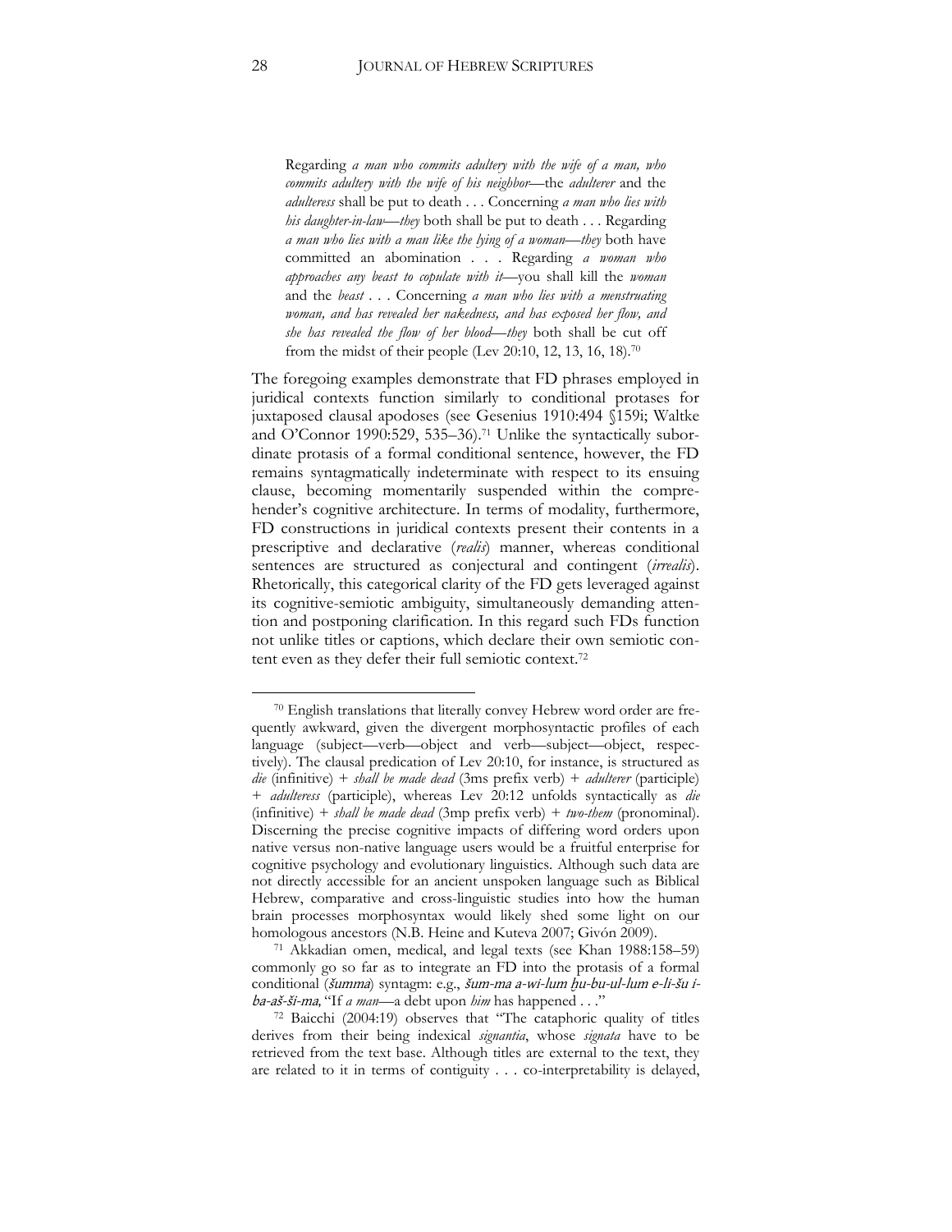> Regarding *a man who commits adultery with the wife of a man, who commits adultery with the wife of his neighbor*—the *adulterer* and the *adulteress* shall be put to death . . . Concerning *a man who lies with his daughter-in-law*—*they* both shall be put to death . . . Regarding *a man who lies with a man like the lying of a woman*—*they* both have committed an abomination . . . Regarding *a woman who approaches any beast to copulate with it*—you shall kill the *woman* and the *beast* . . . Concerning *a man who lies with a menstruating woman, and has revealed her nakedness, and has exposed her flow, and she has revealed the flow of her blood*—*they* both shall be cut off from the midst of their people (Lev 20:10, 12, 13, 16, 18).[70]

The foregoing examples demonstrate that FD phrases employed in juridical contexts function similarly to conditional protases for juxtaposed clausal apodoses (see Gesenius 1910:494 §159i; Waltke and O'Connor 1990:529, 535–36).[71] Unlike the syntactically subordinate protasis of a formal conditional sentence, however, the FD remains syntagmatically indeterminate with respect to its ensuing clause, becoming momentarily suspended within the comprehender's cognitive architecture. In terms of modality, furthermore, FD constructions in juridical contexts present their contents in a prescriptive and declarative (*realis*) manner, whereas conditional sentences are structured as conjectural and contingent (*irrealis*). Rhetorically, this categorical clarity of the FD gets leveraged against its cognitive-semiotic ambiguity, simultaneously demanding attention and postponing clarification. In this regard such FDs function not unlike titles or captions, which declare their own semiotic content even as they defer their full semiotic context.[72]

---

[70] English translations that literally convey Hebrew word order are frequently awkward, given the divergent morphosyntactic profiles of each language (subject—verb—object and verb—subject—object, respectively). The clausal predication of Lev 20:10, for instance, is structured as *die* (infinitive) + *shall be made dead* (3ms prefix verb) + *adulterer* (participle) + *adulteress* (participle), whereas Lev 20:12 unfolds syntactically as *die* (infinitive) + *shall be made dead* (3mp prefix verb) + *two-them* (pronominal). Discerning the precise cognitive impacts of differing word orders upon native versus non-native language users would be a fruitful enterprise for cognitive psychology and evolutionary linguistics. Although such data are not directly accessible for an ancient unspoken language such as Biblical Hebrew, comparative and cross-linguistic studies into how the human brain processes morphosyntax would likely shed some light on our homologous ancestors (N.B. Heine and Kuteva 2007; Givón 2009).

[71] Akkadian omen, medical, and legal texts (see Khan 1988:158–59) commonly go so far as to integrate an FD into the protasis of a formal conditional (*šumma*) syntagm: e.g., *šum-ma a-wi-lum ḫu-bu-ul-lum e-li-šu i-ba-aš-ši-ma,* "If *a man*—a debt upon *him* has happened . . ."

[72] Baicchi (2004:19) observes that "The cataphoric quality of titles derives from their being indexical *signantia*, whose *signata* have to be retrieved from the text base. Although titles are external to the text, they are related to it in terms of contiguity . . . co-interpretability is delayed,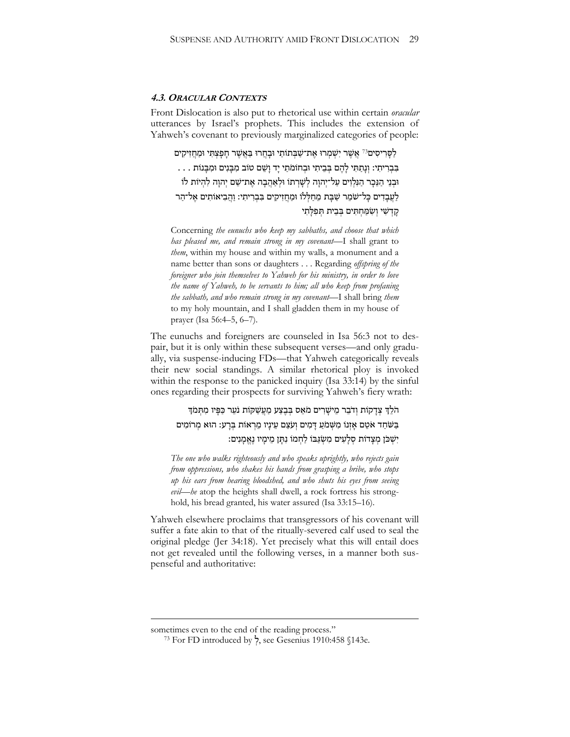### *4.3. Oracular Contexts*

Front Dislocation is also put to rhetorical use within certain *oracular* utterances by Israel's prophets. This includes the extension of Yahweh's covenant to previously marginalized categories of people:

> לַסָּרִיסִים[73] אֲשֶׁר יִשְׁמְרוּ אֶת־שַׁבְּתוֹתַי וּבָחֲרוּ בַּאֲשֶׁר חָפָצְתִּי וּמַחֲזִיקִים בִּבְרִיתִי׃ וְנָתַתִּי לָהֶם בְּבֵיתִי וּבְחוֹמֹתַי יָד וָשֵׁם טוֹב מִבָּנִים וּמִבָּנוֹת . . . וּבְנֵי הַנֵּכָר הַנִּלְוִים עַל־יְהוָה לְשָׁרְתוֹ וּלְאַהֲבָה אֶת־שֵׁם יְהוָה לִהְיוֹת לוֹ לַעֲבָדִים כָּל־שֹׁמֵר שַׁבָּת מֵחַלְּלוֹ וּמַחֲזִיקִים בִּבְרִיתִי׃ וַהֲבִיאוֹתִים אֶל־הַר קָדְשִׁי וְשִׂמַּחְתִּים בְּבֵית תְּפִלָּתִי
>
> Concerning *the eunuchs who keep my sabbaths, and choose that which has pleased me, and remain strong in my covenant*—I shall grant to *them*, within my house and within my walls, a monument and a name better than sons or daughters . . . Regarding *offspring of the foreigner who join themselves to Yahweh for his ministry, in order to love the name of Yahweh, to be servants to him; all who keep from profaning the sabbath, and who remain strong in my covenant*—I shall bring *them* to my holy mountain, and I shall gladden them in my house of prayer (Isa 56:4–5, 6–7).

The eunuchs and foreigners are counseled in Isa 56:3 not to despair, but it is only within these subsequent verses—and only gradually, via suspense-inducing FDs—that Yahweh categorically reveals their new social standings. A similar rhetorical ploy is invoked within the response to the panicked inquiry (Isa 33:14) by the sinful ones regarding their prospects for surviving Yahweh's fiery wrath:

> הֹלֵךְ צְדָקוֹת וְדֹבֵר מֵישָׁרִים מֹאֵס בְּבֶצַע מַעֲשַׁקּוֹת נֹעֵר כַּפָּיו מִתְּמֹךְ בַּשֹּׁחַד אֹטֵם אָזְנוֹ מִשְּׁמֹעַ דָּמִים וְעֹצֵם עֵינָיו מֵרְאוֹת בְּרָע׃ הוּא מְרוֹמִים יִשְׁכֹּן מְצָדוֹת סְלָעִים מִשְׂגַּבּוֹ לַחְמוֹ נִתָּן מֵימָיו נֶאֱמָנִים׃
>
> *The one who walks righteously and who speaks uprightly, who rejects gain from oppressions, who shakes his hands from grasping a bribe, who stops up his ears from hearing bloodshed, and who shuts his eyes from seeing evil*—*he* atop the heights shall dwell, a rock fortress his stronghold, his bread granted, his water assured (Isa 33:15–16).

Yahweh elsewhere proclaims that transgressors of his covenant will suffer a fate akin to that of the ritually-severed calf used to seal the original pledge (Jer 34:18). Yet precisely what this will entail does not get revealed until the following verses, in a manner both suspenseful and authoritative:

---

sometimes even to the end of the reading process."

[73] For FD introduced by לְ, see Gesenius 1910:458 §143e.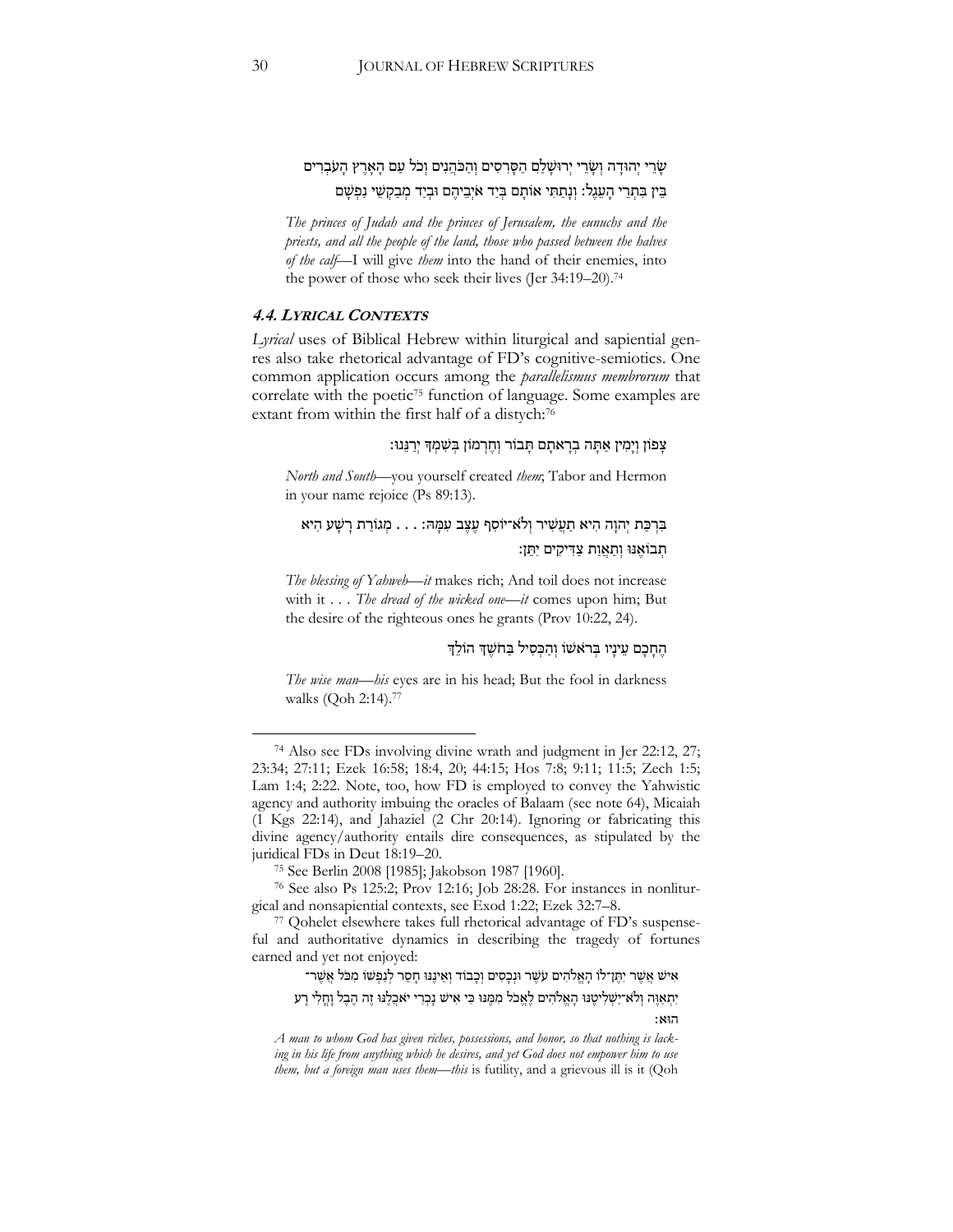שָׂרֵי יְהוּדָה וְשָׂרֵי יְרוּשָׁלַם הַסָּרִסִים וְהַכֹּהֲנִים וְכֹל עַם הָאָרֶץ הָעֹבְרִים בֵּין בִּתְרֵי הָעֵגֶל: וְנָתַתִּי אוֹתָם בְּיַד אֹיְבֵיהֶם וּבְיַד מְבַקְשֵׁי נַפְשָׁם

*The princes of Judah and the princes of Jerusalem, the eunuchs and the priests, and all the people of the land, those who passed between the halves of the calf*—I will give *them* into the hand of their enemies, into the power of those who seek their lives (Jer 34:19–20).[74]

### 4.4. Lyrical Contexts

*Lyrical* uses of Biblical Hebrew within liturgical and sapiential genres also take rhetorical advantage of FD's cognitive-semiotics. One common application occurs among the *parallelismus membrorum* that correlate with the poetic[75] function of language. Some examples are extant from within the first half of a distych:[76]

צָפוֹן וְיָמִין אַתָּה בְרָאתָם תָּבוֹר וְחֶרְמוֹן בְּשִׁמְךָ יְרַנֵּנוּ:

*North and South*—you yourself created *them*; Tabor and Hermon in your name rejoice (Ps 89:13).

בִּרְכַּת יְהוָה הִיא תַעֲשִׁיר וְלֹא־יוֹסִף עֶצֶב עִמָּהּ: . . . מְגוֹרַת רָשָׁע הִיא תְבוֹאֶנּוּ וְתַאֲוַת צַדִּיקִים יִתֵּן:

*The blessing of Yahweh*—*it* makes rich; And toil does not increase with it . . . *The dread of the wicked one*—*it* comes upon him; But the desire of the righteous ones he grants (Prov 10:22, 24).

הֶחָכָם עֵינָיו בְּרֹאשׁוֹ וְהַכְּסִיל בַּחֹשֶׁךְ הוֹלֵךְ

*The wise man*—*his* eyes are in his head; But the fool in darkness walks (Qoh 2:14).[77]

---

[74] Also see FDs involving divine wrath and judgment in Jer 22:12, 27; 23:34; 27:11; Ezek 16:58; 18:4, 20; 44:15; Hos 7:8; 9:11; 11:5; Zech 1:5; Lam 1:4; 2:22. Note, too, how FD is employed to convey the Yahwistic agency and authority imbuing the oracles of Balaam (see note 64), Micaiah (1 Kgs 22:14), and Jahaziel (2 Chr 20:14). Ignoring or fabricating this divine agency/authority entails dire consequences, as stipulated by the juridical FDs in Deut 18:19–20.

[75] See Berlin 2008 [1985]; Jakobson 1987 [1960].

[76] See also Ps 125:2; Prov 12:16; Job 28:28. For instances in nonliturgical and nonsapiential contexts, see Exod 1:22; Ezek 32:7–8.

[77] Qohelet elsewhere takes full rhetorical advantage of FD's suspenseful and authoritative dynamics in describing the tragedy of fortunes earned and yet not enjoyed:

אִישׁ אֲשֶׁר יִתֶּן־לוֹ הָאֱלֹהִים עֹשֶׁר וּנְכָסִים וְכָבוֹד וְאֵינֶנּוּ חָסֵר לְנַפְשׁוֹ מִכֹּל אֲשֶׁר־יִתְאַוֶּה וְלֹא־יַשְׁלִיטֶנּוּ הָאֱלֹהִים לֶאֱכֹל מִמֶּנּוּ כִּי אִישׁ נָכְרִי יֹאכְלֶנּוּ זֶה הֶבֶל וָחֳלִי רָע הוּא:

*A man to whom God has given riches, possessions, and honor, so that nothing is lacking in his life from anything which he desires, and yet God does not empower him to use them, but a foreign man uses them*—*this* is futility, and a grievous ill is it (Qoh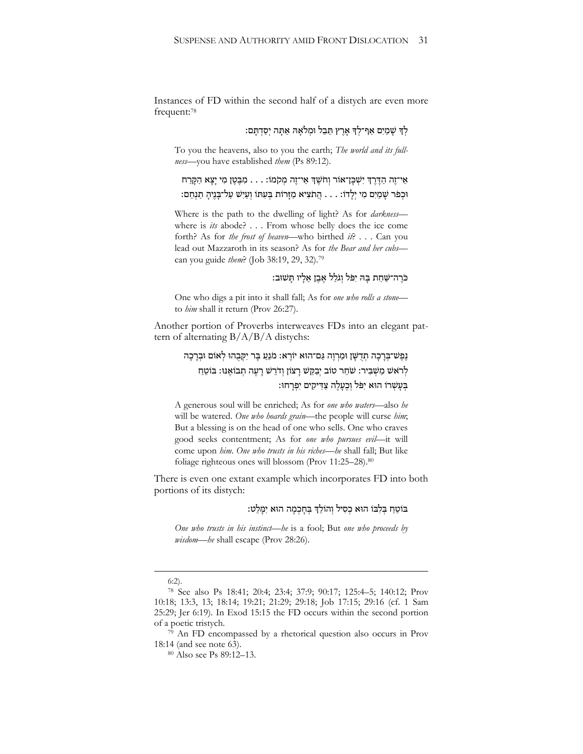Instances of FD within the second half of a distych are even more frequent:[78]

לְךָ שָׁמַיִם אַף־לְךָ אָרֶץ תֵּבֵל וּמְלֹאָהּ אַתָּה יְסַדְתָּם׃

> To you the heavens, also to you the earth; *The world and its fullness*—you have established *them* (Ps 89:12).

אֵי־זֶה הַדֶּרֶךְ יִשְׁכָּן־אוֹר וְחֹשֶׁךְ אֵי־זֶה מְקֹמוֹ׃ . . . מִבֶּטֶן מִי יָצָא הַקָּרַח וּכְפֹר שָׁמַיִם מִי יְלָדוֹ׃ . . . הֲתֹצִיא מַזָּרוֹת בְּעִתּוֹ וְעַיִשׁ עַל־בָּנֶיהָ תַנְחֵם׃

> Where is the path to the dwelling of light? As for *darkness*—where is *its* abode? . . . From whose belly does the ice come forth? As for *the frost of heaven*—who birthed *it*? . . . Can you lead out Mazzaroth in its season? As for *the Bear and her cubs*—can you guide *them*? (Job 38:19, 29, 32).[79]

כֹּרֶה־שַּׁחַת בָּהּ יִפֹּל וְגֹלֵל אֶבֶן אֵלָיו תָּשׁוּב׃

> One who digs a pit into it shall fall; As for *one who rolls a stone*—to *him* shall it return (Prov 26:27).

Another portion of Proverbs interweaves FDs into an elegant pattern of alternating B/A/B/A distychs:

נֶפֶשׁ־בְּרָכָה תְדֻשָּׁן וּמַרְוֶה גַּם־הוּא יוֹרֶא׃ מֹנֵעַ בָּר יִקְּבֻהוּ לְאוֹם וּבְרָכָה לְרֹאשׁ מַשְׁבִּיר׃ שֹׁחֵר טוֹב יְבַקֵּשׁ רָצוֹן וְדֹרֵשׁ רָעָה תְבוֹאֶנּוּ׃ בּוֹטֵחַ בְּעָשְׁרוֹ הוּא יִפֹּל וְכֶעָלֶה צַדִּיקִים יִפְרָחוּ׃

> A generous soul will be enriched; As for *one who waters*—also *he* will be watered. *One who hoards grain*—the people will curse *him*; But a blessing is on the head of one who sells. One who craves good seeks contentment; As for *one who pursues evil*—it will come upon *him*. *One who trusts in his riches*—*he* shall fall; But like foliage righteous ones will blossom (Prov 11:25–28).[80]

There is even one extant example which incorporates FD into both portions of its distych:

בּוֹטֵחַ בְּלִבּוֹ הוּא כְסִיל וְהוֹלֵךְ בְּחָכְמָה הוּא יִמָּלֵט׃

> *One who trusts in his instinct*—*he* is a fool; But *one who proceeds by wisdom*—*he* shall escape (Prov 28:26).

---

6:2).

[78] See also Ps 18:41; 20:4; 23:4; 37:9; 90:17; 125:4–5; 140:12; Prov 10:18; 13:3, 13; 18:14; 19:21; 21:29; 29:18; Job 17:15; 29:16 (cf. 1 Sam 25:29; Jer 6:19). In Exod 15:15 the FD occurs within the second portion of a poetic tristych.

[79] An FD encompassed by a rhetorical question also occurs in Prov 18:14 (and see note 63).

[80] Also see Ps 89:12–13.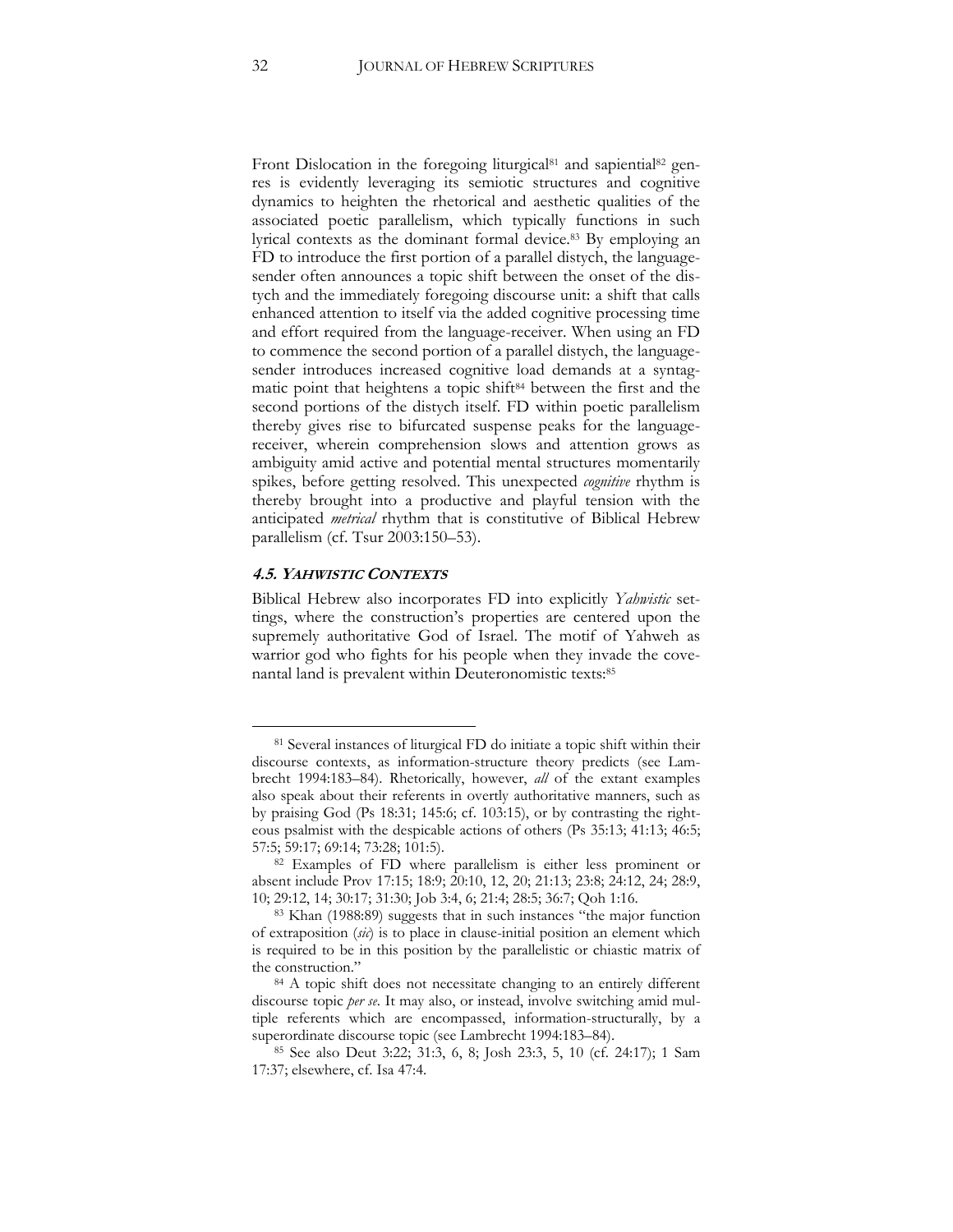Front Dislocation in the foregoing liturgical[81] and sapiential[82] genres is evidently leveraging its semiotic structures and cognitive dynamics to heighten the rhetorical and aesthetic qualities of the associated poetic parallelism, which typically functions in such lyrical contexts as the dominant formal device.[83] By employing an FD to introduce the first portion of a parallel distych, the language-sender often announces a topic shift between the onset of the distych and the immediately foregoing discourse unit: a shift that calls enhanced attention to itself via the added cognitive processing time and effort required from the language-receiver. When using an FD to commence the second portion of a parallel distych, the language-sender introduces increased cognitive load demands at a syntagmatic point that heightens a topic shift[84] between the first and the second portions of the distych itself. FD within poetic parallelism thereby gives rise to bifurcated suspense peaks for the language-receiver, wherein comprehension slows and attention grows as ambiguity amid active and potential mental structures momentarily spikes, before getting resolved. This unexpected *cognitive* rhythm is thereby brought into a productive and playful tension with the anticipated *metrical* rhythm that is constitutive of Biblical Hebrew parallelism (cf. Tsur 2003:150–53).

### 4.5. YAHWISTIC CONTEXTS

Biblical Hebrew also incorporates FD into explicitly *Yahwistic* settings, where the construction's properties are centered upon the supremely authoritative God of Israel. The motif of Yahweh as warrior god who fights for his people when they invade the covenantal land is prevalent within Deuteronomistic texts:[85]

---

[81] Several instances of liturgical FD do initiate a topic shift within their discourse contexts, as information-structure theory predicts (see Lambrecht 1994:183–84). Rhetorically, however, *all* of the extant examples also speak about their referents in overtly authoritative manners, such as by praising God (Ps 18:31; 145:6; cf. 103:15), or by contrasting the righteous psalmist with the despicable actions of others (Ps 35:13; 41:13; 46:5; 57:5; 59:17; 69:14; 73:28; 101:5).

[82] Examples of FD where parallelism is either less prominent or absent include Prov 17:15; 18:9; 20:10, 12, 20; 21:13; 23:8; 24:12, 24; 28:9, 10; 29:12, 14; 30:17; 31:30; Job 3:4, 6; 21:4; 28:5; 36:7; Qoh 1:16.

[83] Khan (1988:89) suggests that in such instances "the major function of extraposition (*sic*) is to place in clause-initial position an element which is required to be in this position by the parallelistic or chiastic matrix of the construction."

[84] A topic shift does not necessitate changing to an entirely different discourse topic *per se*. It may also, or instead, involve switching amid multiple referents which are encompassed, information-structurally, by a superordinate discourse topic (see Lambrecht 1994:183–84).

[85] See also Deut 3:22; 31:3, 6, 8; Josh 23:3, 5, 10 (cf. 24:17); 1 Sam 17:37; elsewhere, cf. Isa 47:4.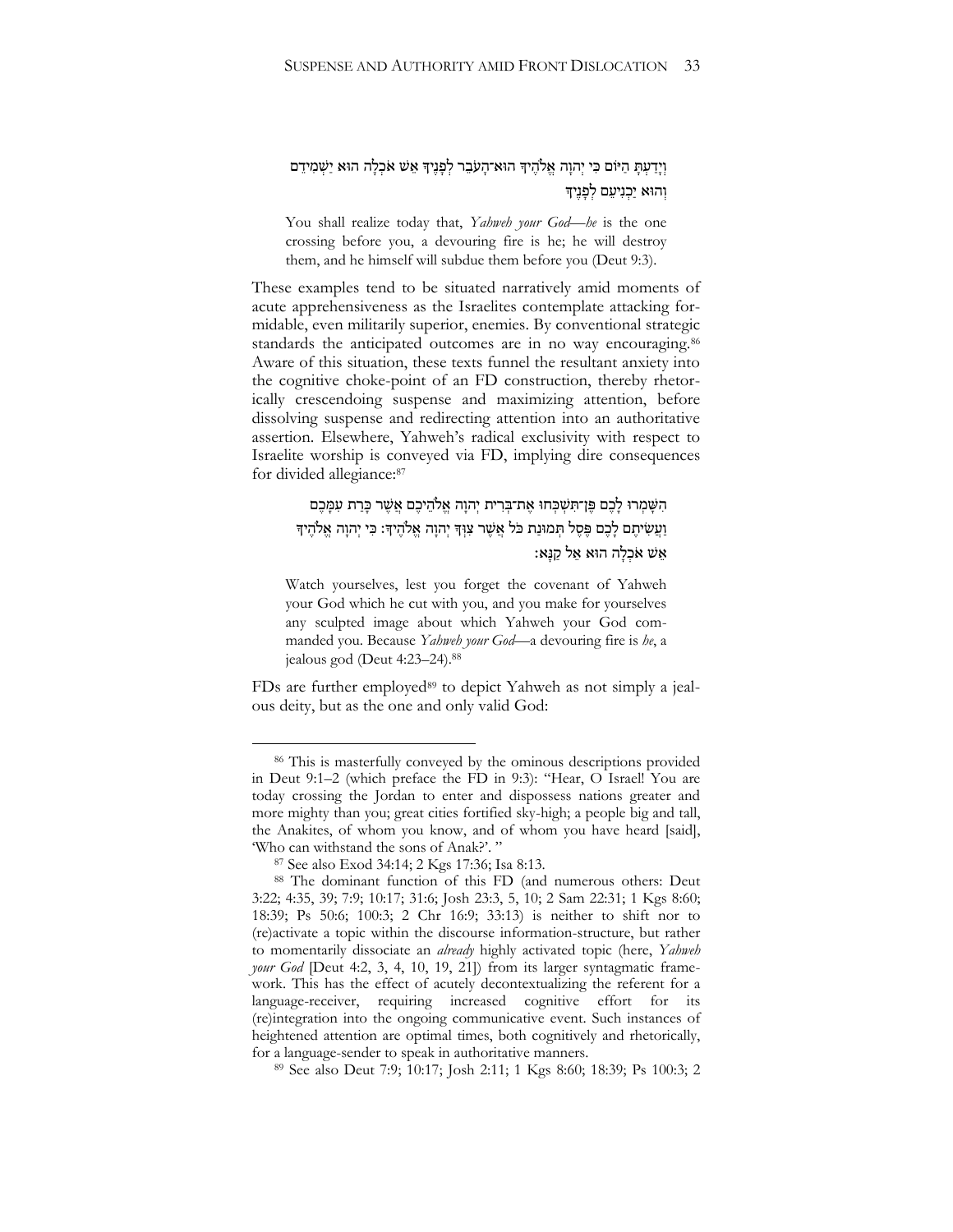וְיָדַעְתָּ הַיּוֹם כִּי יְהוָה אֱלֹהֶיךָ הוּא־הָעֹבֵר לְפָנֶיךָ אֵשׁ אֹכְלָה הוּא יַשְׁמִידֵם וְהוּא יַכְנִיעֵם לְפָנֶיךָ

> You shall realize today that, *Yahweh your God—he* is the one crossing before you, a devouring fire is he; he will destroy them, and he himself will subdue them before you (Deut 9:3).

These examples tend to be situated narratively amid moments of acute apprehensiveness as the Israelites contemplate attacking formidable, even militarily superior, enemies. By conventional strategic standards the anticipated outcomes are in no way encouraging.[86] Aware of this situation, these texts funnel the resultant anxiety into the cognitive choke-point of an FD construction, thereby rhetorically crescendoing suspense and maximizing attention, before dissolving suspense and redirecting attention into an authoritative assertion. Elsewhere, Yahweh's radical exclusivity with respect to Israelite worship is conveyed via FD, implying dire consequences for divided allegiance:[87]

הִשָּׁמְרוּ לָכֶם פֶּן־תִּשְׁכְּחוּ אֶת־בְּרִית יְהוָה אֱלֹהֵיכֶם אֲשֶׁר כָּרַת עִמָּכֶם וַעֲשִׂיתֶם לָכֶם פֶּסֶל תְּמוּנַת כֹּל אֲשֶׁר צִוְּךָ יְהוָה אֱלֹהֶיךָ׃ כִּי יְהוָה אֱלֹהֶיךָ אֵשׁ אֹכְלָה הוּא אֵל קַנָּא׃

> Watch yourselves, lest you forget the covenant of Yahweh your God which he cut with you, and you make for yourselves any sculpted image about which Yahweh your God commanded you. Because *Yahweh your God*—a devouring fire is *he*, a jealous god (Deut 4:23–24).[88]

FDs are further employed[89] to depict Yahweh as not simply a jealous deity, but as the one and only valid God:

---

[86] This is masterfully conveyed by the ominous descriptions provided in Deut 9:1–2 (which preface the FD in 9:3): "Hear, O Israel! You are today crossing the Jordan to enter and dispossess nations greater and more mighty than you; great cities fortified sky-high; a people big and tall, the Anakites, of whom you know, and of whom you have heard [said], 'Who can withstand the sons of Anak?'. "

[87] See also Exod 34:14; 2 Kgs 17:36; Isa 8:13.

[88] The dominant function of this FD (and numerous others: Deut 3:22; 4:35, 39; 7:9; 10:17; 31:6; Josh 23:3, 5, 10; 2 Sam 22:31; 1 Kgs 8:60; 18:39; Ps 50:6; 100:3; 2 Chr 16:9; 33:13) is neither to shift nor to (re)activate a topic within the discourse information-structure, but rather to momentarily dissociate an *already* highly activated topic (here, *Yahweh your God* [Deut 4:2, 3, 4, 10, 19, 21]) from its larger syntagmatic framework. This has the effect of acutely decontextualizing the referent for a language-receiver, requiring increased cognitive effort for its (re)integration into the ongoing communicative event. Such instances of heightened attention are optimal times, both cognitively and rhetorically, for a language-sender to speak in authoritative manners.

[89] See also Deut 7:9; 10:17; Josh 2:11; 1 Kgs 8:60; 18:39; Ps 100:3; 2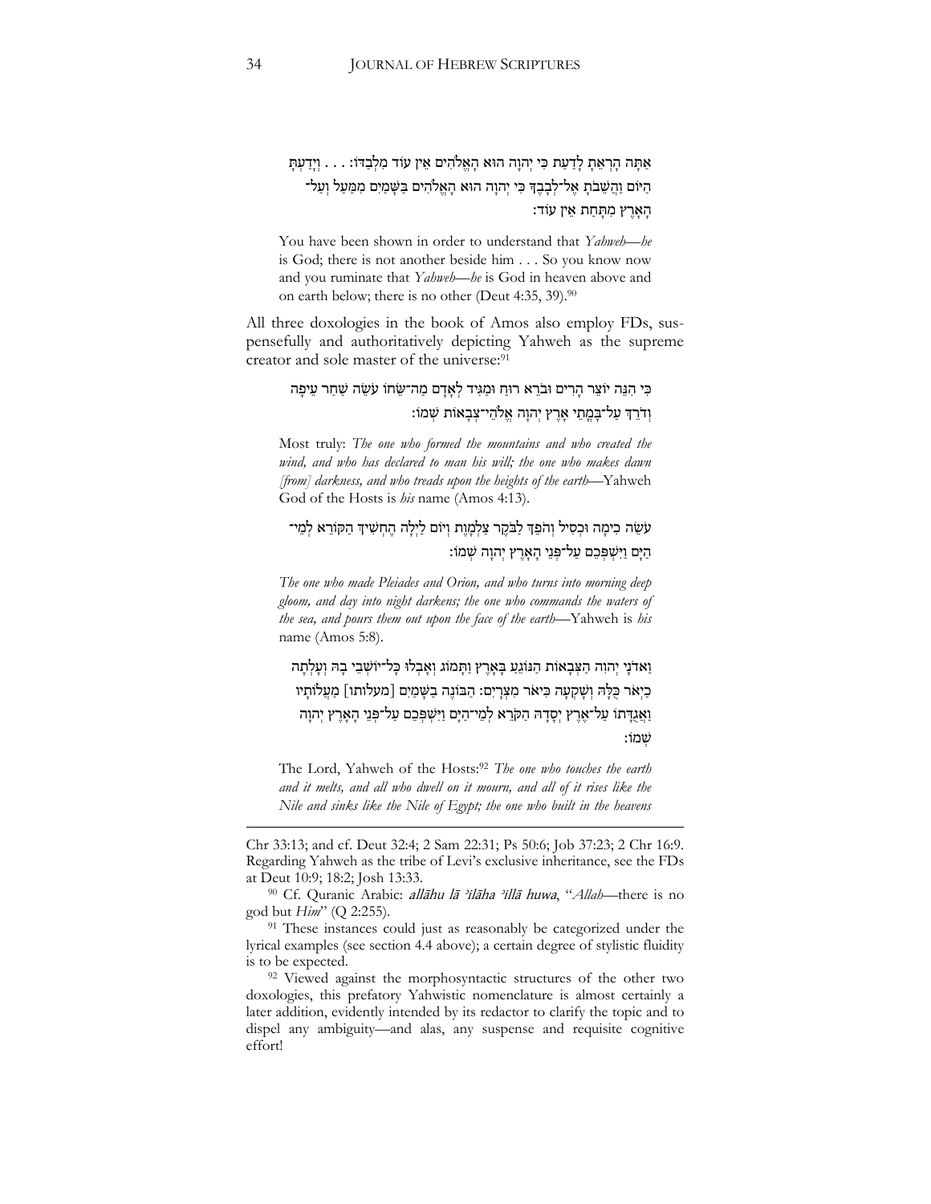אַתָּה הָרְאֵתָ לָדַעַת כִּי יְהוָה הוּא הָאֱלֹהִים אֵין עוֹד מִלְבַדּוֹ׃ . . . וְיָדַעְתָּ הַיּוֹם וַהֲשֵׁבֹתָ אֶל־לְבָבֶךָ כִּי יְהוָה הוּא הָאֱלֹהִים בַּשָּׁמַיִם מִמַּעַל וְעַל־הָאָרֶץ מִתָּחַת אֵין עוֹד׃

You have been shown in order to understand that *Yahweh—he* is God; there is not another beside him . . . So you know now and you ruminate that *Yahweh—he* is God in heaven above and on earth below; there is no other (Deut 4:35, 39).[90]

All three doxologies in the book of Amos also employ FDs, suspensefully and authoritatively depicting Yahweh as the supreme creator and sole master of the universe:[91]

כִּי הִנֵּה יוֹצֵר הָרִים וּבֹרֵא רוּחַ וּמַגִּיד לְאָדָם מַה־שֵּׂחוֹ עֹשֵׂה שַׁחַר עֵיפָה וְדֹרֵךְ עַל־בָּמֳתֵי אָרֶץ יְהוָה אֱלֹהֵי־צְבָאוֹת שְׁמוֹ׃

Most truly: *The one who formed the mountains and who created the wind, and who has declared to man his will; the one who makes dawn [from] darkness, and who treads upon the heights of the earth*—Yahweh God of the Hosts is *his* name (Amos 4:13).

עֹשֵׂה כִימָה וּכְסִיל וְהֹפֵךְ לַבֹּקֶר צַלְמָוֶת וְיוֹם לַיְלָה הֶחְשִׁיךְ הַקּוֹרֵא לְמֵי־הַיָּם וַיִּשְׁפְּכֵם עַל־פְּנֵי הָאָרֶץ יְהוָה שְׁמוֹ׃

*The one who made Pleiades and Orion, and who turns into morning deep gloom, and day into night darkens; the one who commands the waters of the sea, and pours them out upon the face of the earth*—Yahweh is *his* name (Amos 5:8).

וַאדֹנָי יְהוִה הַצְּבָאוֹת הַנּוֹגֵעַ בָּאָרֶץ וַתָּמוֹג וְאָבְלוּ כָּל־יוֹשְׁבֵי בָהּ וְעָלְתָה כַיְאֹר כֻּלָּהּ וְשָׁקְעָה כִּיאֹר מִצְרָיִם׃ הַבּוֹנֶה בַשָּׁמַיִם [מעלותו] מַעֲלוֹתָיו וַאֲגֻדָּתוֹ עַל־אֶרֶץ יְסָדָהּ הַקֹּרֵא לְמֵי־הַיָּם וַיִּשְׁפְּכֵם עַל־פְּנֵי הָאָרֶץ יְהוָה שְׁמוֹ׃

The Lord, Yahweh of the Hosts:[92] *The one who touches the earth and it melts, and all who dwell on it mourn, and all of it rises like the Nile and sinks like the Nile of Egypt; the one who built in the heavens*

---

Chr 33:13; and cf. Deut 32:4; 2 Sam 22:31; Ps 50:6; Job 37:23; 2 Chr 16:9. Regarding Yahweh as the tribe of Levi's exclusive inheritance, see the FDs at Deut 10:9; 18:2; Josh 13:33.

[90] Cf. Quranic Arabic: *allāhu lā ʾilāha ʾillā huwa*, "*Allah*—there is no god but *Him*" (Q 2:255).

[91] These instances could just as reasonably be categorized under the lyrical examples (see section 4.4 above); a certain degree of stylistic fluidity is to be expected.

[92] Viewed against the morphosyntactic structures of the other two doxologies, this prefatory Yahwistic nomenclature is almost certainly a later addition, evidently intended by its redactor to clarify the topic and to dispel any ambiguity—and alas, any suspense and requisite cognitive effort!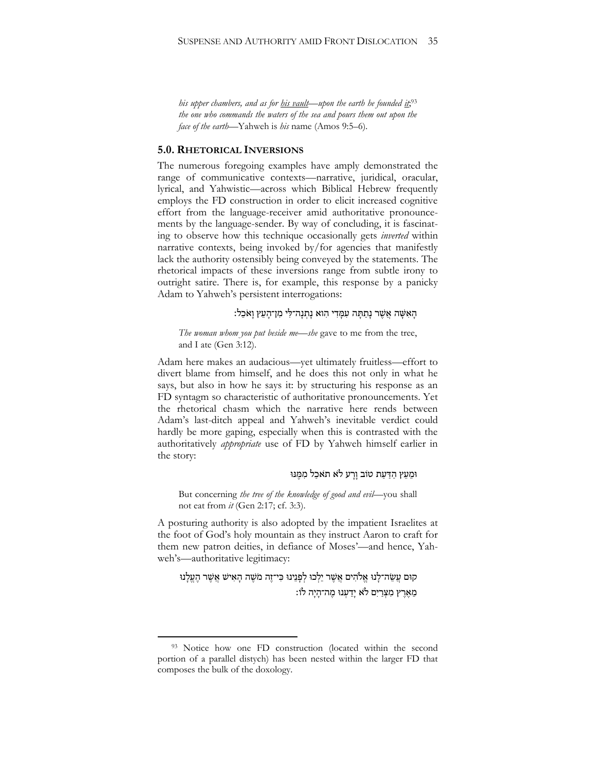*his upper chambers, and as for his vault—upon the earth he founded it;*[93] *the one who commands the waters of the sea and pours them out upon the face of the earth*—Yahweh is *his* name (Amos 9:5–6).

## 5.0. Rhetorical Inversions

The numerous foregoing examples have amply demonstrated the range of communicative contexts—narrative, juridical, oracular, lyrical, and Yahwistic—across which Biblical Hebrew frequently employs the FD construction in order to elicit increased cognitive effort from the language-receiver amid authoritative pronouncements by the language-sender. By way of concluding, it is fascinating to observe how this technique occasionally gets *inverted* within narrative contexts, being invoked by/for agencies that manifestly lack the authority ostensibly being conveyed by the statements. The rhetorical impacts of these inversions range from subtle irony to outright satire. There is, for example, this response by a panicky Adam to Yahweh's persistent interrogations:

הָאִשָּׁה אֲשֶׁר נָתַתָּה עִמָּדִי הִוא נָתְנָה־לִּי מִן־הָעֵץ וָאֹכֵל׃

*The woman whom you put beside me—she* gave to me from the tree, and I ate (Gen 3:12).

Adam here makes an audacious—yet ultimately fruitless—effort to divert blame from himself, and he does this not only in what he says, but also in how he says it: by structuring his response as an FD syntagm so characteristic of authoritative pronouncements. Yet the rhetorical chasm which the narrative here rends between Adam's last-ditch appeal and Yahweh's inevitable verdict could hardly be more gaping, especially when this is contrasted with the authoritatively *appropriate* use of FD by Yahweh himself earlier in the story:

וּמֵעֵץ הַדַּעַת טוֹב וָרָע לֹא תֹאכַל מִמֶּנּוּ

But concerning *the tree of the knowledge of good and evil*—you shall not eat from *it* (Gen 2:17; cf. 3:3).

A posturing authority is also adopted by the impatient Israelites at the foot of God's holy mountain as they instruct Aaron to craft for them new patron deities, in defiance of Moses'—and hence, Yahweh's—authoritative legitimacy:

קוּם עֲשֵׂה־לָנוּ אֱלֹהִים אֲשֶׁר יֵלְכוּ לְפָנֵינוּ כִּי־זֶה מֹשֶׁה הָאִישׁ אֲשֶׁר הֶעֱלָנוּ מֵאֶרֶץ מִצְרַיִם לֹא יָדַעְנוּ מֶה־הָיָה לוֹ׃

[93] Notice how one FD construction (located within the second portion of a parallel distych) has been nested within the larger FD that composes the bulk of the doxology.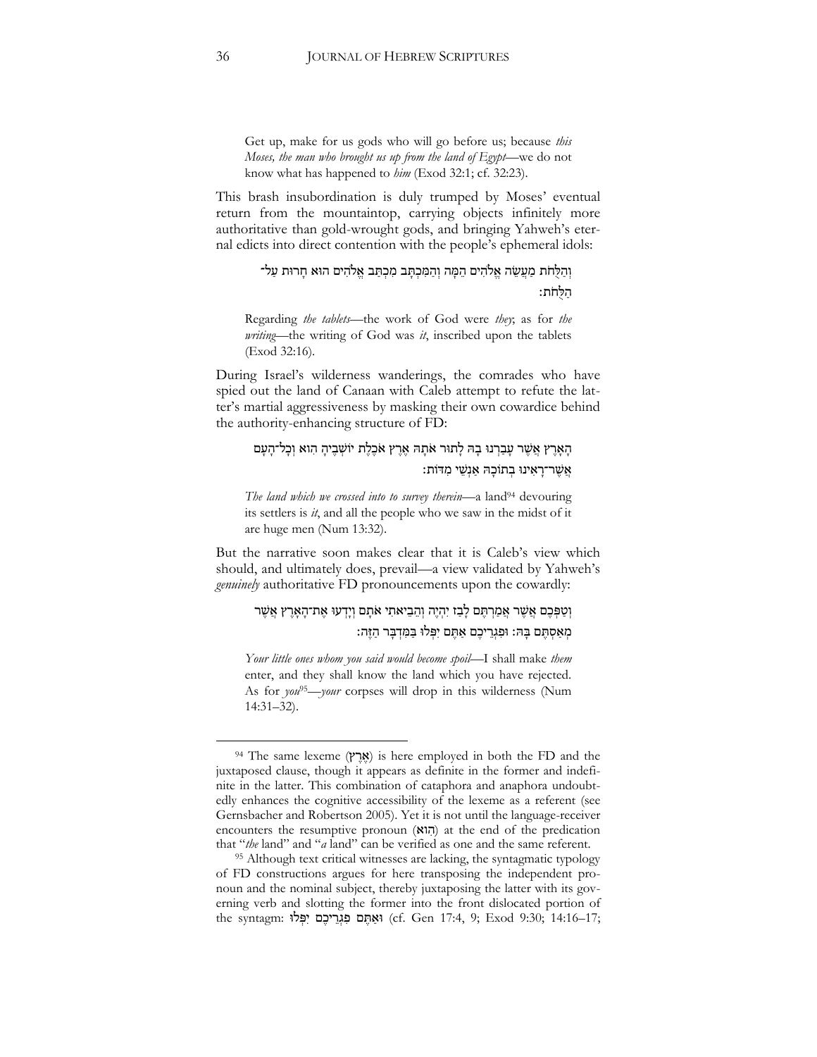Get up, make for us gods who will go before us; because *this Moses, the man who brought us up from the land of Egypt*—we do not know what has happened to *him* (Exod 32:1; cf. 32:23).

This brash insubordination is duly trumped by Moses' eventual return from the mountaintop, carrying objects infinitely more authoritative than gold-wrought gods, and bringing Yahweh's eternal edicts into direct contention with the people's ephemeral idols:

וְהַלֻּחֹת מַעֲשֵׂה אֱלֹהִים הֵמָּה וְהַמִּכְתָּב מִכְתַּב אֱלֹהִים הוּא חָרוּת עַל־הַלֻּחֹת׃

Regarding *the tablets*—the work of God were *they*; as for *the writing*—the writing of God was *it*, inscribed upon the tablets (Exod 32:16).

During Israel's wilderness wanderings, the comrades who have spied out the land of Canaan with Caleb attempt to refute the latter's martial aggressiveness by masking their own cowardice behind the authority-enhancing structure of FD:

הָאָרֶץ אֲשֶׁר עָבַרְנוּ בָהּ לָתוּר אֹתָהּ אֶרֶץ אֹכֶלֶת יוֹשְׁבֶיהָ הִוא וְכָל־הָעָם אֲשֶׁר־רָאִינוּ בְתוֹכָהּ אַנְשֵׁי מִדּוֹת׃

*The land which we crossed into to survey therein*—a land[94] devouring its settlers is *it*, and all the people who we saw in the midst of it are huge men (Num 13:32).

But the narrative soon makes clear that it is Caleb's view which should, and ultimately does, prevail—a view validated by Yahweh's *genuinely* authoritative FD pronouncements upon the cowardly:

וְטַפְּכֶם אֲשֶׁר אֲמַרְתֶּם לָבַז יִהְיֶה וְהֵבֵיאתִי אֹתָם וְיָדְעוּ אֶת־הָאָרֶץ אֲשֶׁר מְאַסְתֶּם בָּהּ׃ וּפִגְרֵיכֶם אַתֶּם יִפְּלוּ בַּמִּדְבָּר הַזֶּה׃

*Your little ones whom you said would become spoil*—I shall make *them* enter, and they shall know the land which you have rejected. As for *you*[95]—*your* corpses will drop in this wilderness (Num 14:31–32).

---

[94] The same lexeme (אֶרֶץ) is here employed in both the FD and the juxtaposed clause, though it appears as definite in the former and indefinite in the latter. This combination of cataphora and anaphora undoubtedly enhances the cognitive accessibility of the lexeme as a referent (see Gernsbacher and Robertson 2005). Yet it is not until the language-receiver encounters the resumptive pronoun (הִוא) at the end of the predication that "*the* land" and "*a* land" can be verified as one and the same referent.

[95] Although text critical witnesses are lacking, the syntagmatic typology of FD constructions argues for here transposing the independent pronoun and the nominal subject, thereby juxtaposing the latter with its governing verb and slotting the former into the front dislocated portion of the syntagm: וְאַתֶּם פִּגְרֵיכֶם יִפְּלוּ (cf. Gen 17:4, 9; Exod 9:30; 14:16–17;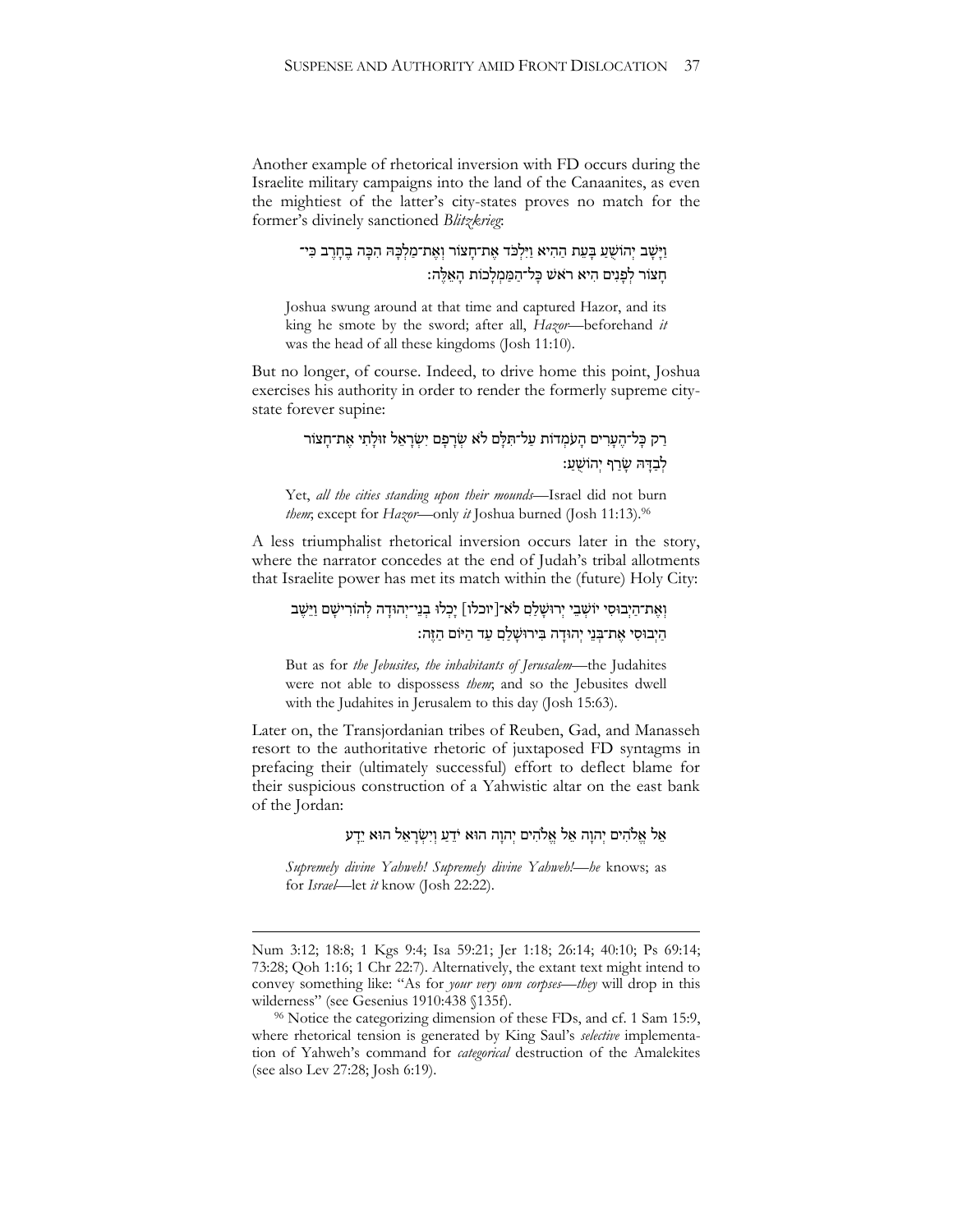Another example of rhetorical inversion with FD occurs during the Israelite military campaigns into the land of the Canaanites, as even the mightiest of the latter's city-states proves no match for the former's divinely sanctioned *Blitzkrieg*:

> וַיָּשָׁב יְהוֹשֻׁעַ בָּעֵת הַהִיא וַיִּלְכֹּד אֶת־חָצוֹר וְאֶת־מַלְכָּהּ הִכָּה בֶחָרֶב כִּי־חָצוֹר לְפָנִים הִיא רֹאשׁ כָּל־הַמַּמְלָכוֹת הָאֵלֶּה׃
>
> Joshua swung around at that time and captured Hazor, and its king he smote by the sword; after all, *Hazor*—beforehand *it* was the head of all these kingdoms (Josh 11:10).

But no longer, of course. Indeed, to drive home this point, Joshua exercises his authority in order to render the formerly supreme city-state forever supine:

> רַק כָּל־הֶעָרִים הָעֹמְדוֹת עַל־תִּלָּם לֹא שְׂרָפָם יִשְׂרָאֵל זוּלָתִי אֶת־חָצוֹר לְבַדָּהּ שָׂרַף יְהוֹשֻׁעַ׃
>
> Yet, *all the cities standing upon their mounds*—Israel did not burn *them*; except for *Hazor*—only *it* Joshua burned (Josh 11:13).[96]

A less triumphalist rhetorical inversion occurs later in the story, where the narrator concedes at the end of Judah's tribal allotments that Israelite power has met its match within the (future) Holy City:

> וְאֶת־הַיְבוּסִי יוֹשְׁבֵי יְרוּשָׁלַםִ לֹא־[יוכלו] יָכְלוּ בְנֵי־יְהוּדָה לְהוֹרִישָׁם וַיֵּשֶׁב הַיְבוּסִי אֶת־בְּנֵי יְהוּדָה בִּירוּשָׁלַםִ עַד הַיּוֹם הַזֶּה׃
>
> But as for *the Jebusites, the inhabitants of Jerusalem*—the Judahites were not able to dispossess *them*; and so the Jebusites dwell with the Judahites in Jerusalem to this day (Josh 15:63).

Later on, the Transjordanian tribes of Reuben, Gad, and Manasseh resort to the authoritative rhetoric of juxtaposed FD syntagms in prefacing their (ultimately successful) effort to deflect blame for their suspicious construction of a Yahwistic altar on the east bank of the Jordan:

> אֵל אֱלֹהִים יְהוָה אֵל אֱלֹהִים יְהוָה הוּא יֹדֵעַ וְיִשְׂרָאֵל הוּא יֵדָע
>
> *Supremely divine Yahweh! Supremely divine Yahweh!*—*he* knows; as for *Israel*—let *it* know (Josh 22:22).

---

Num 3:12; 18:8; 1 Kgs 9:4; Isa 59:21; Jer 1:18; 26:14; 40:10; Ps 69:14; 73:28; Qoh 1:16; 1 Chr 22:7). Alternatively, the extant text might intend to convey something like: "As for *your very own corpses*—*they* will drop in this wilderness" (see Gesenius 1910:438 §135f).

[96] Notice the categorizing dimension of these FDs, and cf. 1 Sam 15:9, where rhetorical tension is generated by King Saul's *selective* implementation of Yahweh's command for *categorical* destruction of the Amalekites (see also Lev 27:28; Josh 6:19).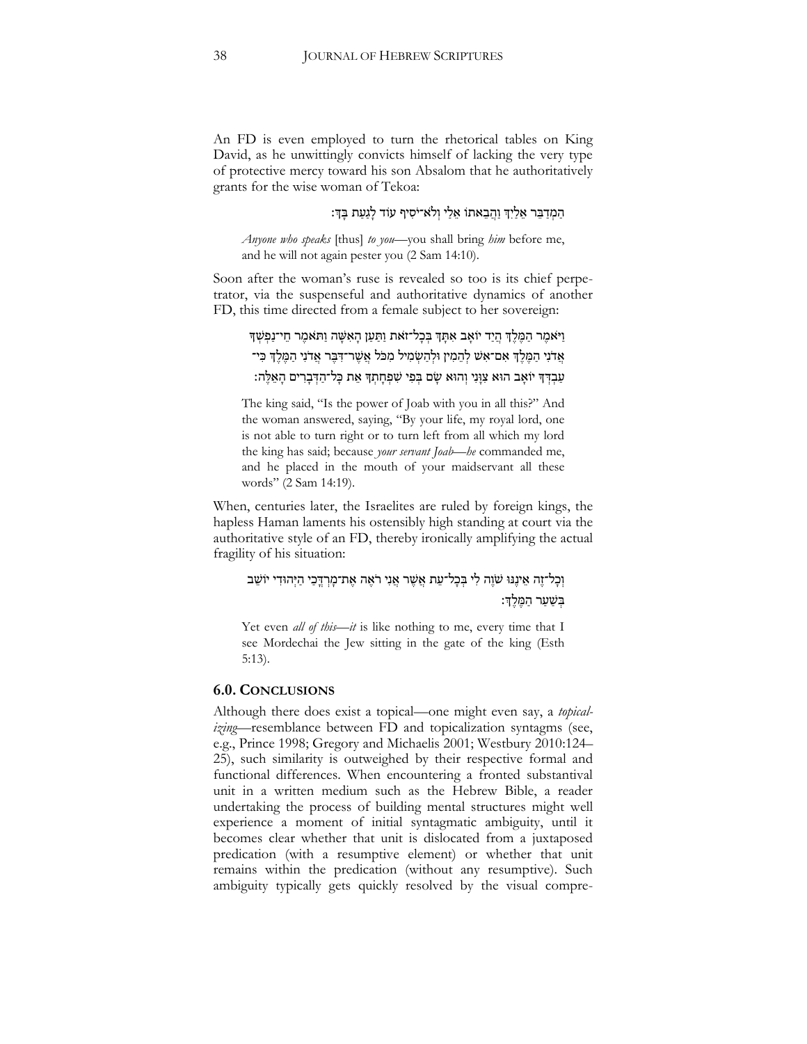An FD is even employed to turn the rhetorical tables on King David, as he unwittingly convicts himself of lacking the very type of protective mercy toward his son Absalom that he authoritatively grants for the wise woman of Tekoa:

הַמְדַבֵּר אֵלַיִךְ וַהֲבֵאתוֹ אֵלַי וְלֹא־יֹסִיף עוֹד לָגַעַת בָּךְ׃

> *Anyone who speaks* [thus] *to you*—you shall bring *him* before me, and he will not again pester you (2 Sam 14:10).

Soon after the woman's ruse is revealed so too is its chief perpetrator, via the suspenseful and authoritative dynamics of another FD, this time directed from a female subject to her sovereign:

וַיֹּאמֶר הַמֶּלֶךְ הֲיַד יוֹאָב אִתָּךְ בְּכָל־זֹאת וַתַּעַן הָאִשָּׁה וַתֹּאמֶר חֵי־נַפְשְׁךָ אֲדֹנִי הַמֶּלֶךְ אִם־אִשׁ לְהֵמִין וּלְהַשְׂמִיל מִכֹּל אֲשֶׁר־דִּבֶּר אֲדֹנִי הַמֶּלֶךְ כִּי־עַבְדְּךָ יוֹאָב הוּא צִוָּנִי וְהוּא שָׂם בְּפִי שִׁפְחָתְךָ אֵת כָּל־הַדְּבָרִים הָאֵלֶּה׃

> The king said, "Is the power of Joab with you in all this?" And the woman answered, saying, "By your life, my royal lord, one is not able to turn right or to turn left from all which my lord the king has said; because *your servant Joab*—*he* commanded me, and he placed in the mouth of your maidservant all these words" (2 Sam 14:19).

When, centuries later, the Israelites are ruled by foreign kings, the hapless Haman laments his ostensibly high standing at court via the authoritative style of an FD, thereby ironically amplifying the actual fragility of his situation:

וְכָל־זֶה אֵינֶנּוּ שֹׁוֶה לִי בְּכָל־עֵת אֲשֶׁר אֲנִי רֹאֶה אֶת־מָרְדֳּכַי הַיְּהוּדִי יוֹשֵׁב בְּשַׁעַר הַמֶּלֶךְ׃

> Yet even *all of this*—*it* is like nothing to me, every time that I see Mordechai the Jew sitting in the gate of the king (Esth 5:13).

### 6.0. CONCLUSIONS

Although there does exist a topical—one might even say, a *topicalizing*—resemblance between FD and topicalization syntagms (see, e.g., Prince 1998; Gregory and Michaelis 2001; Westbury 2010:124–25), such similarity is outweighed by their respective formal and functional differences. When encountering a fronted substantival unit in a written medium such as the Hebrew Bible, a reader undertaking the process of building mental structures might well experience a moment of initial syntagmatic ambiguity, until it becomes clear whether that unit is dislocated from a juxtaposed predication (with a resumptive element) or whether that unit remains within the predication (without any resumptive). Such ambiguity typically gets quickly resolved by the visual compre-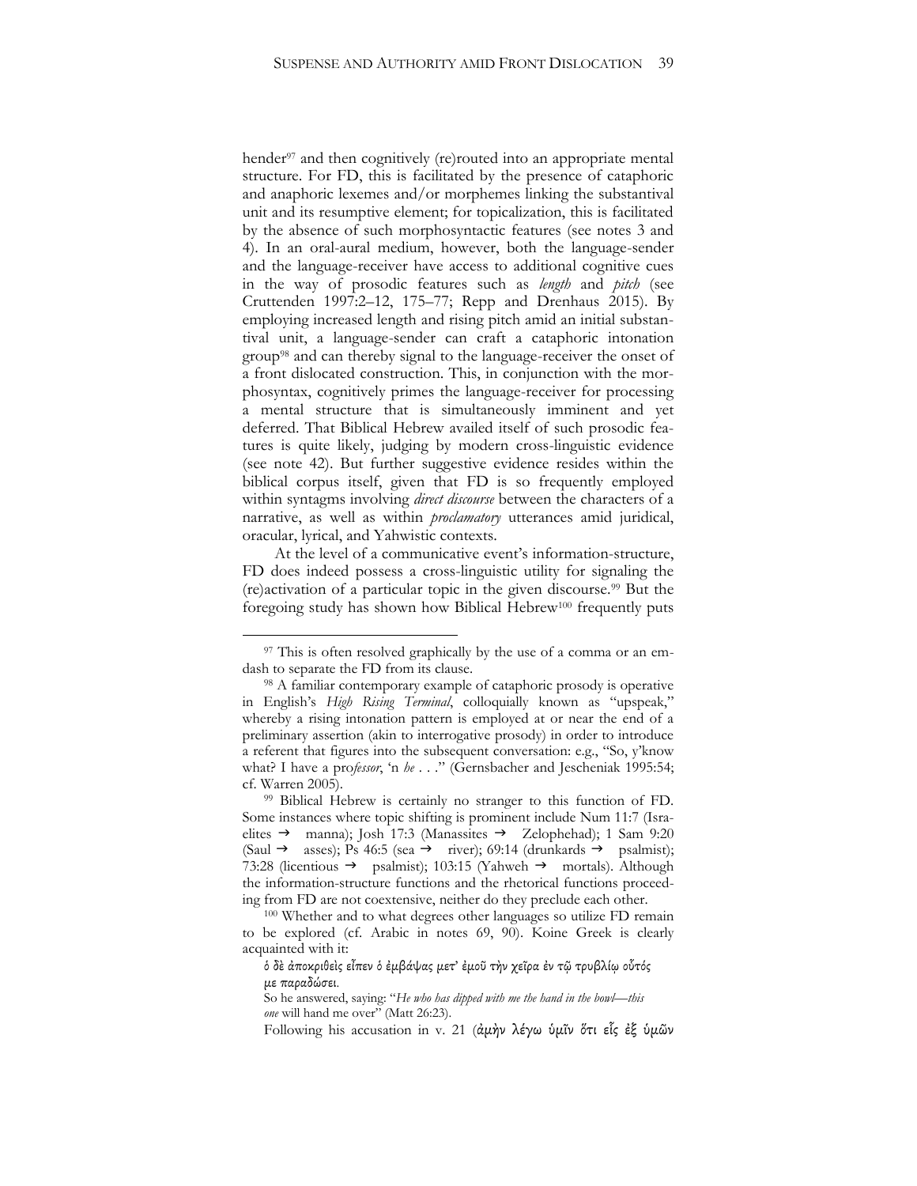hender[97] and then cognitively (re)routed into an appropriate mental structure. For FD, this is facilitated by the presence of cataphoric and anaphoric lexemes and/or morphemes linking the substantival unit and its resumptive element; for topicalization, this is facilitated by the absence of such morphosyntactic features (see notes 3 and 4). In an oral-aural medium, however, both the language-sender and the language-receiver have access to additional cognitive cues in the way of prosodic features such as *length* and *pitch* (see Cruttenden 1997:2–12, 175–77; Repp and Drenhaus 2015). By employing increased length and rising pitch amid an initial substantival unit, a language-sender can craft a cataphoric intonation group[98] and can thereby signal to the language-receiver the onset of a front dislocated construction. This, in conjunction with the morphosyntax, cognitively primes the language-receiver for processing a mental structure that is simultaneously imminent and yet deferred. That Biblical Hebrew availed itself of such prosodic features is quite likely, judging by modern cross-linguistic evidence (see note 42). But further suggestive evidence resides within the biblical corpus itself, given that FD is so frequently employed within syntagms involving *direct discourse* between the characters of a narrative, as well as within *proclamatory* utterances amid juridical, oracular, lyrical, and Yahwistic contexts.

At the level of a communicative event's information-structure, FD does indeed possess a cross-linguistic utility for signaling the (re)activation of a particular topic in the given discourse.[99] But the foregoing study has shown how Biblical Hebrew[100] frequently puts

---

[97] This is often resolved graphically by the use of a comma or an em-dash to separate the FD from its clause.

[98] A familiar contemporary example of cataphoric prosody is operative in English's *High Rising Terminal*, colloquially known as "upspeak," whereby a rising intonation pattern is employed at or near the end of a preliminary assertion (akin to interrogative prosody) in order to introduce a referent that figures into the subsequent conversation: e.g., "So, y'know what? I have a pro*fessor*, 'n *he* . . ." (Gernsbacher and Jescheniak 1995:54; cf. Warren 2005).

[99] Biblical Hebrew is certainly no stranger to this function of FD. Some instances where topic shifting is prominent include Num 11:7 (Israelites → manna); Josh 17:3 (Manassites → Zelophehad); 1 Sam 9:20 (Saul → asses); Ps 46:5 (sea → river); 69:14 (drunkards → psalmist); 73:28 (licentious → psalmist); 103:15 (Yahweh → mortals). Although the information-structure functions and the rhetorical functions proceeding from FD are not coextensive, neither do they preclude each other.

[100] Whether and to what degrees other languages so utilize FD remain to be explored (cf. Arabic in notes 69, 90). Koine Greek is clearly acquainted with it:

ὁ δὲ ἀποκριθεὶς εἶπεν ὁ ἐμβάψας μετ᾽ ἐμοῦ τὴν χεῖρα ἐν τῷ τρυβλίῳ οὗτός με παραδώσει.

So he answered, saying: "*He who has dipped with me the hand in the bowl—this one* will hand me over" (Matt 26:23).

Following his accusation in v. 21 (ἀμὴν λέγω ὑμῖν ὅτι εἷς ἐξ ὑμῶν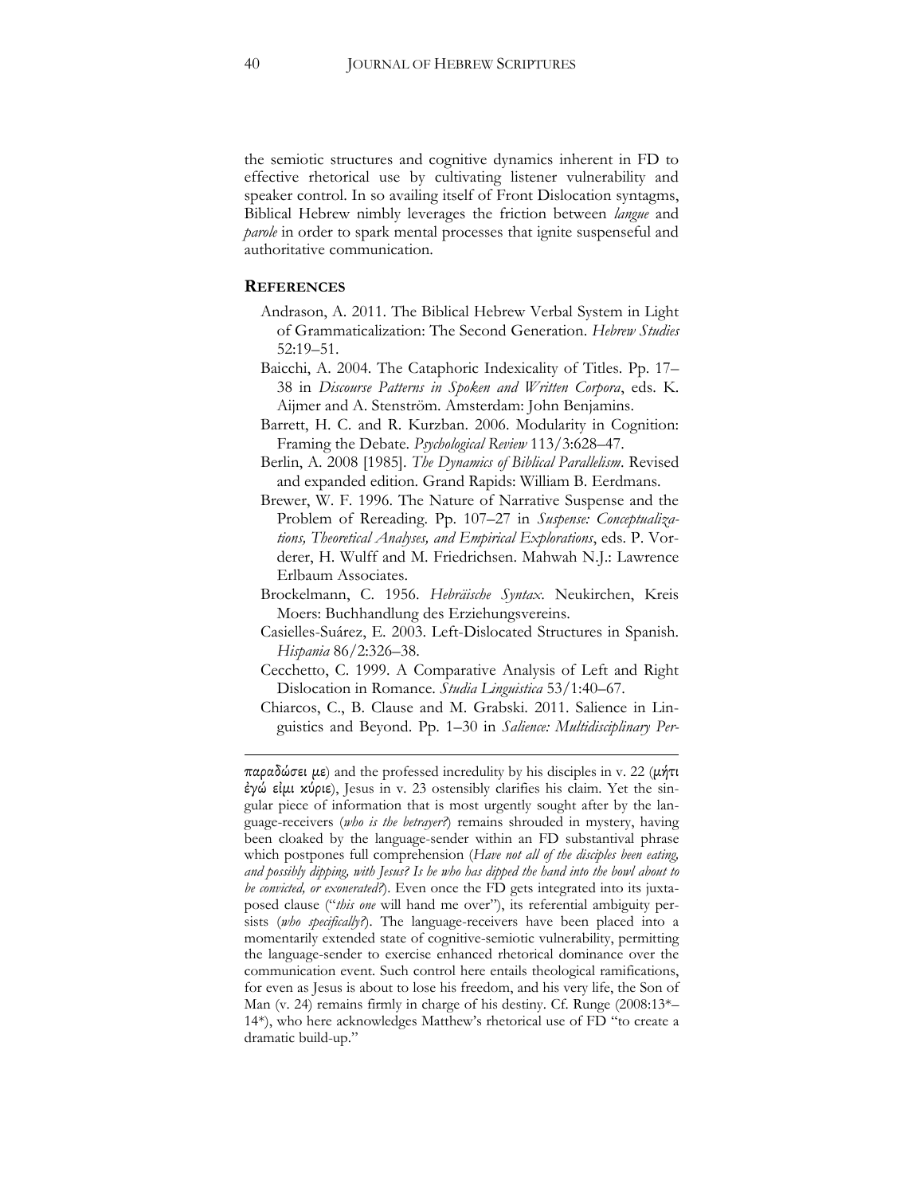the semiotic structures and cognitive dynamics inherent in FD to effective rhetorical use by cultivating listener vulnerability and speaker control. In so availing itself of Front Dislocation syntagms, Biblical Hebrew nimbly leverages the friction between *langue* and *parole* in order to spark mental processes that ignite suspenseful and authoritative communication.

## REFERENCES

Andrason, A. 2011. The Biblical Hebrew Verbal System in Light of Grammaticalization: The Second Generation. *Hebrew Studies* 52:19–51.

Baicchi, A. 2004. The Cataphoric Indexicality of Titles. Pp. 17–38 in *Discourse Patterns in Spoken and Written Corpora*, eds. K. Aijmer and A. Stenström. Amsterdam: John Benjamins.

Barrett, H. C. and R. Kurzban. 2006. Modularity in Cognition: Framing the Debate. *Psychological Review* 113/3:628–47.

Berlin, A. 2008 [1985]. *The Dynamics of Biblical Parallelism*. Revised and expanded edition. Grand Rapids: William B. Eerdmans.

Brewer, W. F. 1996. The Nature of Narrative Suspense and the Problem of Rereading. Pp. 107–27 in *Suspense: Conceptualizations, Theoretical Analyses, and Empirical Explorations*, eds. P. Vorderer, H. Wulff and M. Friedrichsen. Mahwah N.J.: Lawrence Erlbaum Associates.

Brockelmann, C. 1956. *Hebräische Syntax*. Neukirchen, Kreis Moers: Buchhandlung des Erziehungsvereins.

Casielles-Suárez, E. 2003. Left-Dislocated Structures in Spanish. *Hispania* 86/2:326–38.

Cecchetto, C. 1999. A Comparative Analysis of Left and Right Dislocation in Romance. *Studia Linguistica* 53/1:40–67.

Chiarcos, C., B. Clause and M. Grabski. 2011. Salience in Linguistics and Beyond. Pp. 1–30 in *Salience: Multidisciplinary Per-*

---

παραδώσει με) and the professed incredulity by his disciples in v. 22 (μήτι ἐγώ εἰμι κύριε), Jesus in v. 23 ostensibly clarifies his claim. Yet the singular piece of information that is most urgently sought after by the language-receivers (*who is the betrayer?*) remains shrouded in mystery, having been cloaked by the language-sender within an FD substantival phrase which postpones full comprehension (*Have not all of the disciples been eating, and possibly dipping, with Jesus? Is he who has dipped the hand into the bowl about to be convicted, or exonerated?*). Even once the FD gets integrated into its juxtaposed clause ("*this one* will hand me over"), its referential ambiguity persists (*who specifically?*). The language-receivers have been placed into a momentarily extended state of cognitive-semiotic vulnerability, permitting the language-sender to exercise enhanced rhetorical dominance over the communication event. Such control here entails theological ramifications, for even as Jesus is about to lose his freedom, and his very life, the Son of Man (v. 24) remains firmly in charge of his destiny. Cf. Runge (2008:13*–14*), who here acknowledges Matthew's rhetorical use of FD "to create a dramatic build-up."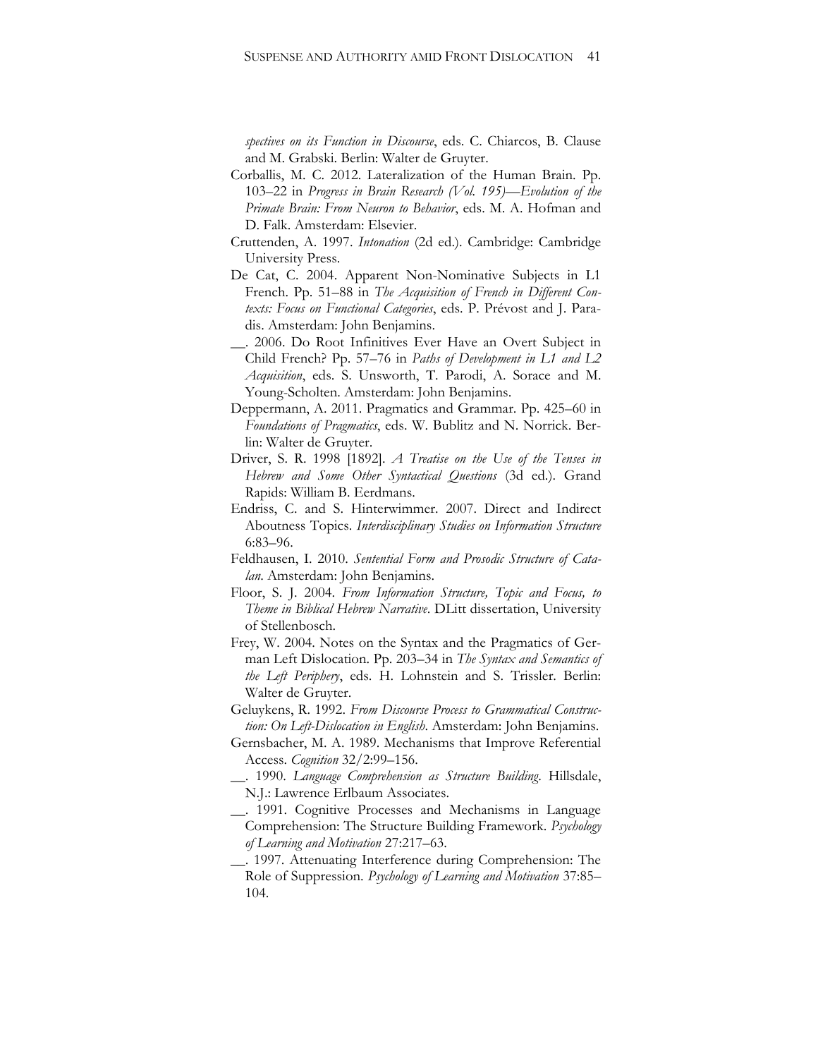*spectives on its Function in Discourse*, eds. C. Chiarcos, B. Clause and M. Grabski. Berlin: Walter de Gruyter.

Corballis, M. C. 2012. Lateralization of the Human Brain. Pp. 103–22 in *Progress in Brain Research (Vol. 195)—Evolution of the Primate Brain: From Neuron to Behavior*, eds. M. A. Hofman and D. Falk. Amsterdam: Elsevier.

Cruttenden, A. 1997. *Intonation* (2d ed.). Cambridge: Cambridge University Press.

De Cat, C. 2004. Apparent Non-Nominative Subjects in L1 French. Pp. 51–88 in *The Acquisition of French in Different Contexts: Focus on Functional Categories*, eds. P. Prévost and J. Paradis. Amsterdam: John Benjamins.

__. 2006. Do Root Infinitives Ever Have an Overt Subject in Child French? Pp. 57–76 in *Paths of Development in L1 and L2 Acquisition*, eds. S. Unsworth, T. Parodi, A. Sorace and M. Young-Scholten. Amsterdam: John Benjamins.

Deppermann, A. 2011. Pragmatics and Grammar. Pp. 425–60 in *Foundations of Pragmatics*, eds. W. Bublitz and N. Norrick. Berlin: Walter de Gruyter.

Driver, S. R. 1998 [1892]. *A Treatise on the Use of the Tenses in Hebrew and Some Other Syntactical Questions* (3d ed.). Grand Rapids: William B. Eerdmans.

Endriss, C. and S. Hinterwimmer. 2007. Direct and Indirect Aboutness Topics. *Interdisciplinary Studies on Information Structure* 6:83–96.

Feldhausen, I. 2010. *Sentential Form and Prosodic Structure of Catalan*. Amsterdam: John Benjamins.

Floor, S. J. 2004. *From Information Structure, Topic and Focus, to Theme in Biblical Hebrew Narrative*. DLitt dissertation, University of Stellenbosch.

Frey, W. 2004. Notes on the Syntax and the Pragmatics of German Left Dislocation. Pp. 203–34 in *The Syntax and Semantics of the Left Periphery*, eds. H. Lohnstein and S. Trissler. Berlin: Walter de Gruyter.

Geluykens, R. 1992. *From Discourse Process to Grammatical Construction: On Left-Dislocation in English*. Amsterdam: John Benjamins.

Gernsbacher, M. A. 1989. Mechanisms that Improve Referential Access. *Cognition* 32/2:99–156.

__. 1990. *Language Comprehension as Structure Building*. Hillsdale, N.J.: Lawrence Erlbaum Associates.

__. 1991. Cognitive Processes and Mechanisms in Language Comprehension: The Structure Building Framework. *Psychology of Learning and Motivation* 27:217–63.

__. 1997. Attenuating Interference during Comprehension: The Role of Suppression. *Psychology of Learning and Motivation* 37:85–104.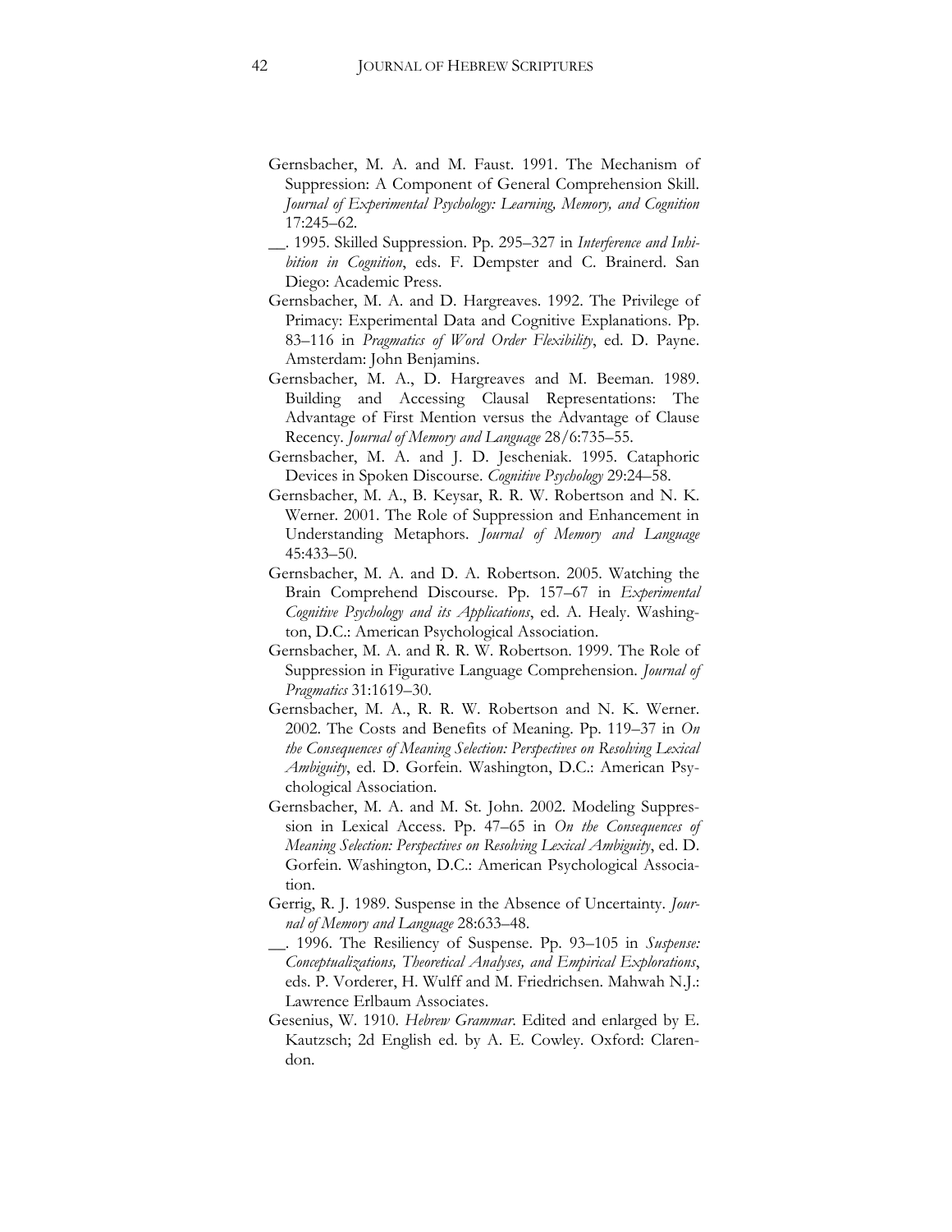Gernsbacher, M. A. and M. Faust. 1991. The Mechanism of Suppression: A Component of General Comprehension Skill. *Journal of Experimental Psychology: Learning, Memory, and Cognition* 17:245–62.

__. 1995. Skilled Suppression. Pp. 295–327 in *Interference and Inhibition in Cognition*, eds. F. Dempster and C. Brainerd. San Diego: Academic Press.

Gernsbacher, M. A. and D. Hargreaves. 1992. The Privilege of Primacy: Experimental Data and Cognitive Explanations. Pp. 83–116 in *Pragmatics of Word Order Flexibility*, ed. D. Payne. Amsterdam: John Benjamins.

Gernsbacher, M. A., D. Hargreaves and M. Beeman. 1989. Building and Accessing Clausal Representations: The Advantage of First Mention versus the Advantage of Clause Recency. *Journal of Memory and Language* 28/6:735–55.

Gernsbacher, M. A. and J. D. Jescheniak. 1995. Cataphoric Devices in Spoken Discourse. *Cognitive Psychology* 29:24–58.

Gernsbacher, M. A., B. Keysar, R. R. W. Robertson and N. K. Werner. 2001. The Role of Suppression and Enhancement in Understanding Metaphors. *Journal of Memory and Language* 45:433–50.

Gernsbacher, M. A. and D. A. Robertson. 2005. Watching the Brain Comprehend Discourse. Pp. 157–67 in *Experimental Cognitive Psychology and its Applications*, ed. A. Healy. Washington, D.C.: American Psychological Association.

Gernsbacher, M. A. and R. R. W. Robertson. 1999. The Role of Suppression in Figurative Language Comprehension. *Journal of Pragmatics* 31:1619–30.

Gernsbacher, M. A., R. R. W. Robertson and N. K. Werner. 2002. The Costs and Benefits of Meaning. Pp. 119–37 in *On the Consequences of Meaning Selection: Perspectives on Resolving Lexical Ambiguity*, ed. D. Gorfein. Washington, D.C.: American Psychological Association.

Gernsbacher, M. A. and M. St. John. 2002. Modeling Suppression in Lexical Access. Pp. 47–65 in *On the Consequences of Meaning Selection: Perspectives on Resolving Lexical Ambiguity*, ed. D. Gorfein. Washington, D.C.: American Psychological Association.

Gerrig, R. J. 1989. Suspense in the Absence of Uncertainty. *Journal of Memory and Language* 28:633–48.

__. 1996. The Resiliency of Suspense. Pp. 93–105 in *Suspense: Conceptualizations, Theoretical Analyses, and Empirical Explorations*, eds. P. Vorderer, H. Wulff and M. Friedrichsen. Mahwah N.J.: Lawrence Erlbaum Associates.

Gesenius, W. 1910. *Hebrew Grammar*. Edited and enlarged by E. Kautzsch; 2d English ed. by A. E. Cowley. Oxford: Clarendon.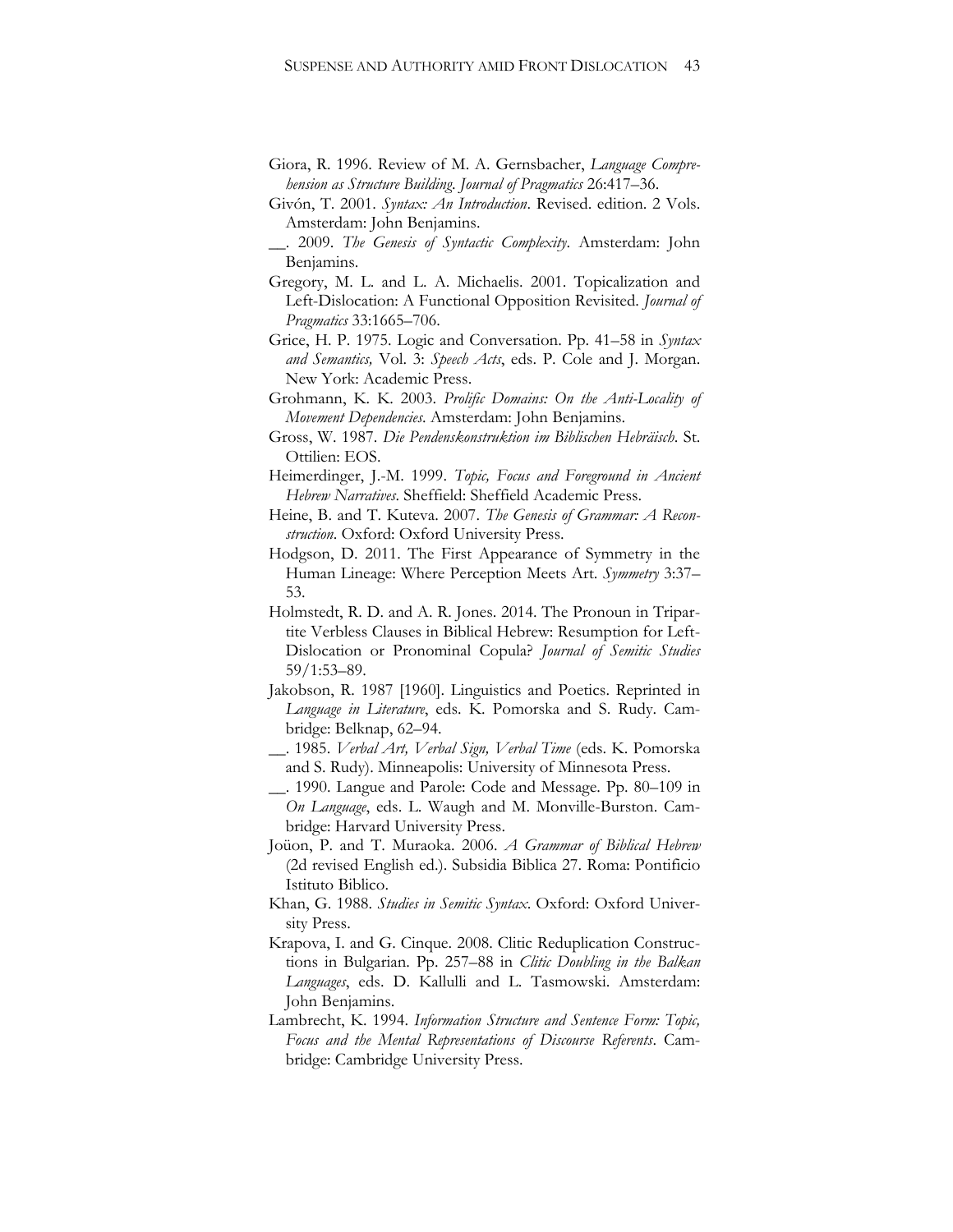Giora, R. 1996. Review of M. A. Gernsbacher, *Language Comprehension as Structure Building*. *Journal of Pragmatics* 26:417–36.

Givón, T. 2001. *Syntax: An Introduction*. Revised. edition. 2 Vols. Amsterdam: John Benjamins.

__. 2009. *The Genesis of Syntactic Complexity*. Amsterdam: John Benjamins.

Gregory, M. L. and L. A. Michaelis. 2001. Topicalization and Left-Dislocation: A Functional Opposition Revisited. *Journal of Pragmatics* 33:1665–706.

Grice, H. P. 1975. Logic and Conversation. Pp. 41–58 in *Syntax and Semantics,* Vol. 3: *Speech Acts*, eds. P. Cole and J. Morgan. New York: Academic Press.

Grohmann, K. K. 2003. *Prolific Domains: On the Anti-Locality of Movement Dependencies*. Amsterdam: John Benjamins.

Gross, W. 1987. *Die Pendenskonstruktion im Biblischen Hebräisch*. St. Ottilien: EOS.

Heimerdinger, J.-M. 1999. *Topic, Focus and Foreground in Ancient Hebrew Narratives*. Sheffield: Sheffield Academic Press.

Heine, B. and T. Kuteva. 2007. *The Genesis of Grammar: A Reconstruction*. Oxford: Oxford University Press.

Hodgson, D. 2011. The First Appearance of Symmetry in the Human Lineage: Where Perception Meets Art. *Symmetry* 3:37–53.

Holmstedt, R. D. and A. R. Jones. 2014. The Pronoun in Tripartite Verbless Clauses in Biblical Hebrew: Resumption for Left-Dislocation or Pronominal Copula? *Journal of Semitic Studies* 59/1:53–89.

Jakobson, R. 1987 [1960]. Linguistics and Poetics. Reprinted in *Language in Literature*, eds. K. Pomorska and S. Rudy. Cambridge: Belknap, 62–94.

__. 1985. *Verbal Art, Verbal Sign, Verbal Time* (eds. K. Pomorska and S. Rudy). Minneapolis: University of Minnesota Press.

__. 1990. Langue and Parole: Code and Message. Pp. 80–109 in *On Language*, eds. L. Waugh and M. Monville-Burston. Cambridge: Harvard University Press.

Joüon, P. and T. Muraoka. 2006. *A Grammar of Biblical Hebrew* (2d revised English ed.). Subsidia Biblica 27. Roma: Pontificio Istituto Biblico.

Khan, G. 1988. *Studies in Semitic Syntax*. Oxford: Oxford University Press.

Krapova, I. and G. Cinque. 2008. Clitic Reduplication Constructions in Bulgarian. Pp. 257–88 in *Clitic Doubling in the Balkan Languages*, eds. D. Kallulli and L. Tasmowski. Amsterdam: John Benjamins.

Lambrecht, K. 1994. *Information Structure and Sentence Form: Topic, Focus and the Mental Representations of Discourse Referents*. Cambridge: Cambridge University Press.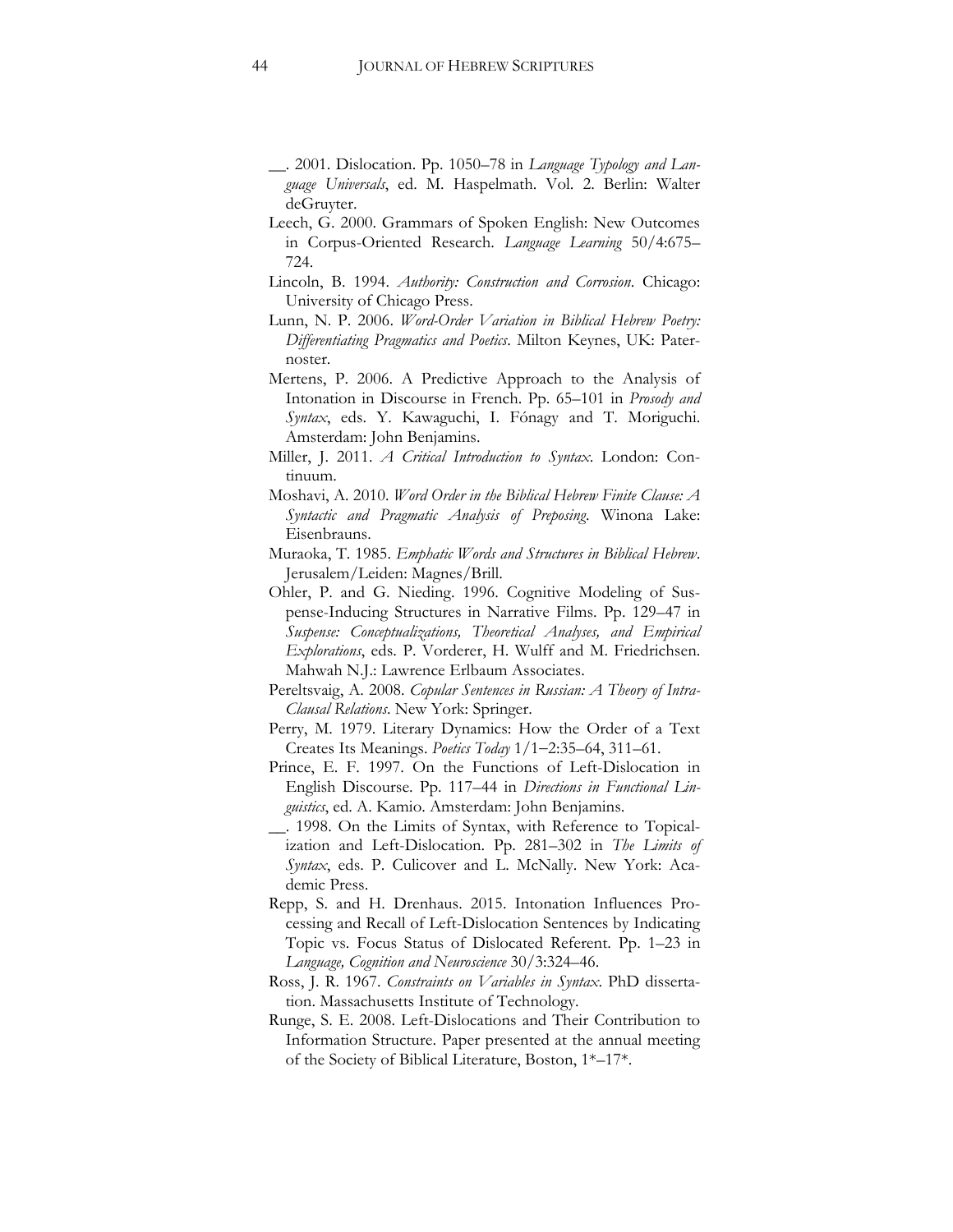__. 2001. Dislocation. Pp. 1050–78 in *Language Typology and Language Universals*, ed. M. Haspelmath. Vol. 2. Berlin: Walter deGruyter.

Leech, G. 2000. Grammars of Spoken English: New Outcomes in Corpus-Oriented Research. *Language Learning* 50/4:675–724.

Lincoln, B. 1994. *Authority: Construction and Corrosion*. Chicago: University of Chicago Press.

Lunn, N. P. 2006. *Word-Order Variation in Biblical Hebrew Poetry: Differentiating Pragmatics and Poetics*. Milton Keynes, UK: Paternoster.

Mertens, P. 2006. A Predictive Approach to the Analysis of Intonation in Discourse in French. Pp. 65–101 in *Prosody and Syntax*, eds. Y. Kawaguchi, I. Fónagy and T. Moriguchi. Amsterdam: John Benjamins.

Miller, J. 2011. *A Critical Introduction to Syntax*. London: Continuum.

Moshavi, A. 2010. *Word Order in the Biblical Hebrew Finite Clause: A Syntactic and Pragmatic Analysis of Preposing*. Winona Lake: Eisenbrauns.

Muraoka, T. 1985. *Emphatic Words and Structures in Biblical Hebrew*. Jerusalem/Leiden: Magnes/Brill.

Ohler, P. and G. Nieding. 1996. Cognitive Modeling of Suspense-Inducing Structures in Narrative Films. Pp. 129–47 in *Suspense: Conceptualizations, Theoretical Analyses, and Empirical Explorations*, eds. P. Vorderer, H. Wulff and M. Friedrichsen. Mahwah N.J.: Lawrence Erlbaum Associates.

Pereltsvaig, A. 2008. *Copular Sentences in Russian: A Theory of Intra-Clausal Relations*. New York: Springer.

Perry, M. 1979. Literary Dynamics: How the Order of a Text Creates Its Meanings. *Poetics Today* 1/1–2:35–64, 311–61.

Prince, E. F. 1997. On the Functions of Left-Dislocation in English Discourse. Pp. 117–44 in *Directions in Functional Linguistics*, ed. A. Kamio. Amsterdam: John Benjamins.

__. 1998. On the Limits of Syntax, with Reference to Topicalization and Left-Dislocation. Pp. 281–302 in *The Limits of Syntax*, eds. P. Culicover and L. McNally. New York: Academic Press.

Repp, S. and H. Drenhaus. 2015. Intonation Influences Processing and Recall of Left-Dislocation Sentences by Indicating Topic vs. Focus Status of Dislocated Referent. Pp. 1–23 in *Language, Cognition and Neuroscience* 30/3:324–46.

Ross, J. R. 1967. *Constraints on Variables in Syntax*. PhD dissertation. Massachusetts Institute of Technology.

Runge, S. E. 2008. Left-Dislocations and Their Contribution to Information Structure. Paper presented at the annual meeting of the Society of Biblical Literature, Boston, 1*–17*.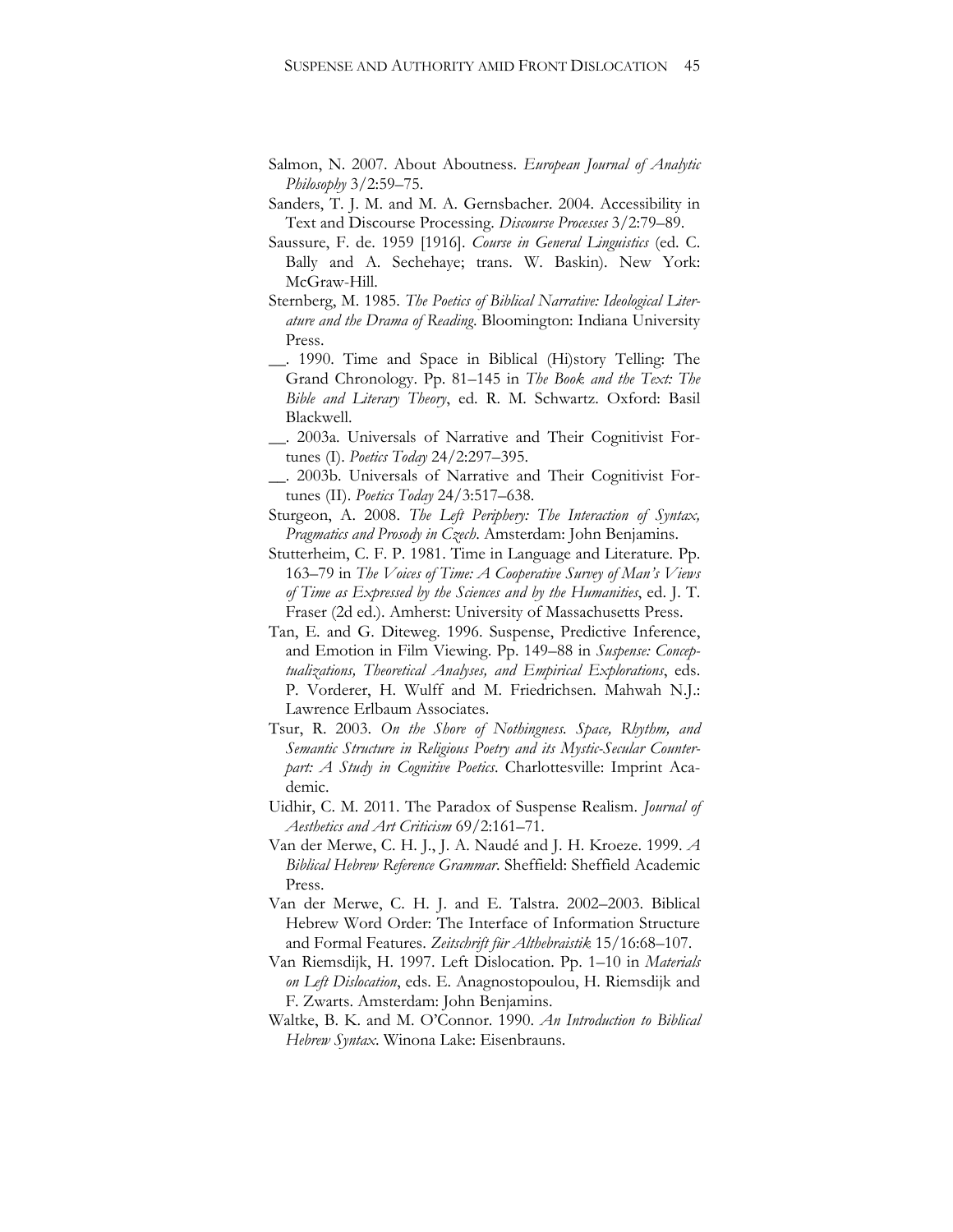Salmon, N. 2007. About Aboutness. *European Journal of Analytic Philosophy* 3/2:59–75.

Sanders, T. J. M. and M. A. Gernsbacher. 2004. Accessibility in Text and Discourse Processing. *Discourse Processes* 3/2:79–89.

Saussure, F. de. 1959 [1916]. *Course in General Linguistics* (ed. C. Bally and A. Sechehaye; trans. W. Baskin). New York: McGraw-Hill.

Sternberg, M. 1985. *The Poetics of Biblical Narrative: Ideological Literature and the Drama of Reading*. Bloomington: Indiana University Press.

__. 1990. Time and Space in Biblical (Hi)story Telling: The Grand Chronology. Pp. 81–145 in *The Book and the Text: The Bible and Literary Theory*, ed. R. M. Schwartz. Oxford: Basil Blackwell.

__. 2003a. Universals of Narrative and Their Cognitivist Fortunes (I). *Poetics Today* 24/2:297–395.

__. 2003b. Universals of Narrative and Their Cognitivist Fortunes (II). *Poetics Today* 24/3:517–638.

Sturgeon, A. 2008. *The Left Periphery: The Interaction of Syntax, Pragmatics and Prosody in Czech*. Amsterdam: John Benjamins.

Stutterheim, C. F. P. 1981. Time in Language and Literature. Pp. 163–79 in *The Voices of Time: A Cooperative Survey of Man's Views of Time as Expressed by the Sciences and by the Humanities*, ed. J. T. Fraser (2d ed.). Amherst: University of Massachusetts Press.

Tan, E. and G. Diteweg. 1996. Suspense, Predictive Inference, and Emotion in Film Viewing. Pp. 149–88 in *Suspense: Conceptualizations, Theoretical Analyses, and Empirical Explorations*, eds. P. Vorderer, H. Wulff and M. Friedrichsen. Mahwah N.J.: Lawrence Erlbaum Associates.

Tsur, R. 2003. *On the Shore of Nothingness. Space, Rhythm, and Semantic Structure in Religious Poetry and its Mystic-Secular Counterpart: A Study in Cognitive Poetics*. Charlottesville: Imprint Academic.

Uidhir, C. M. 2011. The Paradox of Suspense Realism. *Journal of Aesthetics and Art Criticism* 69/2:161–71.

Van der Merwe, C. H. J., J. A. Naudé and J. H. Kroeze. 1999. *A Biblical Hebrew Reference Grammar*. Sheffield: Sheffield Academic Press.

Van der Merwe, C. H. J. and E. Talstra. 2002–2003. Biblical Hebrew Word Order: The Interface of Information Structure and Formal Features. *Zeitschrift für Althebraistik* 15/16:68–107.

Van Riemsdijk, H. 1997. Left Dislocation. Pp. 1–10 in *Materials on Left Dislocation*, eds. E. Anagnostopoulou, H. Riemsdijk and F. Zwarts. Amsterdam: John Benjamins.

Waltke, B. K. and M. O'Connor. 1990. *An Introduction to Biblical Hebrew Syntax*. Winona Lake: Eisenbrauns.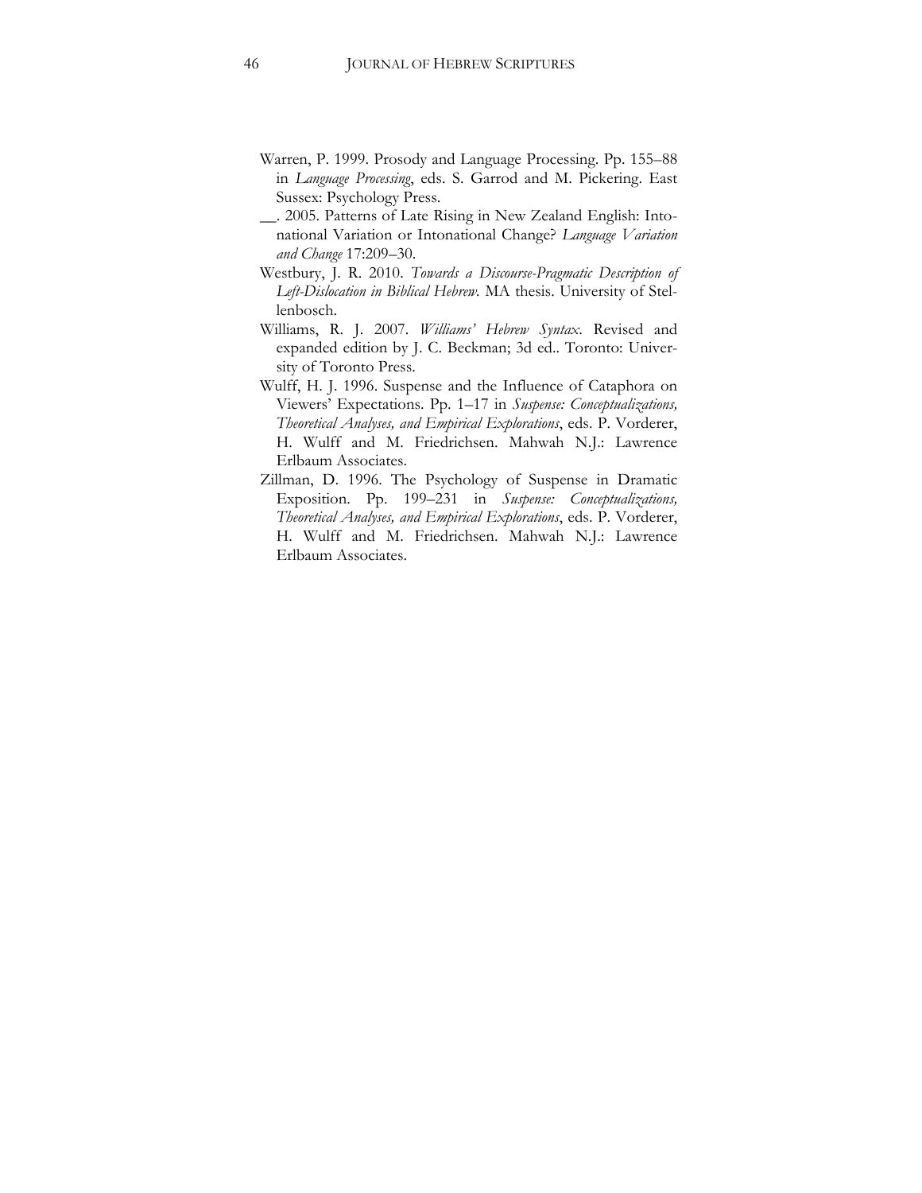Warren, P. 1999. Prosody and Language Processing. Pp. 155–88 in *Language Processing*, eds. S. Garrod and M. Pickering. East Sussex: Psychology Press.

__. 2005. Patterns of Late Rising in New Zealand English: Intonational Variation or Intonational Change? *Language Variation and Change* 17:209–30.

Westbury, J. R. 2010. *Towards a Discourse-Pragmatic Description of Left-Dislocation in Biblical Hebrew*. MA thesis. University of Stellenbosch.

Williams, R. J. 2007. *Williams' Hebrew Syntax*. Revised and expanded edition by J. C. Beckman; 3d ed.. Toronto: University of Toronto Press.

Wulff, H. J. 1996. Suspense and the Influence of Cataphora on Viewers' Expectations. Pp. 1–17 in *Suspense: Conceptualizations, Theoretical Analyses, and Empirical Explorations*, eds. P. Vorderer, H. Wulff and M. Friedrichsen. Mahwah N.J.: Lawrence Erlbaum Associates.

Zillman, D. 1996. The Psychology of Suspense in Dramatic Exposition. Pp. 199–231 in *Suspense: Conceptualizations, Theoretical Analyses, and Empirical Explorations*, eds. P. Vorderer, H. Wulff and M. Friedrichsen. Mahwah N.J.: Lawrence Erlbaum Associates.